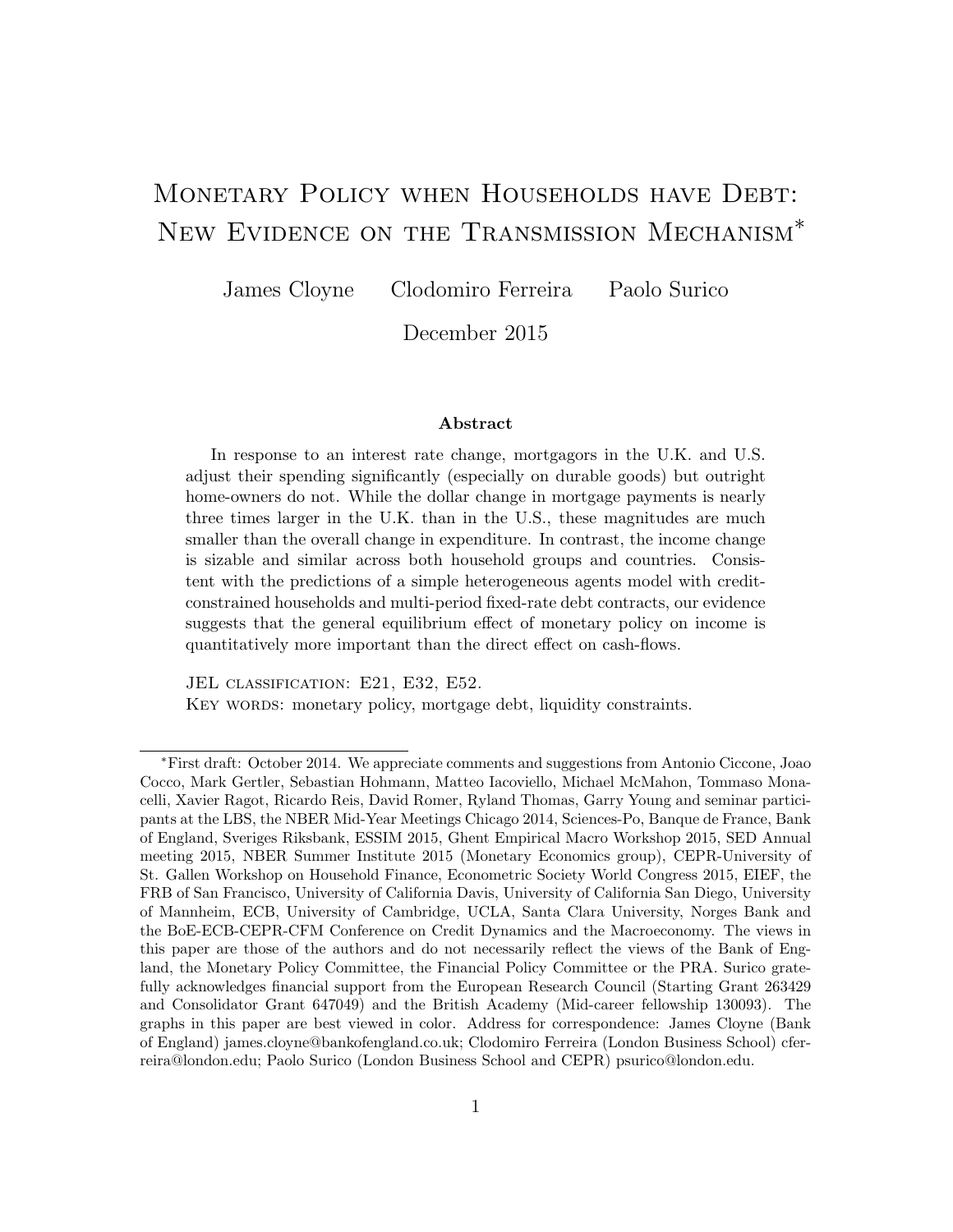# Monetary Policy when Households have Debt: New Evidence on the Transmission Mechanism*

James Cloyne   Clodomiro Ferreira   Paolo Surico

December 2015

## Abstract

In response to an interest rate change, mortgagors in the U.K. and U.S. adjust their spending significantly (especially on durable goods) but outright home-owners do not. While the dollar change in mortgage payments is nearly three times larger in the U.K. than in the U.S., these magnitudes are much smaller than the overall change in expenditure. In contrast, the income change is sizable and similar across both household groups and countries. Consistent with the predictions of a simple heterogeneous agents model with credit-constrained households and multi-period fixed-rate debt contracts, our evidence suggests that the general equilibrium effect of monetary policy on income is quantitatively more important than the direct effect on cash-flows.

JEL classification: E21, E32, E52.
Key words: monetary policy, mortgage debt, liquidity constraints.

---

*First draft: October 2014. We appreciate comments and suggestions from Antonio Ciccone, Joao Cocco, Mark Gertler, Sebastian Hohmann, Matteo Iacoviello, Michael McMahon, Tommaso Monacelli, Xavier Ragot, Ricardo Reis, David Romer, Ryland Thomas, Garry Young and seminar participants at the LBS, the NBER Mid-Year Meetings Chicago 2014, Sciences-Po, Banque de France, Bank of England, Sveriges Riksbank, ESSIM 2015, Ghent Empirical Macro Workshop 2015, SED Annual meeting 2015, NBER Summer Institute 2015 (Monetary Economics group), CEPR-University of St. Gallen Workshop on Household Finance, Econometric Society World Congress 2015, EIEF, the FRB of San Francisco, University of California Davis, University of California San Diego, University of Mannheim, ECB, University of Cambridge, UCLA, Santa Clara University, Norges Bank and the BoE-ECB-CEPR-CFM Conference on Credit Dynamics and the Macroeconomy. The views in this paper are those of the authors and do not necessarily reflect the views of the Bank of England, the Monetary Policy Committee, the Financial Policy Committee or the PRA. Surico gratefully acknowledges financial support from the European Research Council (Starting Grant 263429 and Consolidator Grant 647049) and the British Academy (Mid-career fellowship 130093). The graphs in this paper are best viewed in color. Address for correspondence: James Cloyne (Bank of England) james.cloyne@bankofengland.co.uk; Clodomiro Ferreira (London Business School) cferreira@london.edu; Paolo Surico (London Business School and CEPR) psurico@london.edu.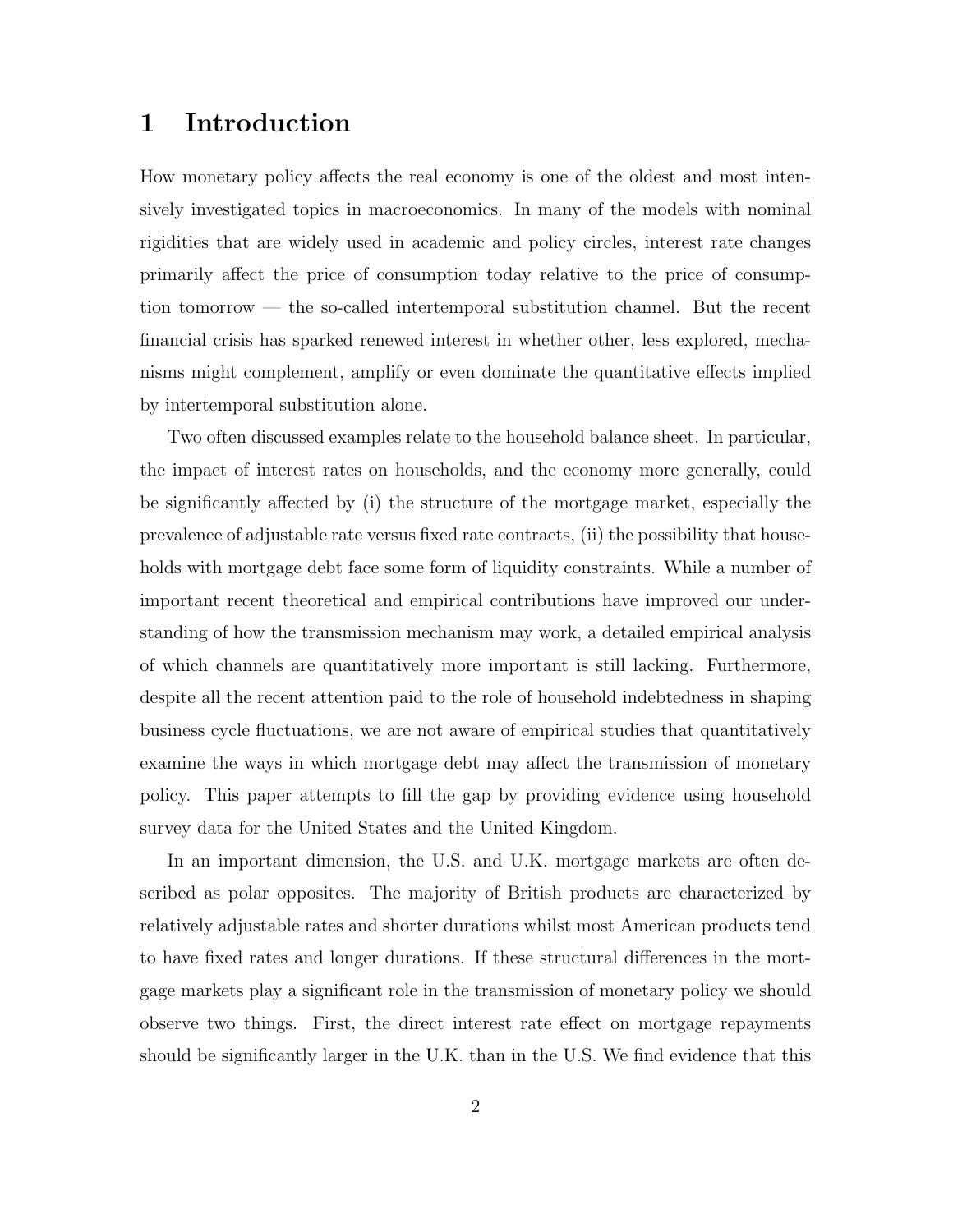# 1 Introduction

How monetary policy affects the real economy is one of the oldest and most intensively investigated topics in macroeconomics. In many of the models with nominal rigidities that are widely used in academic and policy circles, interest rate changes primarily affect the price of consumption today relative to the price of consumption tomorrow — the so-called intertemporal substitution channel. But the recent financial crisis has sparked renewed interest in whether other, less explored, mechanisms might complement, amplify or even dominate the quantitative effects implied by intertemporal substitution alone.

Two often discussed examples relate to the household balance sheet. In particular, the impact of interest rates on households, and the economy more generally, could be significantly affected by (i) the structure of the mortgage market, especially the prevalence of adjustable rate versus fixed rate contracts, (ii) the possibility that households with mortgage debt face some form of liquidity constraints. While a number of important recent theoretical and empirical contributions have improved our understanding of how the transmission mechanism may work, a detailed empirical analysis of which channels are quantitatively more important is still lacking. Furthermore, despite all the recent attention paid to the role of household indebtedness in shaping business cycle fluctuations, we are not aware of empirical studies that quantitatively examine the ways in which mortgage debt may affect the transmission of monetary policy. This paper attempts to fill the gap by providing evidence using household survey data for the United States and the United Kingdom.

In an important dimension, the U.S. and U.K. mortgage markets are often described as polar opposites. The majority of British products are characterized by relatively adjustable rates and shorter durations whilst most American products tend to have fixed rates and longer durations. If these structural differences in the mortgage markets play a significant role in the transmission of monetary policy we should observe two things. First, the direct interest rate effect on mortgage repayments should be significantly larger in the U.K. than in the U.S. We find evidence that this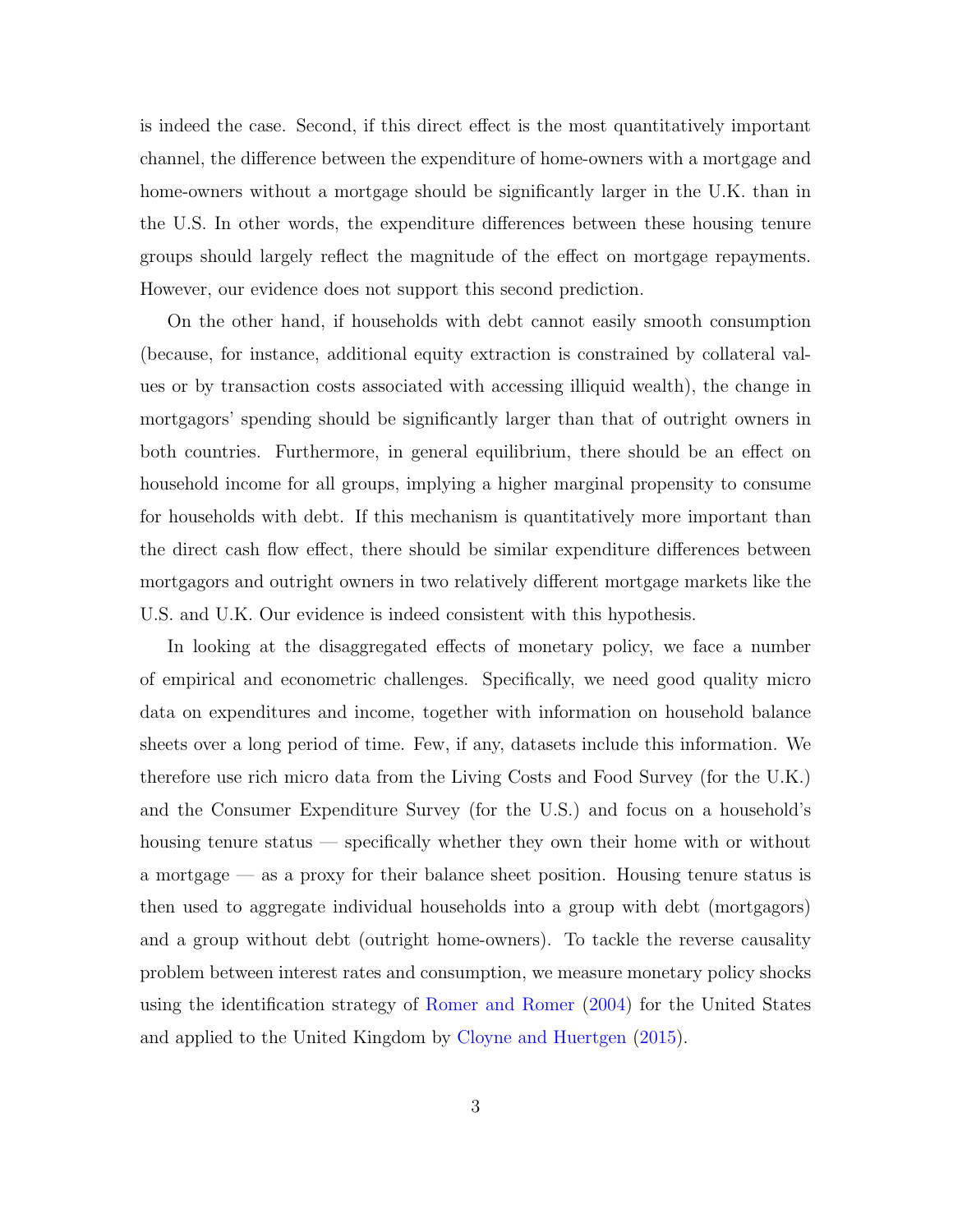is indeed the case. Second, if this direct effect is the most quantitatively important channel, the difference between the expenditure of home-owners with a mortgage and home-owners without a mortgage should be significantly larger in the U.K. than in the U.S. In other words, the expenditure differences between these housing tenure groups should largely reflect the magnitude of the effect on mortgage repayments. However, our evidence does not support this second prediction.

On the other hand, if households with debt cannot easily smooth consumption (because, for instance, additional equity extraction is constrained by collateral values or by transaction costs associated with accessing illiquid wealth), the change in mortgagors' spending should be significantly larger than that of outright owners in both countries. Furthermore, in general equilibrium, there should be an effect on household income for all groups, implying a higher marginal propensity to consume for households with debt. If this mechanism is quantitatively more important than the direct cash flow effect, there should be similar expenditure differences between mortgagors and outright owners in two relatively different mortgage markets like the U.S. and U.K. Our evidence is indeed consistent with this hypothesis.

In looking at the disaggregated effects of monetary policy, we face a number of empirical and econometric challenges. Specifically, we need good quality micro data on expenditures and income, together with information on household balance sheets over a long period of time. Few, if any, datasets include this information. We therefore use rich micro data from the Living Costs and Food Survey (for the U.K.) and the Consumer Expenditure Survey (for the U.S.) and focus on a household's housing tenure status — specifically whether they own their home with or without a mortgage — as a proxy for their balance sheet position. Housing tenure status is then used to aggregate individual households into a group with debt (mortgagors) and a group without debt (outright home-owners). To tackle the reverse causality problem between interest rates and consumption, we measure monetary policy shocks using the identification strategy of Romer and Romer (2004) for the United States and applied to the United Kingdom by Cloyne and Huertgen (2015).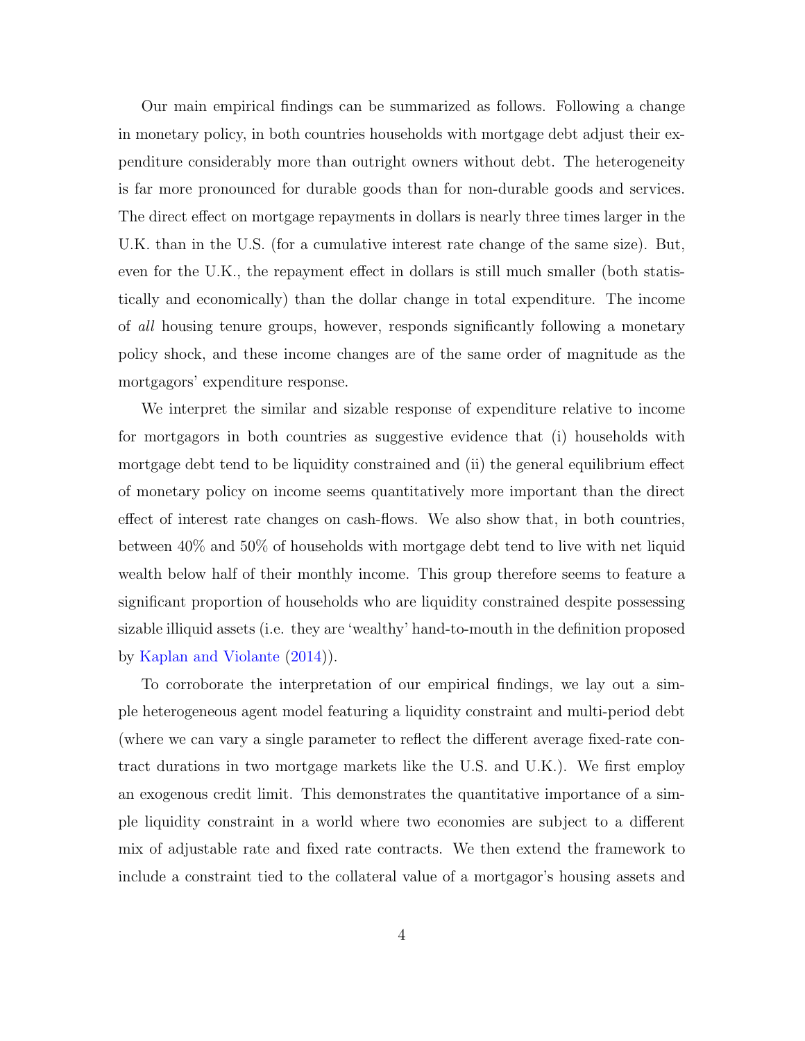Our main empirical findings can be summarized as follows. Following a change in monetary policy, in both countries households with mortgage debt adjust their expenditure considerably more than outright owners without debt. The heterogeneity is far more pronounced for durable goods than for non-durable goods and services. The direct effect on mortgage repayments in dollars is nearly three times larger in the U.K. than in the U.S. (for a cumulative interest rate change of the same size). But, even for the U.K., the repayment effect in dollars is still much smaller (both statistically and economically) than the dollar change in total expenditure. The income of *all* housing tenure groups, however, responds significantly following a monetary policy shock, and these income changes are of the same order of magnitude as the mortgagors' expenditure response.

We interpret the similar and sizable response of expenditure relative to income for mortgagors in both countries as suggestive evidence that (i) households with mortgage debt tend to be liquidity constrained and (ii) the general equilibrium effect of monetary policy on income seems quantitatively more important than the direct effect of interest rate changes on cash-flows. We also show that, in both countries, between 40% and 50% of households with mortgage debt tend to live with net liquid wealth below half of their monthly income. This group therefore seems to feature a significant proportion of households who are liquidity constrained despite possessing sizable illiquid assets (i.e. they are 'wealthy' hand-to-mouth in the definition proposed by Kaplan and Violante (2014)).

To corroborate the interpretation of our empirical findings, we lay out a simple heterogeneous agent model featuring a liquidity constraint and multi-period debt (where we can vary a single parameter to reflect the different average fixed-rate contract durations in two mortgage markets like the U.S. and U.K.). We first employ an exogenous credit limit. This demonstrates the quantitative importance of a simple liquidity constraint in a world where two economies are subject to a different mix of adjustable rate and fixed rate contracts. We then extend the framework to include a constraint tied to the collateral value of a mortgagor's housing assets and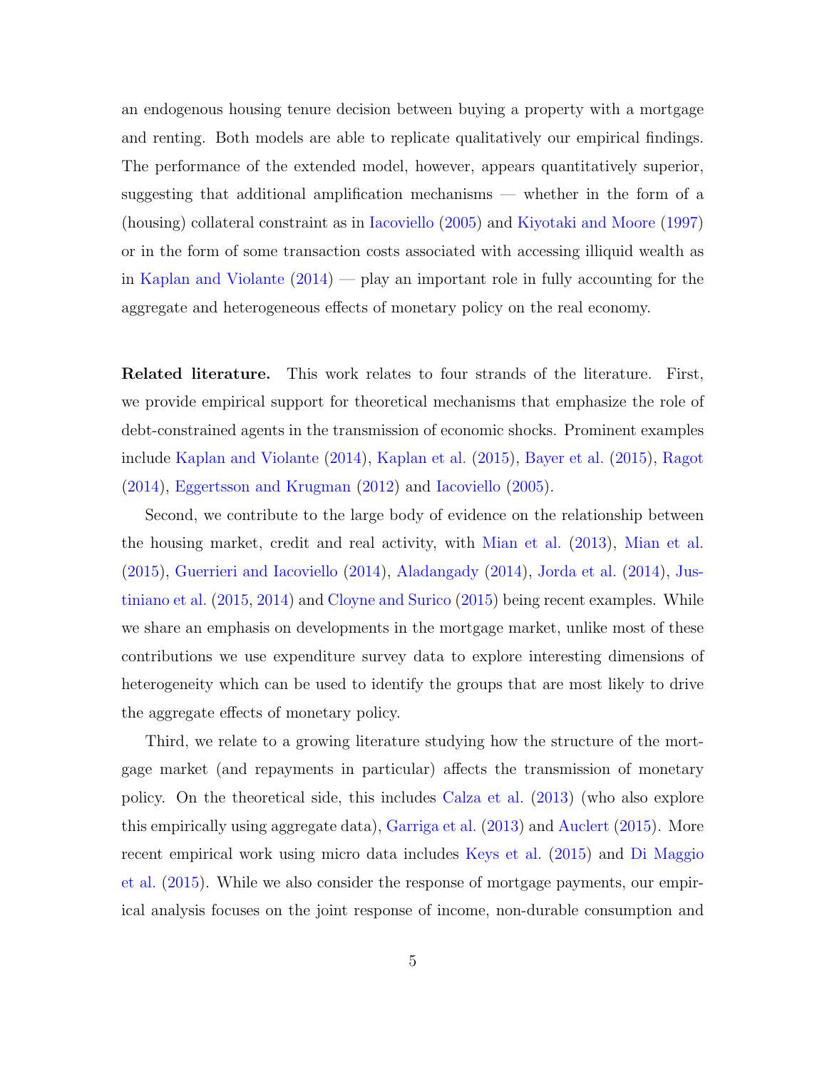an endogenous housing tenure decision between buying a property with a mortgage and renting. Both models are able to replicate qualitatively our empirical findings. The performance of the extended model, however, appears quantitatively superior, suggesting that additional amplification mechanisms — whether in the form of a (housing) collateral constraint as in Iacoviello (2005) and Kiyotaki and Moore (1997) or in the form of some transaction costs associated with accessing illiquid wealth as in Kaplan and Violante (2014) — play an important role in fully accounting for the aggregate and heterogeneous effects of monetary policy on the real economy.

**Related literature.** This work relates to four strands of the literature. First, we provide empirical support for theoretical mechanisms that emphasize the role of debt-constrained agents in the transmission of economic shocks. Prominent examples include Kaplan and Violante (2014), Kaplan et al. (2015), Bayer et al. (2015), Ragot (2014), Eggertsson and Krugman (2012) and Iacoviello (2005).

Second, we contribute to the large body of evidence on the relationship between the housing market, credit and real activity, with Mian et al. (2013), Mian et al. (2015), Guerrieri and Iacoviello (2014), Aladangady (2014), Jorda et al. (2014), Justiniano et al. (2015, 2014) and Cloyne and Surico (2015) being recent examples. While we share an emphasis on developments in the mortgage market, unlike most of these contributions we use expenditure survey data to explore interesting dimensions of heterogeneity which can be used to identify the groups that are most likely to drive the aggregate effects of monetary policy.

Third, we relate to a growing literature studying how the structure of the mortgage market (and repayments in particular) affects the transmission of monetary policy. On the theoretical side, this includes Calza et al. (2013) (who also explore this empirically using aggregate data), Garriga et al. (2013) and Auclert (2015). More recent empirical work using micro data includes Keys et al. (2015) and Di Maggio et al. (2015). While we also consider the response of mortgage payments, our empirical analysis focuses on the joint response of income, non-durable consumption and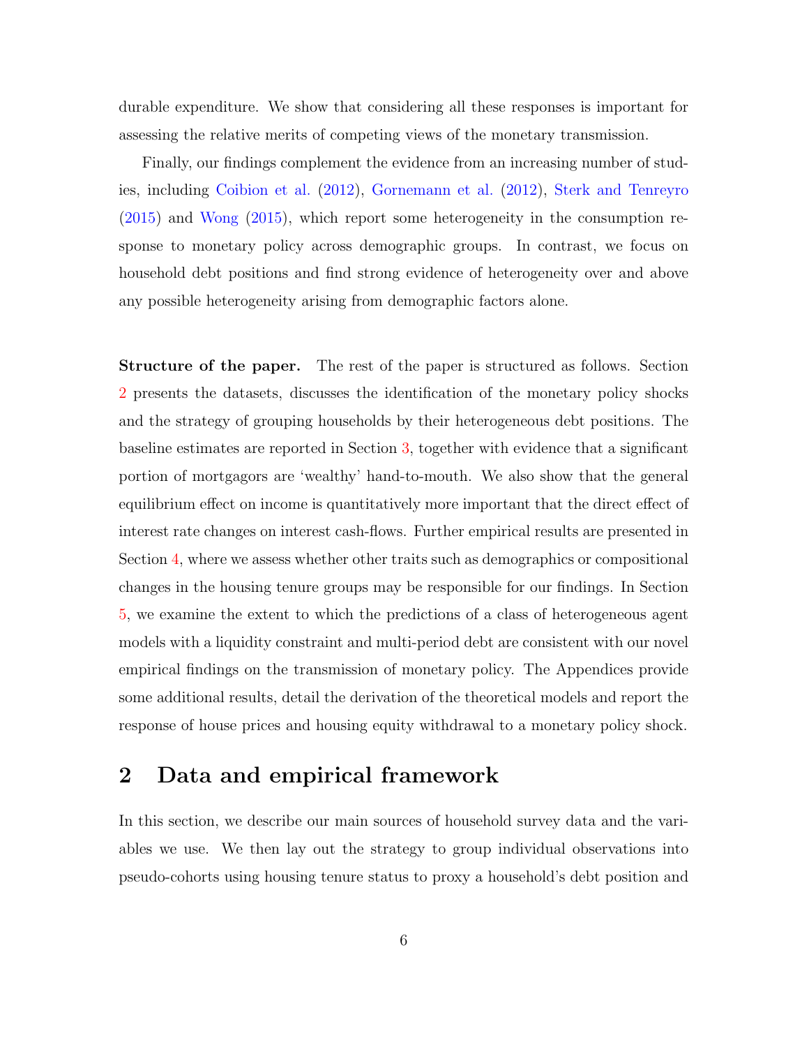durable expenditure. We show that considering all these responses is important for assessing the relative merits of competing views of the monetary transmission.

Finally, our findings complement the evidence from an increasing number of studies, including Coibion et al. (2012), Gornemann et al. (2012), Sterk and Tenreyro (2015) and Wong (2015), which report some heterogeneity in the consumption response to monetary policy across demographic groups. In contrast, we focus on household debt positions and find strong evidence of heterogeneity over and above any possible heterogeneity arising from demographic factors alone.

**Structure of the paper.** The rest of the paper is structured as follows. Section 2 presents the datasets, discusses the identification of the monetary policy shocks and the strategy of grouping households by their heterogeneous debt positions. The baseline estimates are reported in Section 3, together with evidence that a significant portion of mortgagors are 'wealthy' hand-to-mouth. We also show that the general equilibrium effect on income is quantitatively more important that the direct effect of interest rate changes on interest cash-flows. Further empirical results are presented in Section 4, where we assess whether other traits such as demographics or compositional changes in the housing tenure groups may be responsible for our findings. In Section 5, we examine the extent to which the predictions of a class of heterogeneous agent models with a liquidity constraint and multi-period debt are consistent with our novel empirical findings on the transmission of monetary policy. The Appendices provide some additional results, detail the derivation of the theoretical models and report the response of house prices and housing equity withdrawal to a monetary policy shock.

## 2 Data and empirical framework

In this section, we describe our main sources of household survey data and the variables we use. We then lay out the strategy to group individual observations into pseudo-cohorts using housing tenure status to proxy a household's debt position and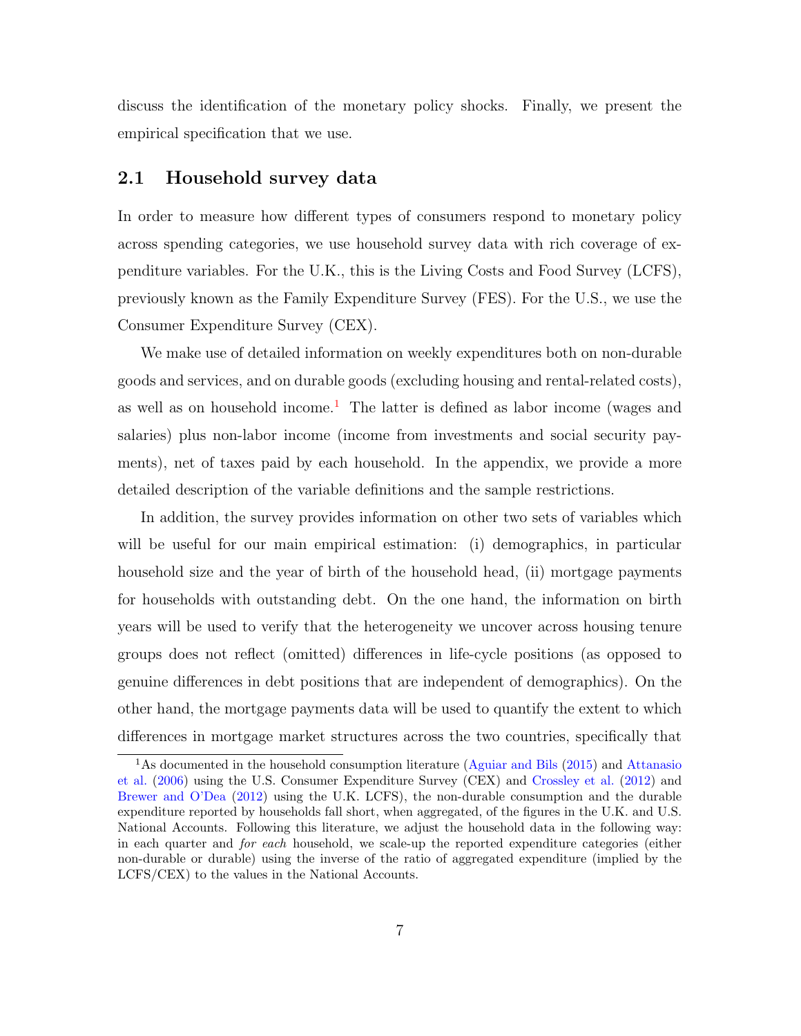discuss the identification of the monetary policy shocks. Finally, we present the empirical specification that we use.

## 2.1 Household survey data

In order to measure how different types of consumers respond to monetary policy across spending categories, we use household survey data with rich coverage of expenditure variables. For the U.K., this is the Living Costs and Food Survey (LCFS), previously known as the Family Expenditure Survey (FES). For the U.S., we use the Consumer Expenditure Survey (CEX).

We make use of detailed information on weekly expenditures both on non-durable goods and services, and on durable goods (excluding housing and rental-related costs), as well as on household income.[1] The latter is defined as labor income (wages and salaries) plus non-labor income (income from investments and social security payments), net of taxes paid by each household. In the appendix, we provide a more detailed description of the variable definitions and the sample restrictions.

In addition, the survey provides information on other two sets of variables which will be useful for our main empirical estimation: (i) demographics, in particular household size and the year of birth of the household head, (ii) mortgage payments for households with outstanding debt. On the one hand, the information on birth years will be used to verify that the heterogeneity we uncover across housing tenure groups does not reflect (omitted) differences in life-cycle positions (as opposed to genuine differences in debt positions that are independent of demographics). On the other hand, the mortgage payments data will be used to quantify the extent to which differences in mortgage market structures across the two countries, specifically that

[1] As documented in the household consumption literature (Aguiar and Bils (2015) and Attanasio et al. (2006) using the U.S. Consumer Expenditure Survey (CEX) and Crossley et al. (2012) and Brewer and O'Dea (2012) using the U.K. LCFS), the non-durable consumption and the durable expenditure reported by households fall short, when aggregated, of the figures in the U.K. and U.S. National Accounts. Following this literature, we adjust the household data in the following way: in each quarter and *for each* household, we scale-up the reported expenditure categories (either non-durable or durable) using the inverse of the ratio of aggregated expenditure (implied by the LCFS/CEX) to the values in the National Accounts.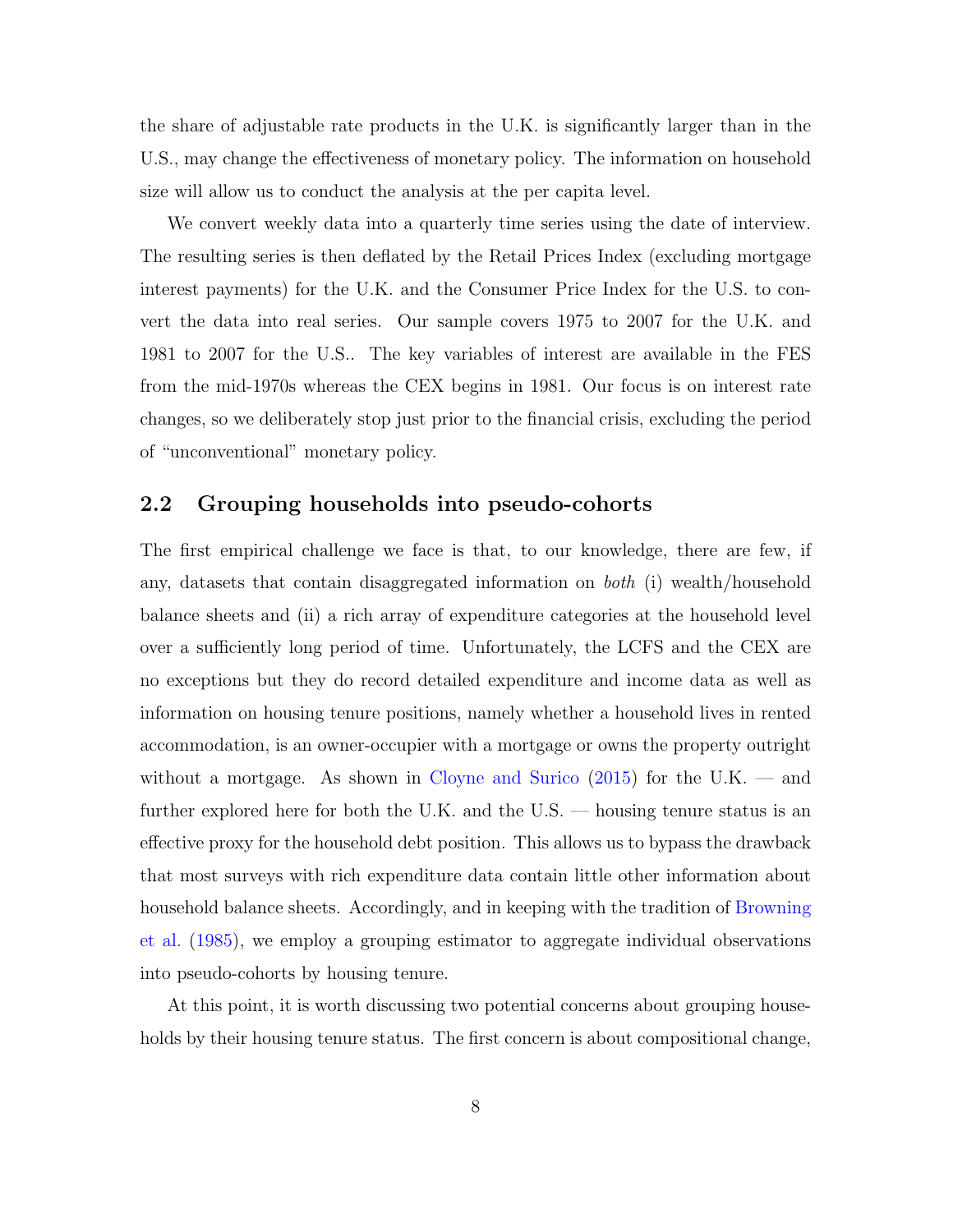the share of adjustable rate products in the U.K. is significantly larger than in the U.S., may change the effectiveness of monetary policy. The information on household size will allow us to conduct the analysis at the per capita level.

We convert weekly data into a quarterly time series using the date of interview. The resulting series is then deflated by the Retail Prices Index (excluding mortgage interest payments) for the U.K. and the Consumer Price Index for the U.S. to convert the data into real series. Our sample covers 1975 to 2007 for the U.K. and 1981 to 2007 for the U.S.. The key variables of interest are available in the FES from the mid-1970s whereas the CEX begins in 1981. Our focus is on interest rate changes, so we deliberately stop just prior to the financial crisis, excluding the period of "unconventional" monetary policy.

## 2.2 Grouping households into pseudo-cohorts

The first empirical challenge we face is that, to our knowledge, there are few, if any, datasets that contain disaggregated information on *both* (i) wealth/household balance sheets and (ii) a rich array of expenditure categories at the household level over a sufficiently long period of time. Unfortunately, the LCFS and the CEX are no exceptions but they do record detailed expenditure and income data as well as information on housing tenure positions, namely whether a household lives in rented accommodation, is an owner-occupier with a mortgage or owns the property outright without a mortgage. As shown in Cloyne and Surico (2015) for the U.K. — and further explored here for both the U.K. and the U.S. — housing tenure status is an effective proxy for the household debt position. This allows us to bypass the drawback that most surveys with rich expenditure data contain little other information about household balance sheets. Accordingly, and in keeping with the tradition of Browning et al. (1985), we employ a grouping estimator to aggregate individual observations into pseudo-cohorts by housing tenure.

At this point, it is worth discussing two potential concerns about grouping households by their housing tenure status. The first concern is about compositional change,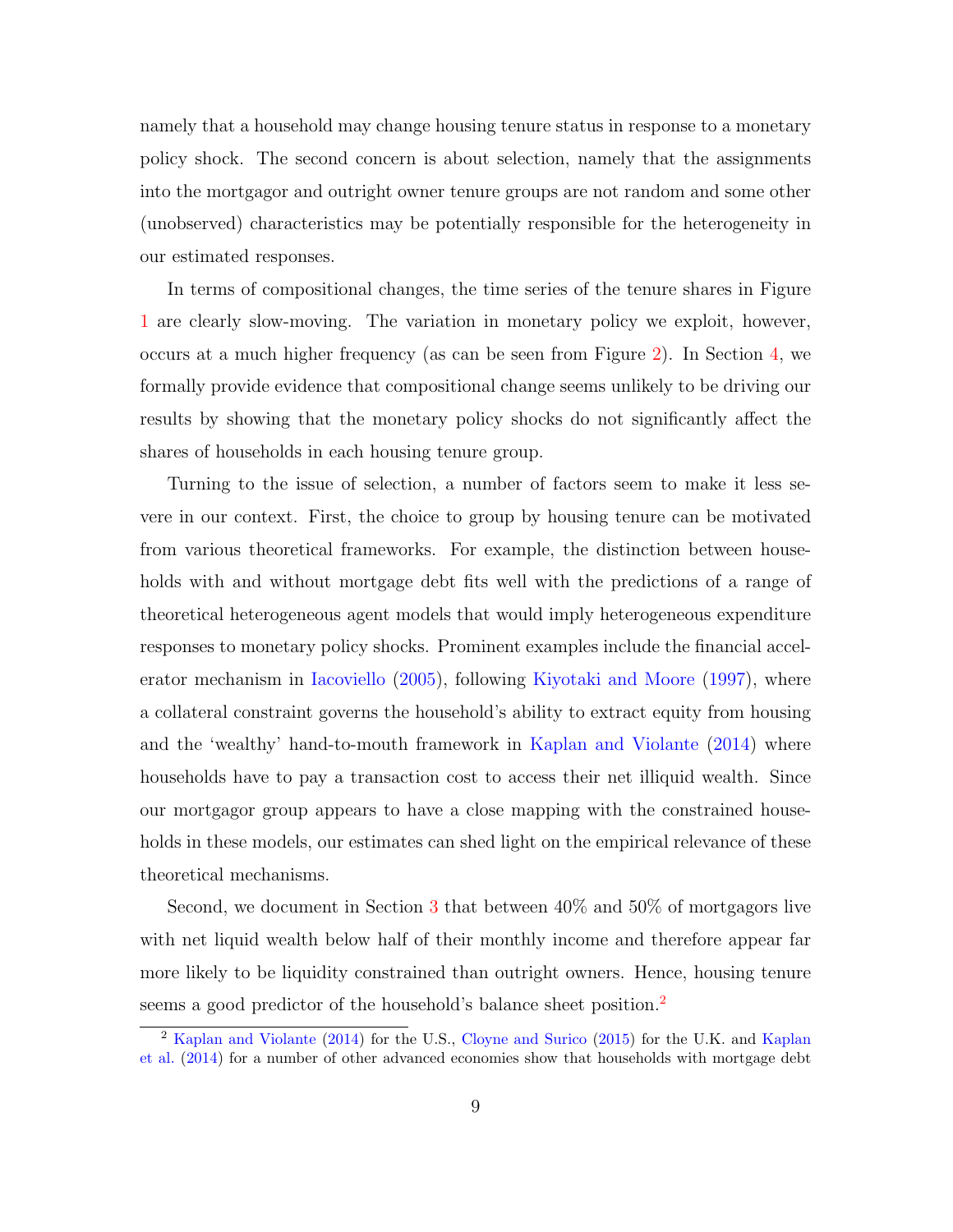namely that a household may change housing tenure status in response to a monetary policy shock. The second concern is about selection, namely that the assignments into the mortgagor and outright owner tenure groups are not random and some other (unobserved) characteristics may be potentially responsible for the heterogeneity in our estimated responses.

In terms of compositional changes, the time series of the tenure shares in Figure 1 are clearly slow-moving. The variation in monetary policy we exploit, however, occurs at a much higher frequency (as can be seen from Figure 2). In Section 4, we formally provide evidence that compositional change seems unlikely to be driving our results by showing that the monetary policy shocks do not significantly affect the shares of households in each housing tenure group.

Turning to the issue of selection, a number of factors seem to make it less severe in our context. First, the choice to group by housing tenure can be motivated from various theoretical frameworks. For example, the distinction between households with and without mortgage debt fits well with the predictions of a range of theoretical heterogeneous agent models that would imply heterogeneous expenditure responses to monetary policy shocks. Prominent examples include the financial accelerator mechanism in Iacoviello (2005), following Kiyotaki and Moore (1997), where a collateral constraint governs the household's ability to extract equity from housing and the 'wealthy' hand-to-mouth framework in Kaplan and Violante (2014) where households have to pay a transaction cost to access their net illiquid wealth. Since our mortgagor group appears to have a close mapping with the constrained households in these models, our estimates can shed light on the empirical relevance of these theoretical mechanisms.

Second, we document in Section 3 that between 40% and 50% of mortgagors live with net liquid wealth below half of their monthly income and therefore appear far more likely to be liquidity constrained than outright owners. Hence, housing tenure seems a good predictor of the household's balance sheet position.[2]

[2] Kaplan and Violante (2014) for the U.S., Cloyne and Surico (2015) for the U.K. and Kaplan et al. (2014) for a number of other advanced economies show that households with mortgage debt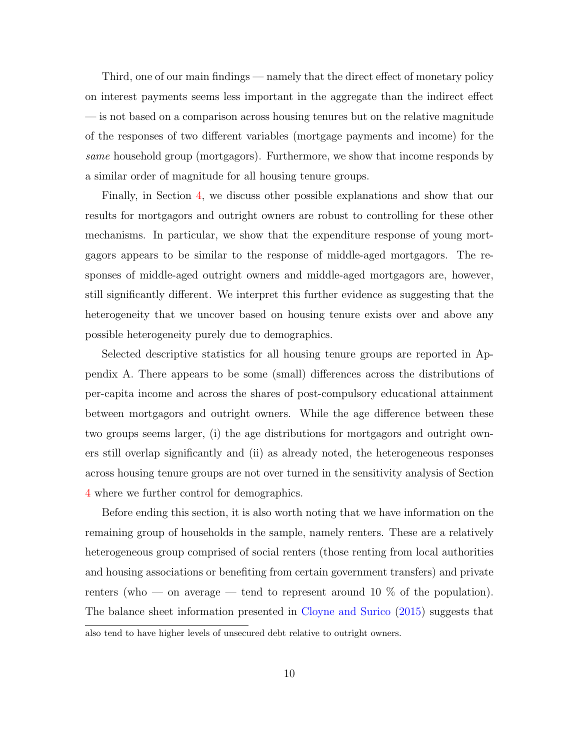Third, one of our main findings — namely that the direct effect of monetary policy on interest payments seems less important in the aggregate than the indirect effect — is not based on a comparison across housing tenures but on the relative magnitude of the responses of two different variables (mortgage payments and income) for the *same* household group (mortgagors). Furthermore, we show that income responds by a similar order of magnitude for all housing tenure groups.

Finally, in Section 4, we discuss other possible explanations and show that our results for mortgagors and outright owners are robust to controlling for these other mechanisms. In particular, we show that the expenditure response of young mortgagors appears to be similar to the response of middle-aged mortgagors. The responses of middle-aged outright owners and middle-aged mortgagors are, however, still significantly different. We interpret this further evidence as suggesting that the heterogeneity that we uncover based on housing tenure exists over and above any possible heterogeneity purely due to demographics.

Selected descriptive statistics for all housing tenure groups are reported in Appendix A. There appears to be some (small) differences across the distributions of per-capita income and across the shares of post-compulsory educational attainment between mortgagors and outright owners. While the age difference between these two groups seems larger, (i) the age distributions for mortgagors and outright owners still overlap significantly and (ii) as already noted, the heterogeneous responses across housing tenure groups are not over turned in the sensitivity analysis of Section 4 where we further control for demographics.

Before ending this section, it is also worth noting that we have information on the remaining group of households in the sample, namely renters. These are a relatively heterogeneous group comprised of social renters (those renting from local authorities and housing associations or benefiting from certain government transfers) and private renters (who — on average — tend to represent around 10 % of the population). The balance sheet information presented in Cloyne and Surico (2015) suggests that

also tend to have higher levels of unsecured debt relative to outright owners.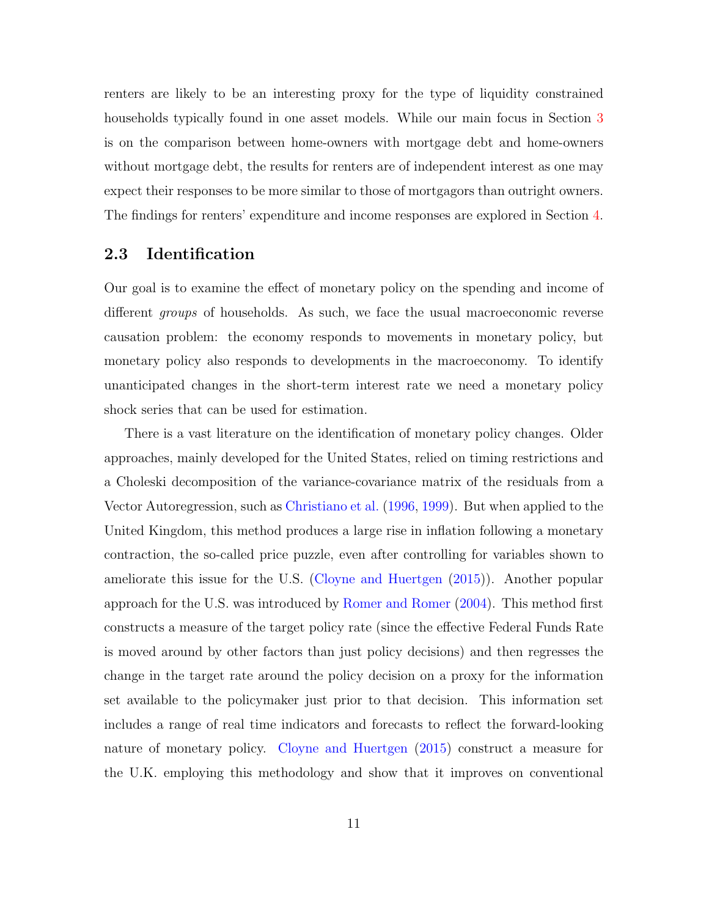renters are likely to be an interesting proxy for the type of liquidity constrained households typically found in one asset models. While our main focus in Section 3 is on the comparison between home-owners with mortgage debt and home-owners without mortgage debt, the results for renters are of independent interest as one may expect their responses to be more similar to those of mortgagors than outright owners. The findings for renters' expenditure and income responses are explored in Section 4.

## 2.3 Identification

Our goal is to examine the effect of monetary policy on the spending and income of different *groups* of households. As such, we face the usual macroeconomic reverse causation problem: the economy responds to movements in monetary policy, but monetary policy also responds to developments in the macroeconomy. To identify unanticipated changes in the short-term interest rate we need a monetary policy shock series that can be used for estimation.

There is a vast literature on the identification of monetary policy changes. Older approaches, mainly developed for the United States, relied on timing restrictions and a Choleski decomposition of the variance-covariance matrix of the residuals from a Vector Autoregression, such as Christiano et al. (1996, 1999). But when applied to the United Kingdom, this method produces a large rise in inflation following a monetary contraction, the so-called price puzzle, even after controlling for variables shown to ameliorate this issue for the U.S. (Cloyne and Huertgen (2015)). Another popular approach for the U.S. was introduced by Romer and Romer (2004). This method first constructs a measure of the target policy rate (since the effective Federal Funds Rate is moved around by other factors than just policy decisions) and then regresses the change in the target rate around the policy decision on a proxy for the information set available to the policymaker just prior to that decision. This information set includes a range of real time indicators and forecasts to reflect the forward-looking nature of monetary policy. Cloyne and Huertgen (2015) construct a measure for the U.K. employing this methodology and show that it improves on conventional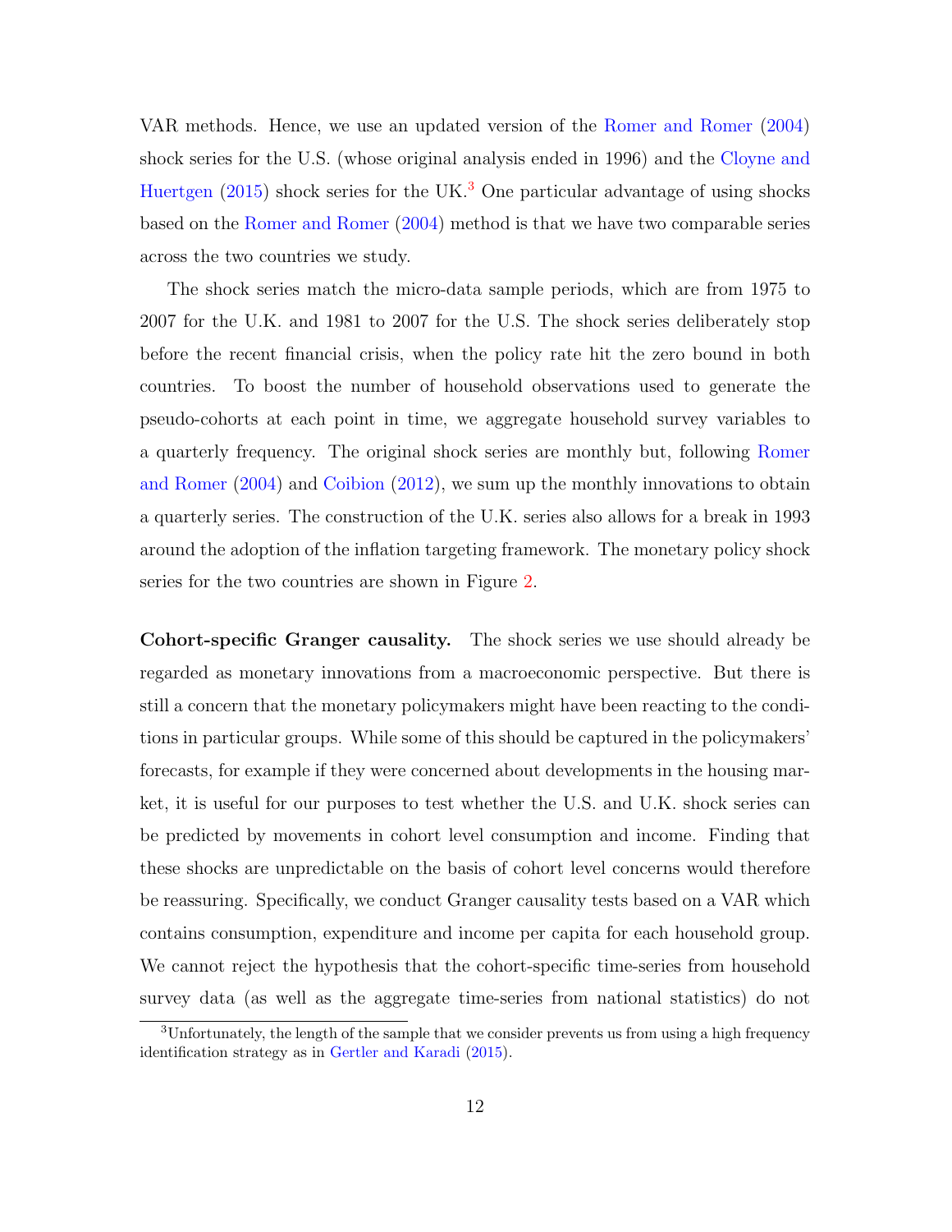VAR methods. Hence, we use an updated version of the Romer and Romer (2004) shock series for the U.S. (whose original analysis ended in 1996) and the Cloyne and Huertgen (2015) shock series for the UK.[3] One particular advantage of using shocks based on the Romer and Romer (2004) method is that we have two comparable series across the two countries we study.

The shock series match the micro-data sample periods, which are from 1975 to 2007 for the U.K. and 1981 to 2007 for the U.S. The shock series deliberately stop before the recent financial crisis, when the policy rate hit the zero bound in both countries. To boost the number of household observations used to generate the pseudo-cohorts at each point in time, we aggregate household survey variables to a quarterly frequency. The original shock series are monthly but, following Romer and Romer (2004) and Coibion (2012), we sum up the monthly innovations to obtain a quarterly series. The construction of the U.K. series also allows for a break in 1993 around the adoption of the inflation targeting framework. The monetary policy shock series for the two countries are shown in Figure 2.

**Cohort-specific Granger causality.** The shock series we use should already be regarded as monetary innovations from a macroeconomic perspective. But there is still a concern that the monetary policymakers might have been reacting to the conditions in particular groups. While some of this should be captured in the policymakers' forecasts, for example if they were concerned about developments in the housing market, it is useful for our purposes to test whether the U.S. and U.K. shock series can be predicted by movements in cohort level consumption and income. Finding that these shocks are unpredictable on the basis of cohort level concerns would therefore be reassuring. Specifically, we conduct Granger causality tests based on a VAR which contains consumption, expenditure and income per capita for each household group. We cannot reject the hypothesis that the cohort-specific time-series from household survey data (as well as the aggregate time-series from national statistics) do not

[3] Unfortunately, the length of the sample that we consider prevents us from using a high frequency identification strategy as in Gertler and Karadi (2015).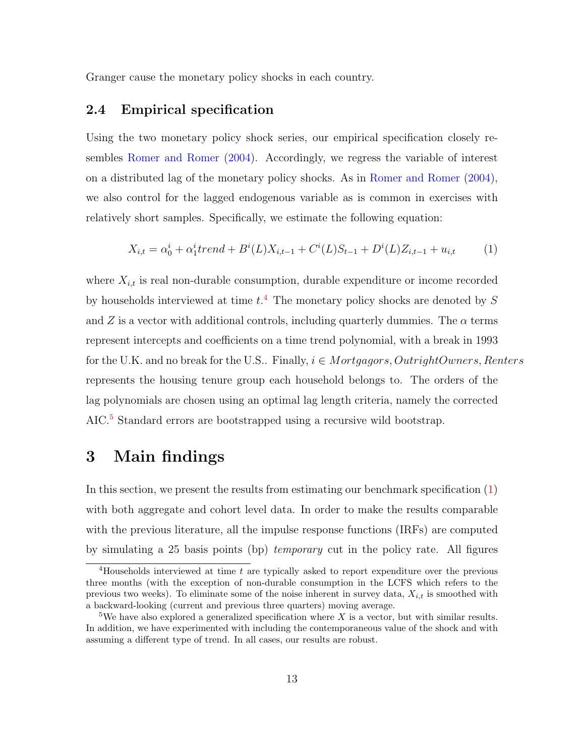Granger cause the monetary policy shocks in each country.

### 2.4 Empirical specification

Using the two monetary policy shock series, our empirical specification closely resembles Romer and Romer (2004). Accordingly, we regress the variable of interest on a distributed lag of the monetary policy shocks. As in Romer and Romer (2004), we also control for the lagged endogenous variable as is common in exercises with relatively short samples. Specifically, we estimate the following equation:

$$X_{i,t} = \alpha_0^i + \alpha_1^i trend + B^i(L)X_{i,t-1} + C^i(L)S_{t-1} + D^i(L)Z_{i,t-1} + u_{i,t} \tag{1}$$

where $X_{i,t}$ is real non-durable consumption, durable expenditure or income recorded by households interviewed at time $t$.[4] The monetary policy shocks are denoted by $S$ and $Z$ is a vector with additional controls, including quarterly dummies. The $\alpha$ terms represent intercepts and coefficients on a time trend polynomial, with a break in 1993 for the U.K. and no break for the U.S.. Finally, $i \in Mortgagors, OutrightOwners, Renters$ represents the housing tenure group each household belongs to. The orders of the lag polynomials are chosen using an optimal lag length criteria, namely the corrected AIC.[5] Standard errors are bootstrapped using a recursive wild bootstrap.

## 3 Main findings

In this section, we present the results from estimating our benchmark specification (1) with both aggregate and cohort level data. In order to make the results comparable with the previous literature, all the impulse response functions (IRFs) are computed by simulating a 25 basis points (bp) *temporary* cut in the policy rate. All figures

[4] Households interviewed at time $t$ are typically asked to report expenditure over the previous three months (with the exception of non-durable consumption in the LCFS which refers to the previous two weeks). To eliminate some of the noise inherent in survey data, $X_{i,t}$ is smoothed with a backward-looking (current and previous three quarters) moving average.

[5] We have also explored a generalized specification where $X$ is a vector, but with similar results. In addition, we have experimented with including the contemporaneous value of the shock and with assuming a different type of trend. In all cases, our results are robust.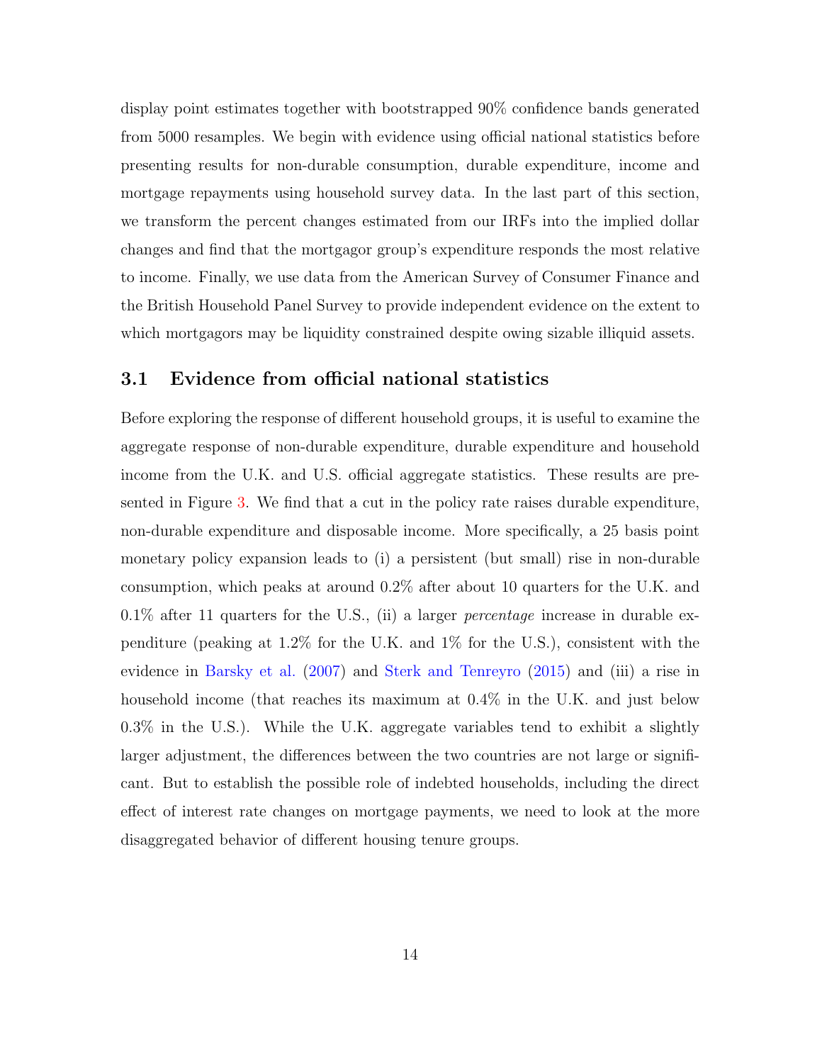display point estimates together with bootstrapped 90% confidence bands generated from 5000 resamples. We begin with evidence using official national statistics before presenting results for non-durable consumption, durable expenditure, income and mortgage repayments using household survey data. In the last part of this section, we transform the percent changes estimated from our IRFs into the implied dollar changes and find that the mortgagor group's expenditure responds the most relative to income. Finally, we use data from the American Survey of Consumer Finance and the British Household Panel Survey to provide independent evidence on the extent to which mortgagors may be liquidity constrained despite owing sizable illiquid assets.

## 3.1 Evidence from official national statistics

Before exploring the response of different household groups, it is useful to examine the aggregate response of non-durable expenditure, durable expenditure and household income from the U.K. and U.S. official aggregate statistics. These results are presented in Figure 3. We find that a cut in the policy rate raises durable expenditure, non-durable expenditure and disposable income. More specifically, a 25 basis point monetary policy expansion leads to (i) a persistent (but small) rise in non-durable consumption, which peaks at around 0.2% after about 10 quarters for the U.K. and 0.1% after 11 quarters for the U.S., (ii) a larger *percentage* increase in durable expenditure (peaking at 1.2% for the U.K. and 1% for the U.S.), consistent with the evidence in Barsky et al. (2007) and Sterk and Tenreyro (2015) and (iii) a rise in household income (that reaches its maximum at 0.4% in the U.K. and just below 0.3% in the U.S.). While the U.K. aggregate variables tend to exhibit a slightly larger adjustment, the differences between the two countries are not large or significant. But to establish the possible role of indebted households, including the direct effect of interest rate changes on mortgage payments, we need to look at the more disaggregated behavior of different housing tenure groups.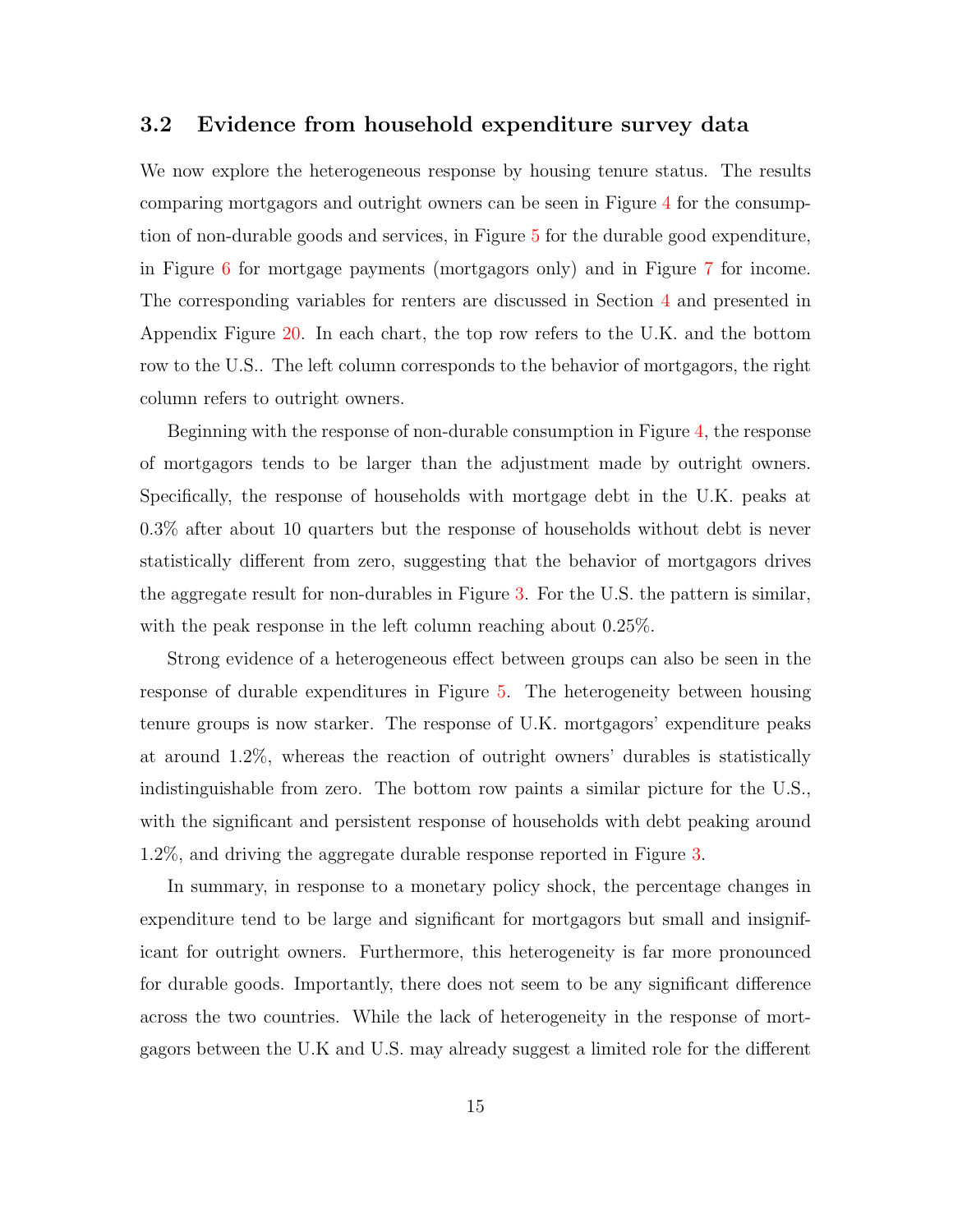### 3.2 Evidence from household expenditure survey data

We now explore the heterogeneous response by housing tenure status. The results comparing mortgagors and outright owners can be seen in Figure 4 for the consumption of non-durable goods and services, in Figure 5 for the durable good expenditure, in Figure 6 for mortgage payments (mortgagors only) and in Figure 7 for income. The corresponding variables for renters are discussed in Section 4 and presented in Appendix Figure 20. In each chart, the top row refers to the U.K. and the bottom row to the U.S.. The left column corresponds to the behavior of mortgagors, the right column refers to outright owners.

Beginning with the response of non-durable consumption in Figure 4, the response of mortgagors tends to be larger than the adjustment made by outright owners. Specifically, the response of households with mortgage debt in the U.K. peaks at 0.3% after about 10 quarters but the response of households without debt is never statistically different from zero, suggesting that the behavior of mortgagors drives the aggregate result for non-durables in Figure 3. For the U.S. the pattern is similar, with the peak response in the left column reaching about 0.25%.

Strong evidence of a heterogeneous effect between groups can also be seen in the response of durable expenditures in Figure 5. The heterogeneity between housing tenure groups is now starker. The response of U.K. mortgagors' expenditure peaks at around 1.2%, whereas the reaction of outright owners' durables is statistically indistinguishable from zero. The bottom row paints a similar picture for the U.S., with the significant and persistent response of households with debt peaking around 1.2%, and driving the aggregate durable response reported in Figure 3.

In summary, in response to a monetary policy shock, the percentage changes in expenditure tend to be large and significant for mortgagors but small and insignificant for outright owners. Furthermore, this heterogeneity is far more pronounced for durable goods. Importantly, there does not seem to be any significant difference across the two countries. While the lack of heterogeneity in the response of mortgagors between the U.K and U.S. may already suggest a limited role for the different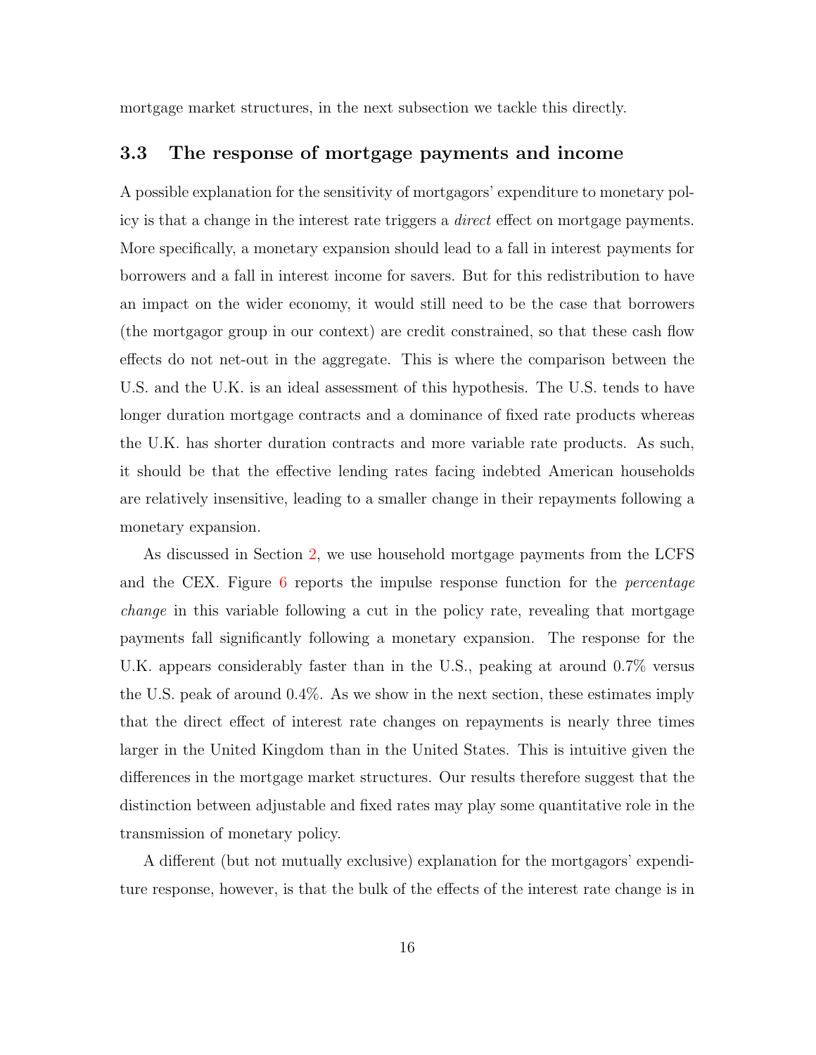mortgage market structures, in the next subsection we tackle this directly.

### 3.3 The response of mortgage payments and income

A possible explanation for the sensitivity of mortgagors' expenditure to monetary policy is that a change in the interest rate triggers a *direct* effect on mortgage payments. More specifically, a monetary expansion should lead to a fall in interest payments for borrowers and a fall in interest income for savers. But for this redistribution to have an impact on the wider economy, it would still need to be the case that borrowers (the mortgagor group in our context) are credit constrained, so that these cash flow effects do not net-out in the aggregate. This is where the comparison between the U.S. and the U.K. is an ideal assessment of this hypothesis. The U.S. tends to have longer duration mortgage contracts and a dominance of fixed rate products whereas the U.K. has shorter duration contracts and more variable rate products. As such, it should be that the effective lending rates facing indebted American households are relatively insensitive, leading to a smaller change in their repayments following a monetary expansion.

As discussed in Section 2, we use household mortgage payments from the LCFS and the CEX. Figure 6 reports the impulse response function for the *percentage change* in this variable following a cut in the policy rate, revealing that mortgage payments fall significantly following a monetary expansion. The response for the U.K. appears considerably faster than in the U.S., peaking at around 0.7% versus the U.S. peak of around 0.4%. As we show in the next section, these estimates imply that the direct effect of interest rate changes on repayments is nearly three times larger in the United Kingdom than in the United States. This is intuitive given the differences in the mortgage market structures. Our results therefore suggest that the distinction between adjustable and fixed rates may play some quantitative role in the transmission of monetary policy.

A different (but not mutually exclusive) explanation for the mortgagors' expenditure response, however, is that the bulk of the effects of the interest rate change is in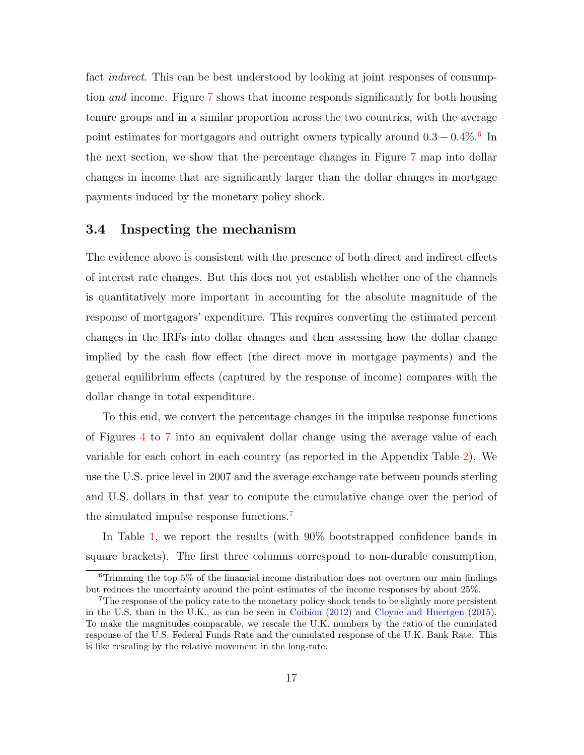fact *indirect*. This can be best understood by looking at joint responses of consumption *and* income. Figure 7 shows that income responds significantly for both housing tenure groups and in a similar proportion across the two countries, with the average point estimates for mortgagors and outright owners typically around $0.3 - 0.4\%$.[6] In the next section, we show that the percentage changes in Figure 7 map into dollar changes in income that are significantly larger than the dollar changes in mortgage payments induced by the monetary policy shock.

### 3.4 Inspecting the mechanism

The evidence above is consistent with the presence of both direct and indirect effects of interest rate changes. But this does not yet establish whether one of the channels is quantitatively more important in accounting for the absolute magnitude of the response of mortgagors' expenditure. This requires converting the estimated percent changes in the IRFs into dollar changes and then assessing how the dollar change implied by the cash flow effect (the direct move in mortgage payments) and the general equilibrium effects (captured by the response of income) compares with the dollar change in total expenditure.

To this end, we convert the percentage changes in the impulse response functions of Figures 4 to 7 into an equivalent dollar change using the average value of each variable for each cohort in each country (as reported in the Appendix Table 2). We use the U.S. price level in 2007 and the average exchange rate between pounds sterling and U.S. dollars in that year to compute the cumulative change over the period of the simulated impulse response functions.[7]

In Table 1, we report the results (with 90% bootstrapped confidence bands in square brackets). The first three columns correspond to non-durable consumption,

---

[6] Trimming the top 5% of the financial income distribution does not overturn our main findings but reduces the uncertainty around the point estimates of the income responses by about 25%.

[7] The response of the policy rate to the monetary policy shock tends to be slightly more persistent in the U.S. than in the U.K., as can be seen in Coibion (2012) and Cloyne and Huertgen (2015). To make the magnitudes comparable, we rescale the U.K. numbers by the ratio of the cumulated response of the U.S. Federal Funds Rate and the cumulated response of the U.K. Bank Rate. This is like rescaling by the relative movement in the long-rate.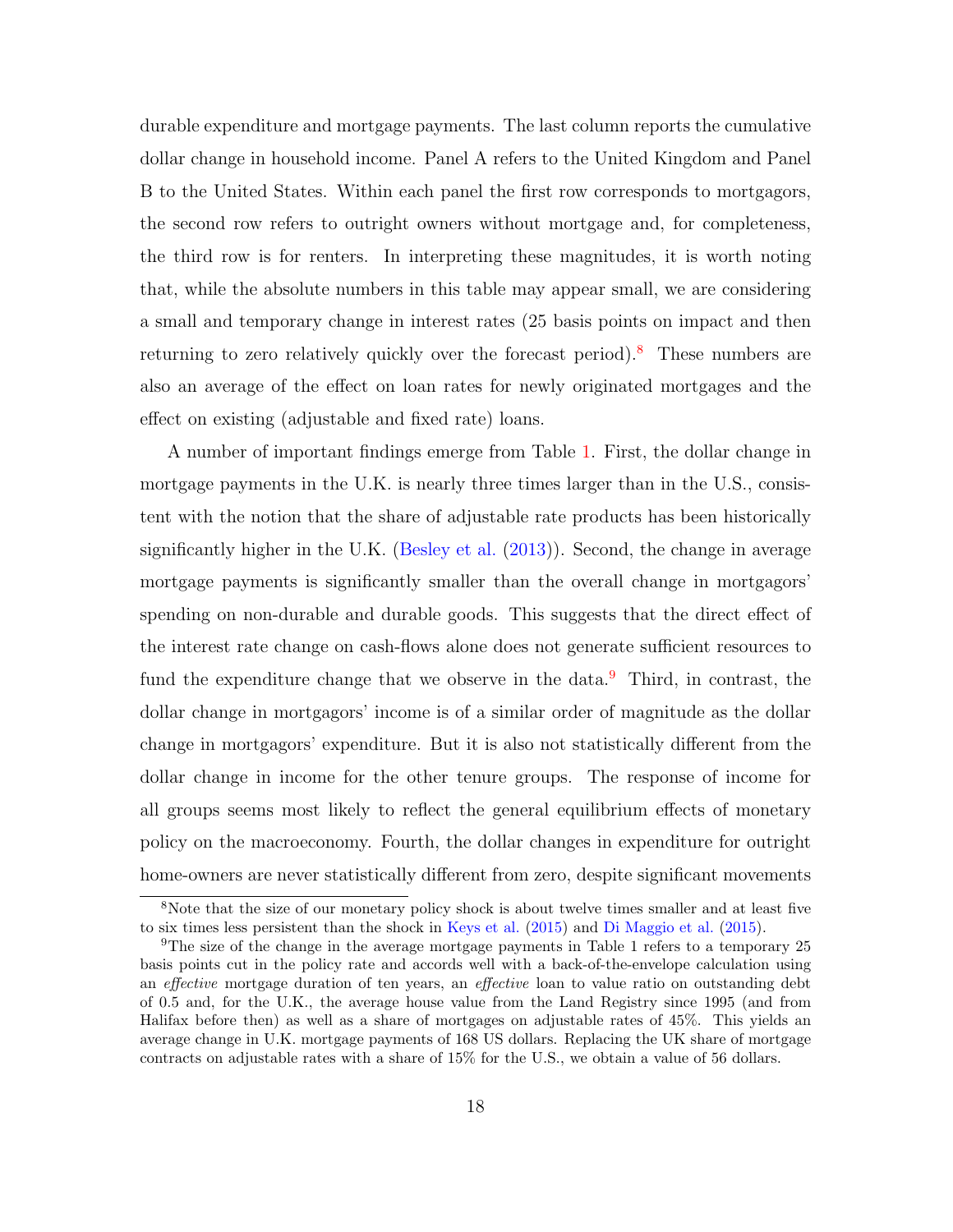durable expenditure and mortgage payments. The last column reports the cumulative dollar change in household income. Panel A refers to the United Kingdom and Panel B to the United States. Within each panel the first row corresponds to mortgagors, the second row refers to outright owners without mortgage and, for completeness, the third row is for renters. In interpreting these magnitudes, it is worth noting that, while the absolute numbers in this table may appear small, we are considering a small and temporary change in interest rates (25 basis points on impact and then returning to zero relatively quickly over the forecast period).[8] These numbers are also an average of the effect on loan rates for newly originated mortgages and the effect on existing (adjustable and fixed rate) loans.

A number of important findings emerge from Table 1. First, the dollar change in mortgage payments in the U.K. is nearly three times larger than in the U.S., consistent with the notion that the share of adjustable rate products has been historically significantly higher in the U.K. (Besley et al. (2013)). Second, the change in average mortgage payments is significantly smaller than the overall change in mortgagors' spending on non-durable and durable goods. This suggests that the direct effect of the interest rate change on cash-flows alone does not generate sufficient resources to fund the expenditure change that we observe in the data.[9] Third, in contrast, the dollar change in mortgagors' income is of a similar order of magnitude as the dollar change in mortgagors' expenditure. But it is also not statistically different from the dollar change in income for the other tenure groups. The response of income for all groups seems most likely to reflect the general equilibrium effects of monetary policy on the macroeconomy. Fourth, the dollar changes in expenditure for outright home-owners are never statistically different from zero, despite significant movements

[8] Note that the size of our monetary policy shock is about twelve times smaller and at least five to six times less persistent than the shock in Keys et al. (2015) and Di Maggio et al. (2015).

[9] The size of the change in the average mortgage payments in Table 1 refers to a temporary 25 basis points cut in the policy rate and accords well with a back-of-the-envelope calculation using an *effective* mortgage duration of ten years, an *effective* loan to value ratio on outstanding debt of 0.5 and, for the U.K., the average house value from the Land Registry since 1995 (and from Halifax before then) as well as a share of mortgages on adjustable rates of 45%. This yields an average change in U.K. mortgage payments of 168 US dollars. Replacing the UK share of mortgage contracts on adjustable rates with a share of 15% for the U.S., we obtain a value of 56 dollars.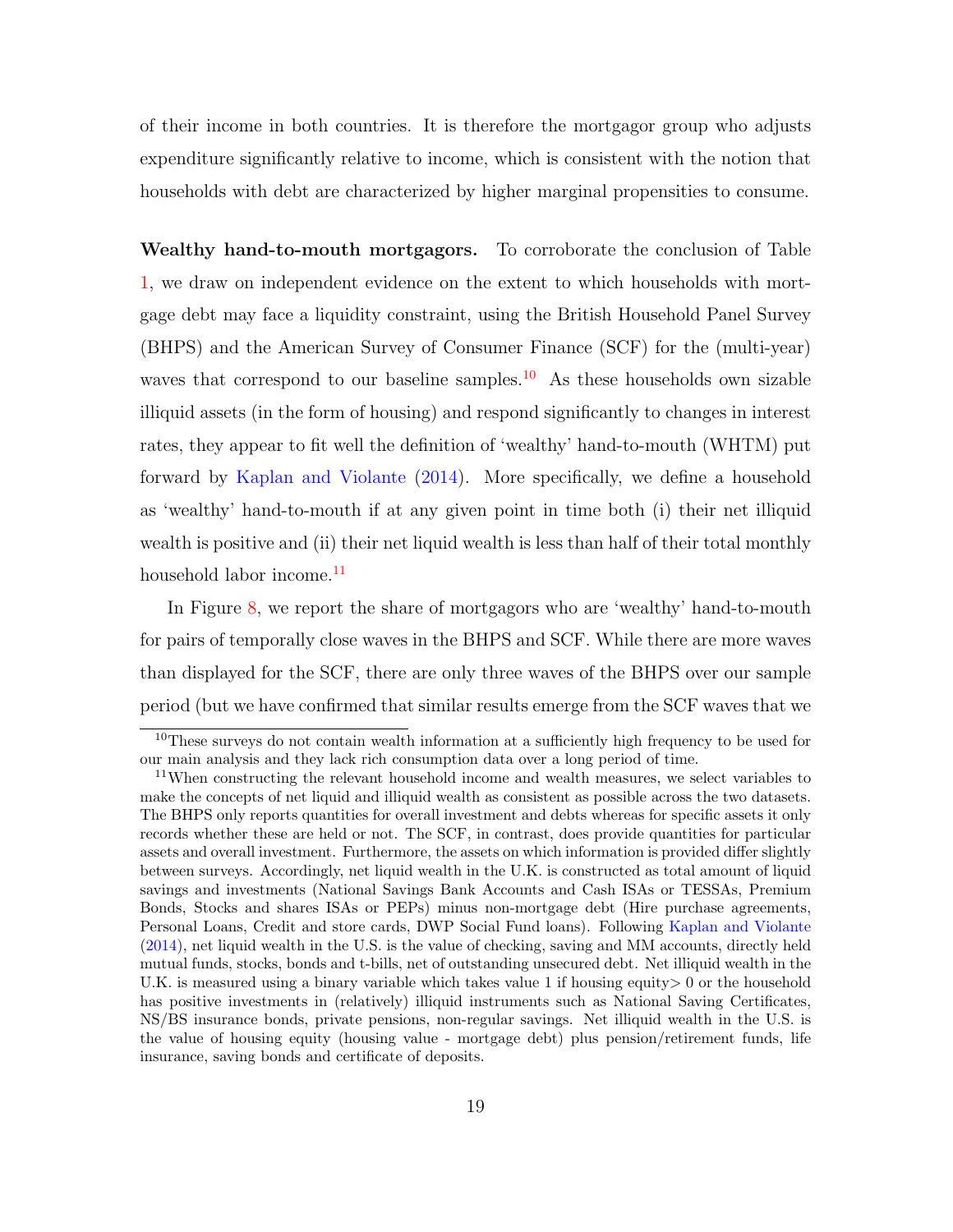of their income in both countries. It is therefore the mortgagor group who adjusts expenditure significantly relative to income, which is consistent with the notion that households with debt are characterized by higher marginal propensities to consume.

**Wealthy hand-to-mouth mortgagors.** To corroborate the conclusion of Table 1, we draw on independent evidence on the extent to which households with mortgage debt may face a liquidity constraint, using the British Household Panel Survey (BHPS) and the American Survey of Consumer Finance (SCF) for the (multi-year) waves that correspond to our baseline samples.[10] As these households own sizable illiquid assets (in the form of housing) and respond significantly to changes in interest rates, they appear to fit well the definition of 'wealthy' hand-to-mouth (WHTM) put forward by Kaplan and Violante (2014). More specifically, we define a household as 'wealthy' hand-to-mouth if at any given point in time both (i) their net illiquid wealth is positive and (ii) their net liquid wealth is less than half of their total monthly household labor income.[11]

In Figure 8, we report the share of mortgagors who are 'wealthy' hand-to-mouth for pairs of temporally close waves in the BHPS and SCF. While there are more waves than displayed for the SCF, there are only three waves of the BHPS over our sample period (but we have confirmed that similar results emerge from the SCF waves that we

---

[10] These surveys do not contain wealth information at a sufficiently high frequency to be used for our main analysis and they lack rich consumption data over a long period of time.

[11] When constructing the relevant household income and wealth measures, we select variables to make the concepts of net liquid and illiquid wealth as consistent as possible across the two datasets. The BHPS only reports quantities for overall investment and debts whereas for specific assets it only records whether these are held or not. The SCF, in contrast, does provide quantities for particular assets and overall investment. Furthermore, the assets on which information is provided differ slightly between surveys. Accordingly, net liquid wealth in the U.K. is constructed as total amount of liquid savings and investments (National Savings Bank Accounts and Cash ISAs or TESSAs, Premium Bonds, Stocks and shares ISAs or PEPs) minus non-mortgage debt (Hire purchase agreements, Personal Loans, Credit and store cards, DWP Social Fund loans). Following Kaplan and Violante (2014), net liquid wealth in the U.S. is the value of checking, saving and MM accounts, directly held mutual funds, stocks, bonds and t-bills, net of outstanding unsecured debt. Net illiquid wealth in the U.K. is measured using a binary variable which takes value 1 if housing equity $> 0$ or the household has positive investments in (relatively) illiquid instruments such as National Saving Certificates, NS/BS insurance bonds, private pensions, non-regular savings. Net illiquid wealth in the U.S. is the value of housing equity (housing value - mortgage debt) plus pension/retirement funds, life insurance, saving bonds and certificate of deposits.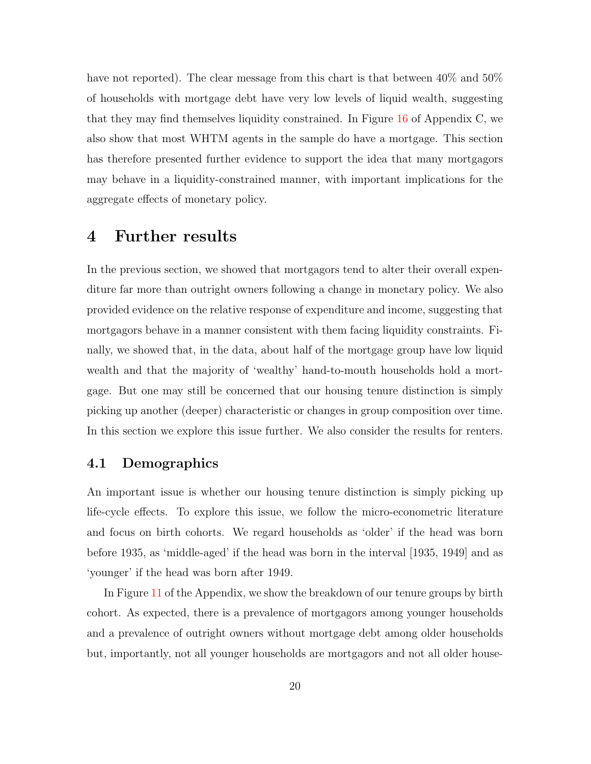have not reported). The clear message from this chart is that between 40% and 50% of households with mortgage debt have very low levels of liquid wealth, suggesting that they may find themselves liquidity constrained. In Figure 16 of Appendix C, we also show that most WHTM agents in the sample do have a mortgage. This section has therefore presented further evidence to support the idea that many mortgagors may behave in a liquidity-constrained manner, with important implications for the aggregate effects of monetary policy.

# 4 Further results

In the previous section, we showed that mortgagors tend to alter their overall expenditure far more than outright owners following a change in monetary policy. We also provided evidence on the relative response of expenditure and income, suggesting that mortgagors behave in a manner consistent with them facing liquidity constraints. Finally, we showed that, in the data, about half of the mortgage group have low liquid wealth and that the majority of 'wealthy' hand-to-mouth households hold a mortgage. But one may still be concerned that our housing tenure distinction is simply picking up another (deeper) characteristic or changes in group composition over time. In this section we explore this issue further. We also consider the results for renters.

## 4.1 Demographics

An important issue is whether our housing tenure distinction is simply picking up life-cycle effects. To explore this issue, we follow the micro-econometric literature and focus on birth cohorts. We regard households as 'older' if the head was born before 1935, as 'middle-aged' if the head was born in the interval [1935, 1949] and as 'younger' if the head was born after 1949.

In Figure 11 of the Appendix, we show the breakdown of our tenure groups by birth cohort. As expected, there is a prevalence of mortgagors among younger households and a prevalence of outright owners without mortgage debt among older households but, importantly, not all younger households are mortgagors and not all older house-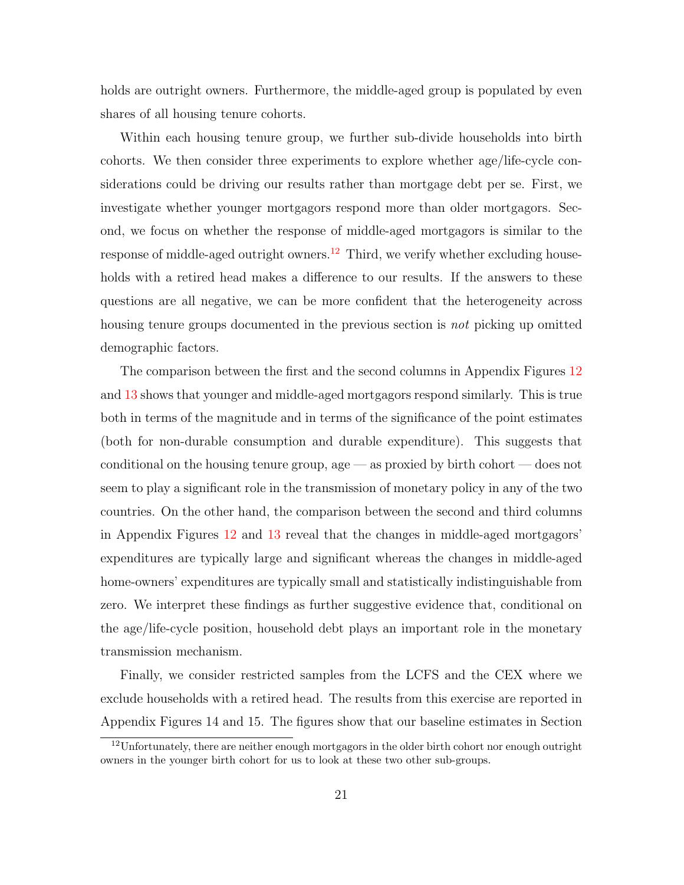holds are outright owners. Furthermore, the middle-aged group is populated by even shares of all housing tenure cohorts.

Within each housing tenure group, we further sub-divide households into birth cohorts. We then consider three experiments to explore whether age/life-cycle considerations could be driving our results rather than mortgage debt per se. First, we investigate whether younger mortgagors respond more than older mortgagors. Second, we focus on whether the response of middle-aged mortgagors is similar to the response of middle-aged outright owners.[12] Third, we verify whether excluding households with a retired head makes a difference to our results. If the answers to these questions are all negative, we can be more confident that the heterogeneity across housing tenure groups documented in the previous section is *not* picking up omitted demographic factors.

The comparison between the first and the second columns in Appendix Figures 12 and 13 shows that younger and middle-aged mortgagors respond similarly. This is true both in terms of the magnitude and in terms of the significance of the point estimates (both for non-durable consumption and durable expenditure). This suggests that conditional on the housing tenure group, age — as proxied by birth cohort — does not seem to play a significant role in the transmission of monetary policy in any of the two countries. On the other hand, the comparison between the second and third columns in Appendix Figures 12 and 13 reveal that the changes in middle-aged mortgagors' expenditures are typically large and significant whereas the changes in middle-aged home-owners' expenditures are typically small and statistically indistinguishable from zero. We interpret these findings as further suggestive evidence that, conditional on the age/life-cycle position, household debt plays an important role in the monetary transmission mechanism.

Finally, we consider restricted samples from the LCFS and the CEX where we exclude households with a retired head. The results from this exercise are reported in Appendix Figures 14 and 15. The figures show that our baseline estimates in Section

[12] Unfortunately, there are neither enough mortgagors in the older birth cohort nor enough outright owners in the younger birth cohort for us to look at these two other sub-groups.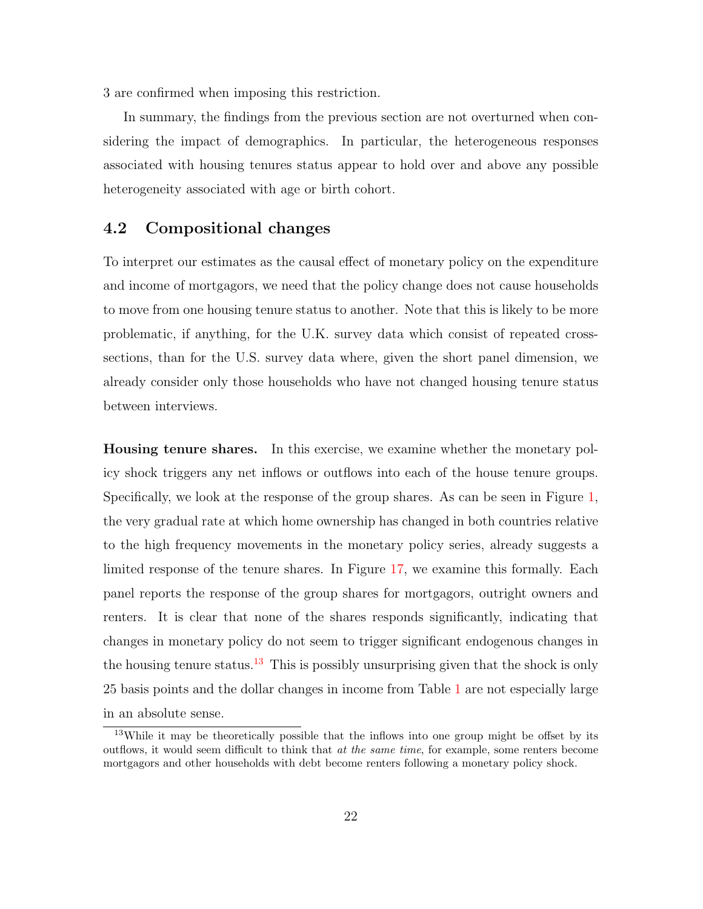3 are confirmed when imposing this restriction.

In summary, the findings from the previous section are not overturned when considering the impact of demographics. In particular, the heterogeneous responses associated with housing tenures status appear to hold over and above any possible heterogeneity associated with age or birth cohort.

## 4.2 Compositional changes

To interpret our estimates as the causal effect of monetary policy on the expenditure and income of mortgagors, we need that the policy change does not cause households to move from one housing tenure status to another. Note that this is likely to be more problematic, if anything, for the U.K. survey data which consist of repeated cross-sections, than for the U.S. survey data where, given the short panel dimension, we already consider only those households who have not changed housing tenure status between interviews.

**Housing tenure shares.** In this exercise, we examine whether the monetary policy shock triggers any net inflows or outflows into each of the house tenure groups. Specifically, we look at the response of the group shares. As can be seen in Figure 1, the very gradual rate at which home ownership has changed in both countries relative to the high frequency movements in the monetary policy series, already suggests a limited response of the tenure shares. In Figure 17, we examine this formally. Each panel reports the response of the group shares for mortgagors, outright owners and renters. It is clear that none of the shares responds significantly, indicating that changes in monetary policy do not seem to trigger significant endogenous changes in the housing tenure status.[13] This is possibly unsurprising given that the shock is only 25 basis points and the dollar changes in income from Table 1 are not especially large in an absolute sense.

[13] While it may be theoretically possible that the inflows into one group might be offset by its outflows, it would seem difficult to think that *at the same time*, for example, some renters become mortgagors and other households with debt become renters following a monetary policy shock.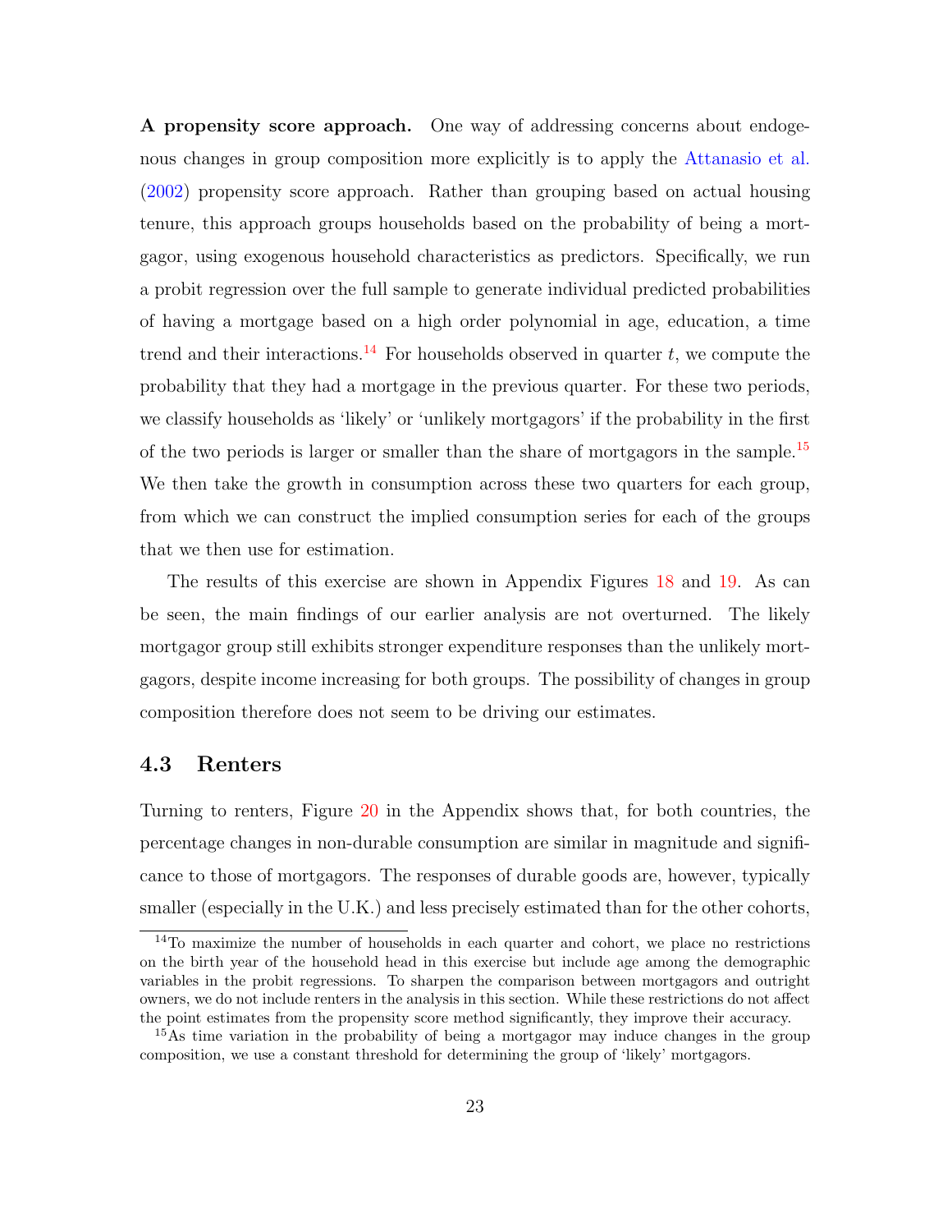**A propensity score approach.** One way of addressing concerns about endogenous changes in group composition more explicitly is to apply the Attanasio et al. (2002) propensity score approach. Rather than grouping based on actual housing tenure, this approach groups households based on the probability of being a mortgagor, using exogenous household characteristics as predictors. Specifically, we run a probit regression over the full sample to generate individual predicted probabilities of having a mortgage based on a high order polynomial in age, education, a time trend and their interactions.[14] For households observed in quarter $t$, we compute the probability that they had a mortgage in the previous quarter. For these two periods, we classify households as 'likely' or 'unlikely mortgagors' if the probability in the first of the two periods is larger or smaller than the share of mortgagors in the sample.[15] We then take the growth in consumption across these two quarters for each group, from which we can construct the implied consumption series for each of the groups that we then use for estimation.

The results of this exercise are shown in Appendix Figures 18 and 19. As can be seen, the main findings of our earlier analysis are not overturned. The likely mortgagor group still exhibits stronger expenditure responses than the unlikely mortgagors, despite income increasing for both groups. The possibility of changes in group composition therefore does not seem to be driving our estimates.

## 4.3 Renters

Turning to renters, Figure 20 in the Appendix shows that, for both countries, the percentage changes in non-durable consumption are similar in magnitude and significance to those of mortgagors. The responses of durable goods are, however, typically smaller (especially in the U.K.) and less precisely estimated than for the other cohorts,

[14] To maximize the number of households in each quarter and cohort, we place no restrictions on the birth year of the household head in this exercise but include age among the demographic variables in the probit regressions. To sharpen the comparison between mortgagors and outright owners, we do not include renters in the analysis in this section. While these restrictions do not affect the point estimates from the propensity score method significantly, they improve their accuracy.

[15] As time variation in the probability of being a mortgagor may induce changes in the group composition, we use a constant threshold for determining the group of 'likely' mortgagors.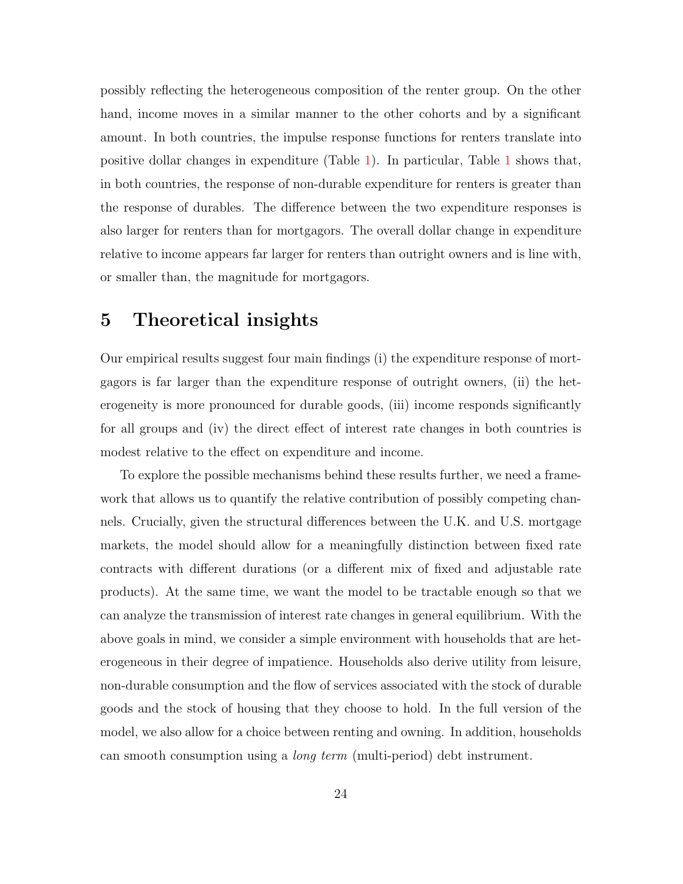possibly reflecting the heterogeneous composition of the renter group. On the other hand, income moves in a similar manner to the other cohorts and by a significant amount. In both countries, the impulse response functions for renters translate into positive dollar changes in expenditure (Table 1). In particular, Table 1 shows that, in both countries, the response of non-durable expenditure for renters is greater than the response of durables. The difference between the two expenditure responses is also larger for renters than for mortgagors. The overall dollar change in expenditure relative to income appears far larger for renters than outright owners and is line with, or smaller than, the magnitude for mortgagors.

# 5 Theoretical insights

Our empirical results suggest four main findings (i) the expenditure response of mortgagors is far larger than the expenditure response of outright owners, (ii) the heterogeneity is more pronounced for durable goods, (iii) income responds significantly for all groups and (iv) the direct effect of interest rate changes in both countries is modest relative to the effect on expenditure and income.

To explore the possible mechanisms behind these results further, we need a framework that allows us to quantify the relative contribution of possibly competing channels. Crucially, given the structural differences between the U.K. and U.S. mortgage markets, the model should allow for a meaningfully distinction between fixed rate contracts with different durations (or a different mix of fixed and adjustable rate products). At the same time, we want the model to be tractable enough so that we can analyze the transmission of interest rate changes in general equilibrium. With the above goals in mind, we consider a simple environment with households that are heterogeneous in their degree of impatience. Households also derive utility from leisure, non-durable consumption and the flow of services associated with the stock of durable goods and the stock of housing that they choose to hold. In the full version of the model, we also allow for a choice between renting and owning. In addition, households can smooth consumption using a *long term* (multi-period) debt instrument.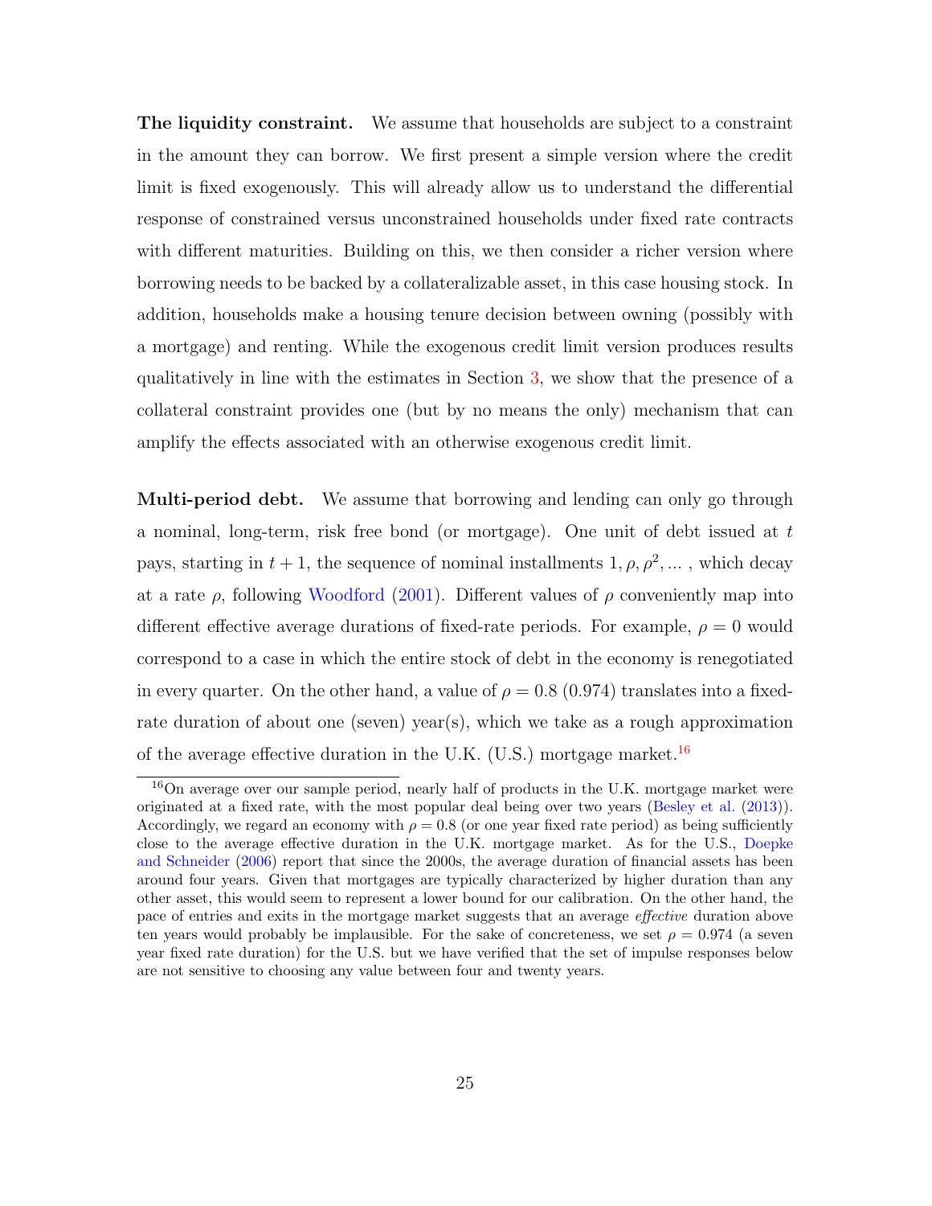**The liquidity constraint.** We assume that households are subject to a constraint in the amount they can borrow. We first present a simple version where the credit limit is fixed exogenously. This will already allow us to understand the differential response of constrained versus unconstrained households under fixed rate contracts with different maturities. Building on this, we then consider a richer version where borrowing needs to be backed by a collateralizable asset, in this case housing stock. In addition, households make a housing tenure decision between owning (possibly with a mortgage) and renting. While the exogenous credit limit version produces results qualitatively in line with the estimates in Section 3, we show that the presence of a collateral constraint provides one (but by no means the only) mechanism that can amplify the effects associated with an otherwise exogenous credit limit.

**Multi-period debt.** We assume that borrowing and lending can only go through a nominal, long-term, risk free bond (or mortgage). One unit of debt issued at $t$ pays, starting in $t+1$, the sequence of nominal installments $1, \rho, \rho^2, \ldots$ , which decay at a rate $\rho$, following Woodford (2001). Different values of $\rho$ conveniently map into different effective average durations of fixed-rate periods. For example, $\rho = 0$ would correspond to a case in which the entire stock of debt in the economy is renegotiated in every quarter. On the other hand, a value of $\rho = 0.8$ (0.974) translates into a fixed-rate duration of about one (seven) year(s), which we take as a rough approximation of the average effective duration in the U.K. (U.S.) mortgage market.[16]

[16] On average over our sample period, nearly half of products in the U.K. mortgage market were originated at a fixed rate, with the most popular deal being over two years (Besley et al. (2013)). Accordingly, we regard an economy with $\rho = 0.8$ (or one year fixed rate period) as being sufficiently close to the average effective duration in the U.K. mortgage market. As for the U.S., Doepke and Schneider (2006) report that since the 2000s, the average duration of financial assets has been around four years. Given that mortgages are typically characterized by higher duration than any other asset, this would seem to represent a lower bound for our calibration. On the other hand, the pace of entries and exits in the mortgage market suggests that an average *effective* duration above ten years would probably be implausible. For the sake of concreteness, we set $\rho = 0.974$ (a seven year fixed rate duration) for the U.S. but we have verified that the set of impulse responses below are not sensitive to choosing any value between four and twenty years.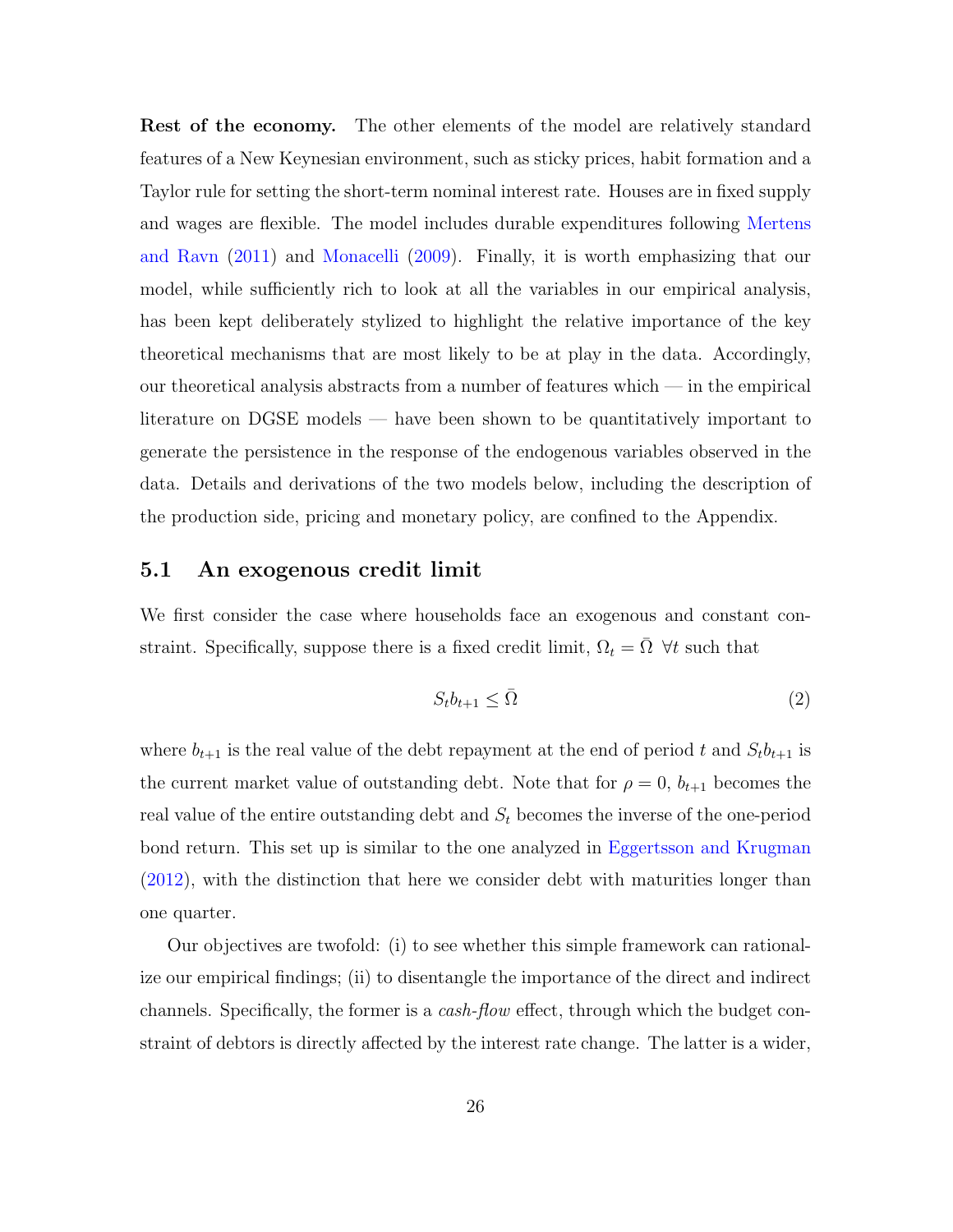**Rest of the economy.** The other elements of the model are relatively standard features of a New Keynesian environment, such as sticky prices, habit formation and a Taylor rule for setting the short-term nominal interest rate. Houses are in fixed supply and wages are flexible. The model includes durable expenditures following Mertens and Ravn (2011) and Monacelli (2009). Finally, it is worth emphasizing that our model, while sufficiently rich to look at all the variables in our empirical analysis, has been kept deliberately stylized to highlight the relative importance of the key theoretical mechanisms that are most likely to be at play in the data. Accordingly, our theoretical analysis abstracts from a number of features which — in the empirical literature on DGSE models — have been shown to be quantitatively important to generate the persistence in the response of the endogenous variables observed in the data. Details and derivations of the two models below, including the description of the production side, pricing and monetary policy, are confined to the Appendix.

## 5.1 An exogenous credit limit

We first consider the case where households face an exogenous and constant constraint. Specifically, suppose there is a fixed credit limit, $\Omega_t = \bar{\Omega}\ \forall t$ such that

$$S_t b_{t+1} \leq \bar{\Omega} \tag{2}$$

where $b_{t+1}$ is the real value of the debt repayment at the end of period $t$ and $S_t b_{t+1}$ is the current market value of outstanding debt. Note that for $\rho = 0$, $b_{t+1}$ becomes the real value of the entire outstanding debt and $S_t$ becomes the inverse of the one-period bond return. This set up is similar to the one analyzed in Eggertsson and Krugman (2012), with the distinction that here we consider debt with maturities longer than one quarter.

Our objectives are twofold: (i) to see whether this simple framework can rationalize our empirical findings; (ii) to disentangle the importance of the direct and indirect channels. Specifically, the former is a *cash-flow* effect, through which the budget constraint of debtors is directly affected by the interest rate change. The latter is a wider,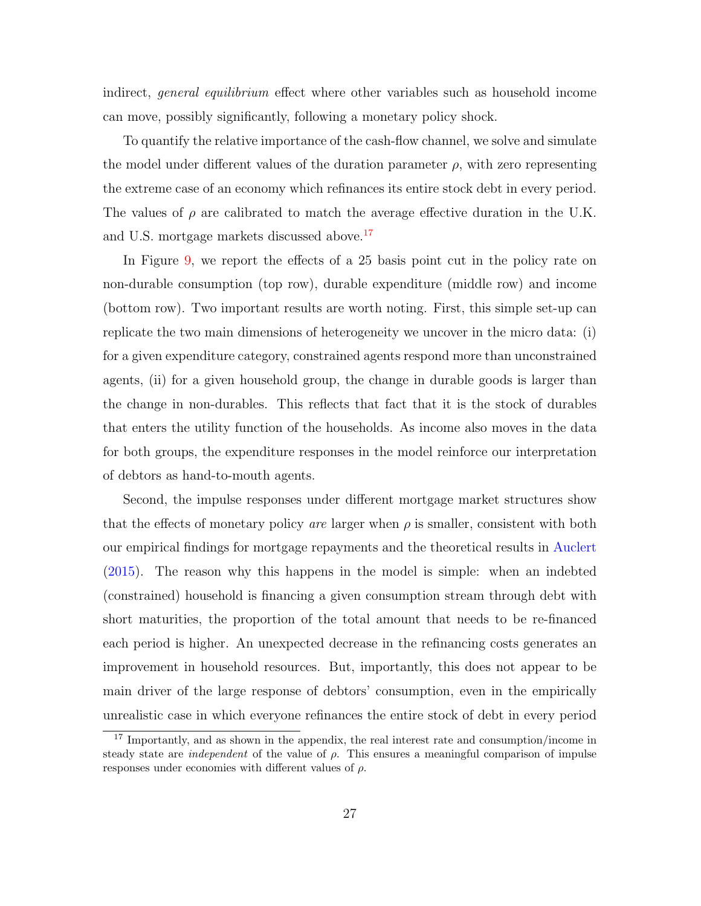indirect, *general equilibrium* effect where other variables such as household income can move, possibly significantly, following a monetary policy shock.

To quantify the relative importance of the cash-flow channel, we solve and simulate the model under different values of the duration parameter $\rho$, with zero representing the extreme case of an economy which refinances its entire stock debt in every period. The values of $\rho$ are calibrated to match the average effective duration in the U.K. and U.S. mortgage markets discussed above.[17]

In Figure 9, we report the effects of a 25 basis point cut in the policy rate on non-durable consumption (top row), durable expenditure (middle row) and income (bottom row). Two important results are worth noting. First, this simple set-up can replicate the two main dimensions of heterogeneity we uncover in the micro data: (i) for a given expenditure category, constrained agents respond more than unconstrained agents, (ii) for a given household group, the change in durable goods is larger than the change in non-durables. This reflects that fact that it is the stock of durables that enters the utility function of the households. As income also moves in the data for both groups, the expenditure responses in the model reinforce our interpretation of debtors as hand-to-mouth agents.

Second, the impulse responses under different mortgage market structures show that the effects of monetary policy *are* larger when $\rho$ is smaller, consistent with both our empirical findings for mortgage repayments and the theoretical results in Auclert (2015). The reason why this happens in the model is simple: when an indebted (constrained) household is financing a given consumption stream through debt with short maturities, the proportion of the total amount that needs to be re-financed each period is higher. An unexpected decrease in the refinancing costs generates an improvement in household resources. But, importantly, this does not appear to be main driver of the large response of debtors' consumption, even in the empirically unrealistic case in which everyone refinances the entire stock of debt in every period

[17] Importantly, and as shown in the appendix, the real interest rate and consumption/income in steady state are *independent* of the value of $\rho$. This ensures a meaningful comparison of impulse responses under economies with different values of $\rho$.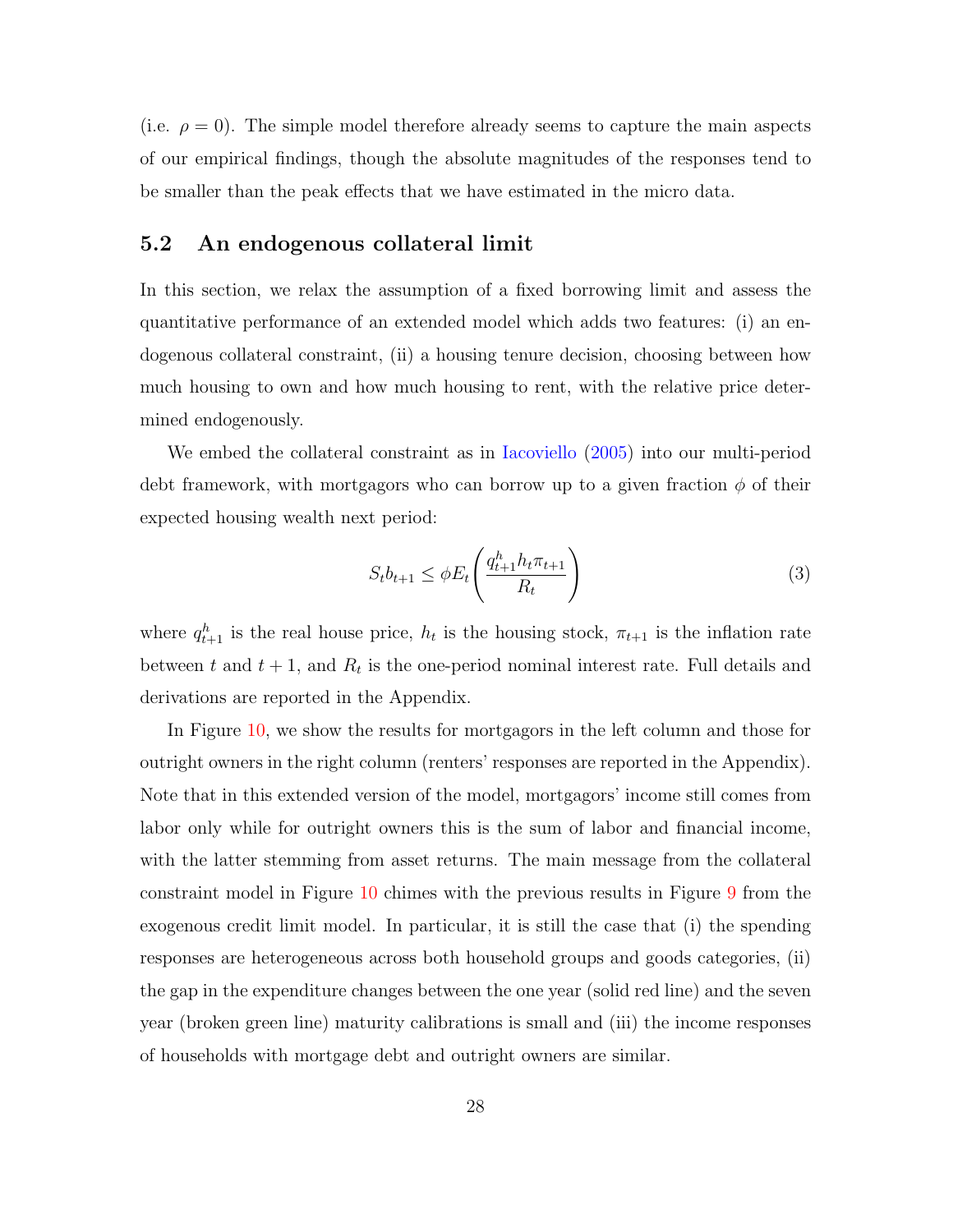(i.e. $\rho = 0$). The simple model therefore already seems to capture the main aspects of our empirical findings, though the absolute magnitudes of the responses tend to be smaller than the peak effects that we have estimated in the micro data.

## 5.2 An endogenous collateral limit

In this section, we relax the assumption of a fixed borrowing limit and assess the quantitative performance of an extended model which adds two features: (i) an endogenous collateral constraint, (ii) a housing tenure decision, choosing between how much housing to own and how much housing to rent, with the relative price determined endogenously.

We embed the collateral constraint as in Iacoviello (2005) into our multi-period debt framework, with mortgagors who can borrow up to a given fraction $\phi$ of their expected housing wealth next period:

$$S_t b_{t+1} \leq \phi E_t \left( \frac{q^h_{t+1} h_t \pi_{t+1}}{R_t} \right) \tag{3}$$

where $q^h_{t+1}$ is the real house price, $h_t$ is the housing stock, $\pi_{t+1}$ is the inflation rate between $t$ and $t+1$, and $R_t$ is the one-period nominal interest rate. Full details and derivations are reported in the Appendix.

In Figure 10, we show the results for mortgagors in the left column and those for outright owners in the right column (renters' responses are reported in the Appendix). Note that in this extended version of the model, mortgagors' income still comes from labor only while for outright owners this is the sum of labor and financial income, with the latter stemming from asset returns. The main message from the collateral constraint model in Figure 10 chimes with the previous results in Figure 9 from the exogenous credit limit model. In particular, it is still the case that (i) the spending responses are heterogeneous across both household groups and goods categories, (ii) the gap in the expenditure changes between the one year (solid red line) and the seven year (broken green line) maturity calibrations is small and (iii) the income responses of households with mortgage debt and outright owners are similar.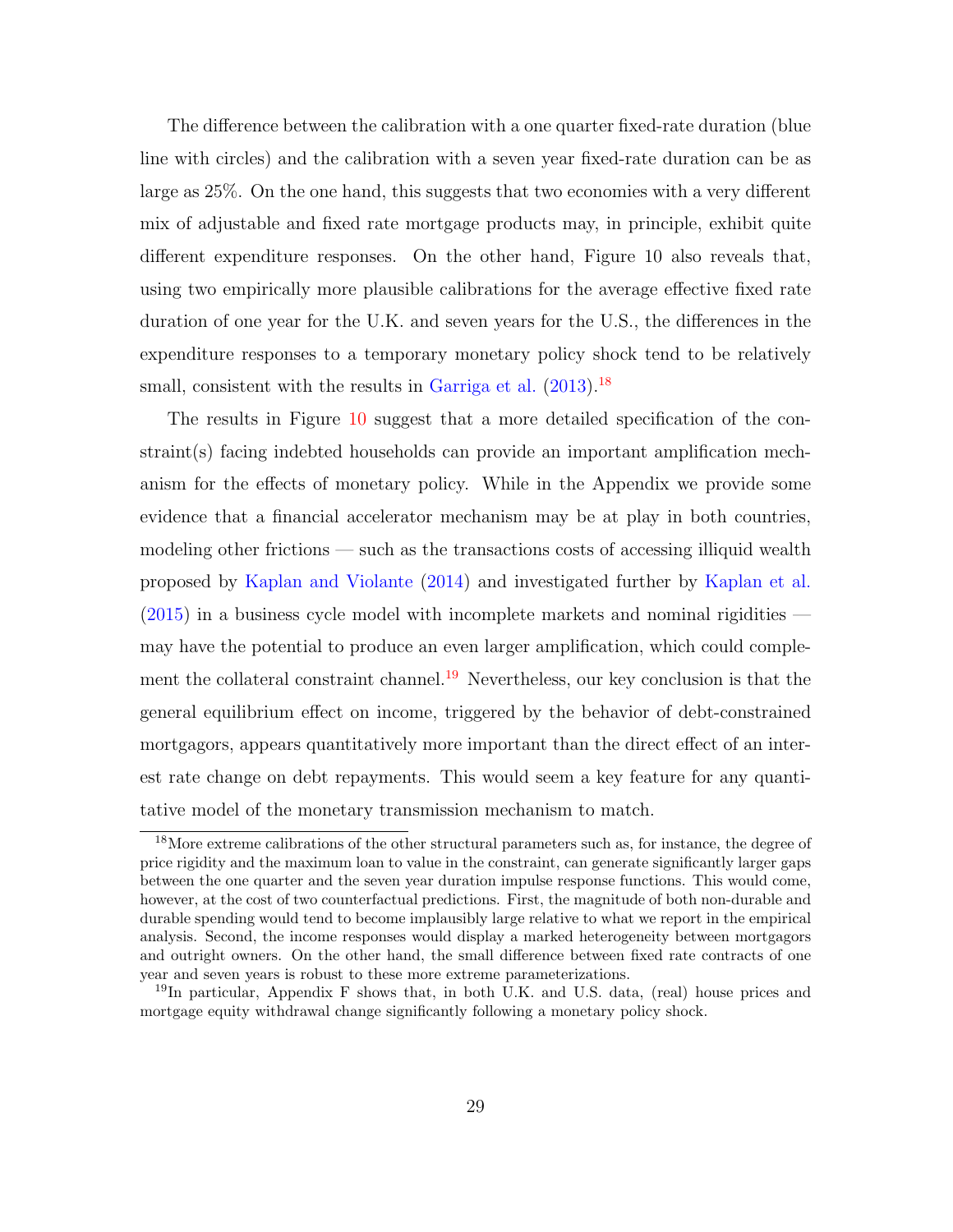The difference between the calibration with a one quarter fixed-rate duration (blue line with circles) and the calibration with a seven year fixed-rate duration can be as large as 25%. On the one hand, this suggests that two economies with a very different mix of adjustable and fixed rate mortgage products may, in principle, exhibit quite different expenditure responses. On the other hand, Figure 10 also reveals that, using two empirically more plausible calibrations for the average effective fixed rate duration of one year for the U.K. and seven years for the U.S., the differences in the expenditure responses to a temporary monetary policy shock tend to be relatively small, consistent with the results in Garriga et al. (2013).[18]

The results in Figure 10 suggest that a more detailed specification of the constraint(s) facing indebted households can provide an important amplification mechanism for the effects of monetary policy. While in the Appendix we provide some evidence that a financial accelerator mechanism may be at play in both countries, modeling other frictions — such as the transactions costs of accessing illiquid wealth proposed by Kaplan and Violante (2014) and investigated further by Kaplan et al. (2015) in a business cycle model with incomplete markets and nominal rigidities — may have the potential to produce an even larger amplification, which could complement the collateral constraint channel.[19] Nevertheless, our key conclusion is that the general equilibrium effect on income, triggered by the behavior of debt-constrained mortgagors, appears quantitatively more important than the direct effect of an interest rate change on debt repayments. This would seem a key feature for any quantitative model of the monetary transmission mechanism to match.

[18] More extreme calibrations of the other structural parameters such as, for instance, the degree of price rigidity and the maximum loan to value in the constraint, can generate significantly larger gaps between the one quarter and the seven year duration impulse response functions. This would come, however, at the cost of two counterfactual predictions. First, the magnitude of both non-durable and durable spending would tend to become implausibly large relative to what we report in the empirical analysis. Second, the income responses would display a marked heterogeneity between mortgagors and outright owners. On the other hand, the small difference between fixed rate contracts of one year and seven years is robust to these more extreme parameterizations.

[19] In particular, Appendix F shows that, in both U.K. and U.S. data, (real) house prices and mortgage equity withdrawal change significantly following a monetary policy shock.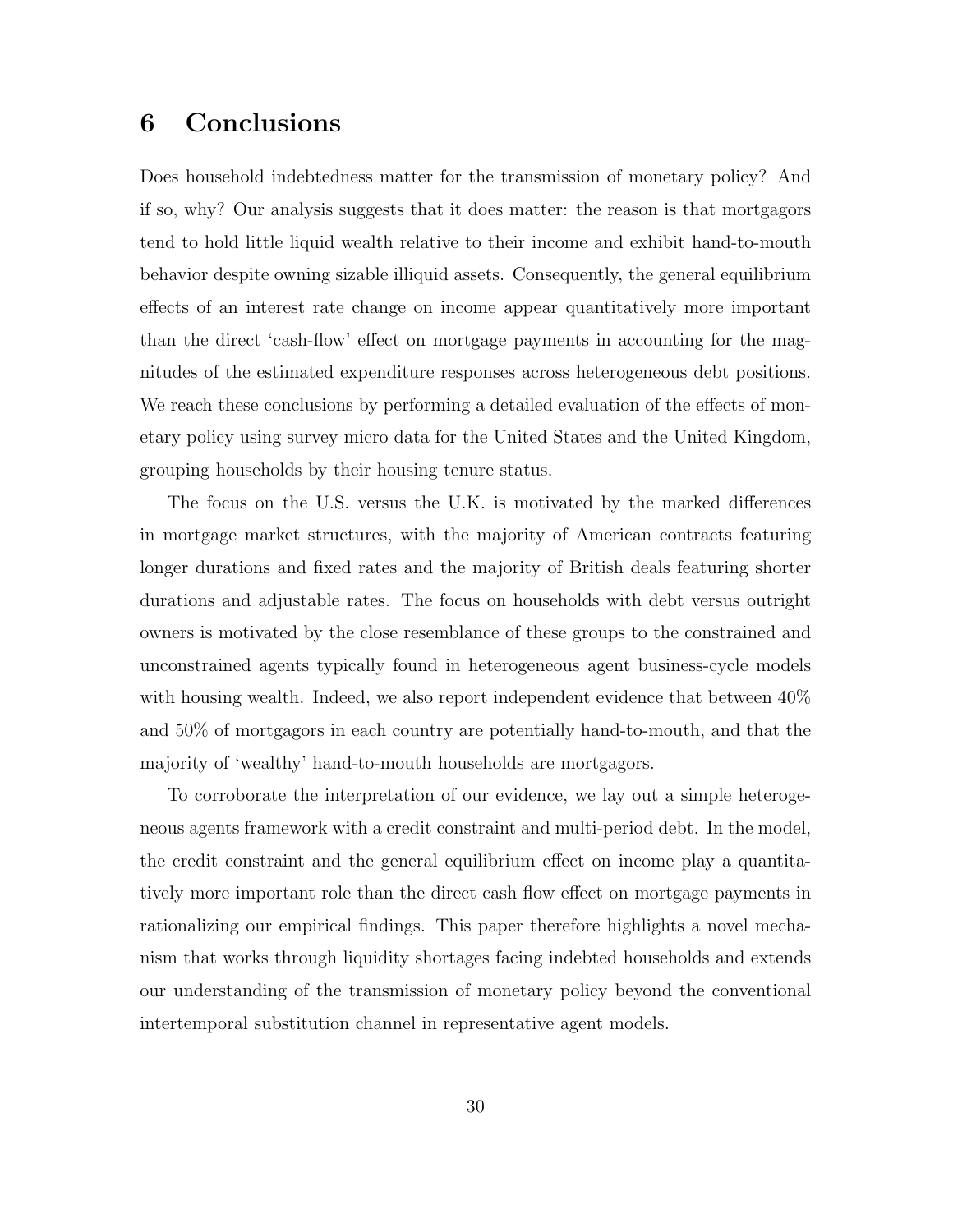# 6 Conclusions

Does household indebtedness matter for the transmission of monetary policy? And if so, why? Our analysis suggests that it does matter: the reason is that mortgagors tend to hold little liquid wealth relative to their income and exhibit hand-to-mouth behavior despite owning sizable illiquid assets. Consequently, the general equilibrium effects of an interest rate change on income appear quantitatively more important than the direct 'cash-flow' effect on mortgage payments in accounting for the magnitudes of the estimated expenditure responses across heterogeneous debt positions. We reach these conclusions by performing a detailed evaluation of the effects of monetary policy using survey micro data for the United States and the United Kingdom, grouping households by their housing tenure status.

The focus on the U.S. versus the U.K. is motivated by the marked differences in mortgage market structures, with the majority of American contracts featuring longer durations and fixed rates and the majority of British deals featuring shorter durations and adjustable rates. The focus on households with debt versus outright owners is motivated by the close resemblance of these groups to the constrained and unconstrained agents typically found in heterogeneous agent business-cycle models with housing wealth. Indeed, we also report independent evidence that between 40% and 50% of mortgagors in each country are potentially hand-to-mouth, and that the majority of 'wealthy' hand-to-mouth households are mortgagors.

To corroborate the interpretation of our evidence, we lay out a simple heterogeneous agents framework with a credit constraint and multi-period debt. In the model, the credit constraint and the general equilibrium effect on income play a quantitatively more important role than the direct cash flow effect on mortgage payments in rationalizing our empirical findings. This paper therefore highlights a novel mechanism that works through liquidity shortages facing indebted households and extends our understanding of the transmission of monetary policy beyond the conventional intertemporal substitution channel in representative agent models.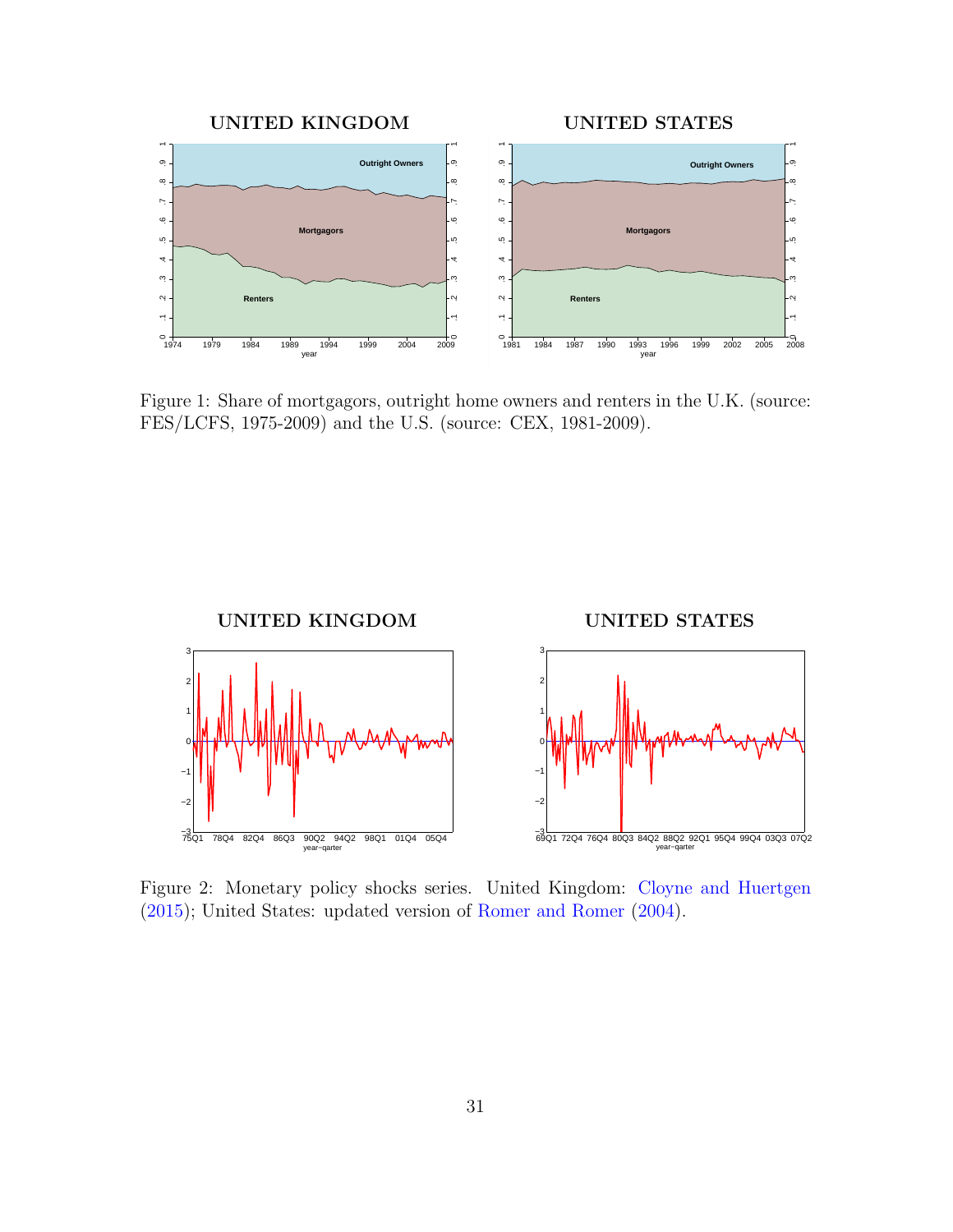Figure 1: Share of mortgagors, outright home owners and renters in the U.K. (source: FES/LCFS, 1975-2009) and the U.S. (source: CEX, 1981-2009).

Figure 2: Monetary policy shocks series. United Kingdom: Cloyne and Huertgen (2015); United States: updated version of Romer and Romer (2004).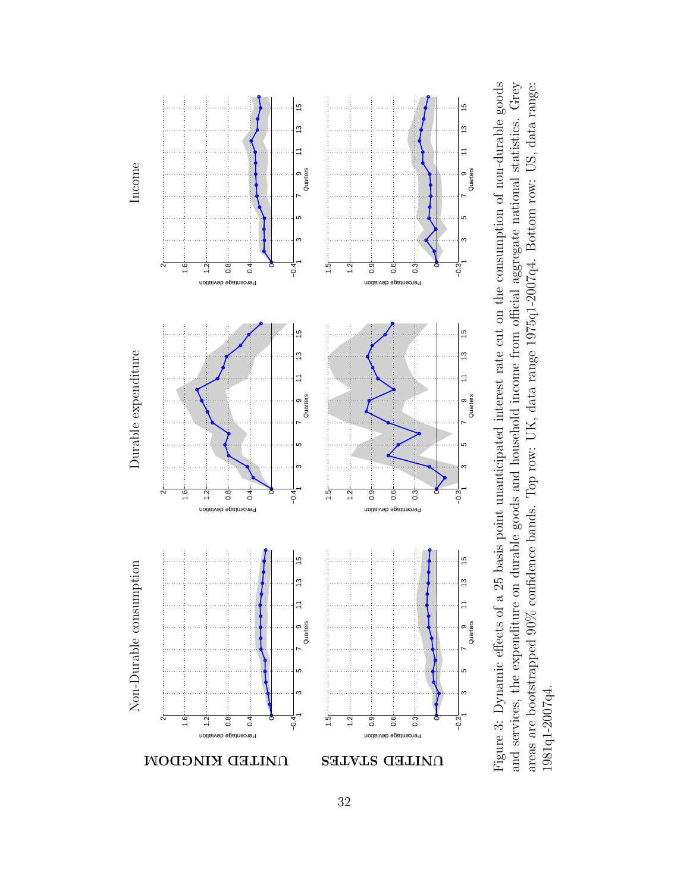Figure 3: Dynamic effects of a 25 basis point unanticipated interest rate cut on the consumption of non-durable goods and services, the expenditure on durable goods and household income from official aggregate national statistics. Grey areas are bootstrapped 90% confidence bands. Top row: UK, data range 1975q1-2007q4. Bottom row: US, data range: 1981q1-2007q4.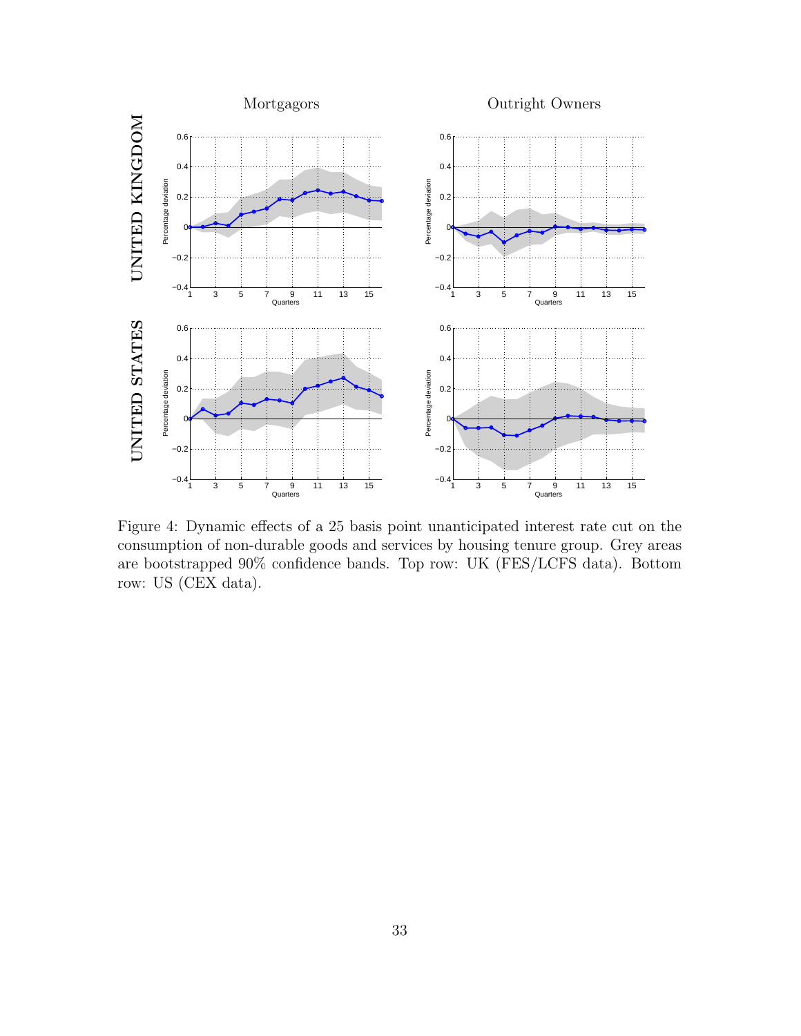Figure 4: Dynamic effects of a 25 basis point unanticipated interest rate cut on the consumption of non-durable goods and services by housing tenure group. Grey areas are bootstrapped 90% confidence bands. Top row: UK (FES/LCFS data). Bottom row: US (CEX data).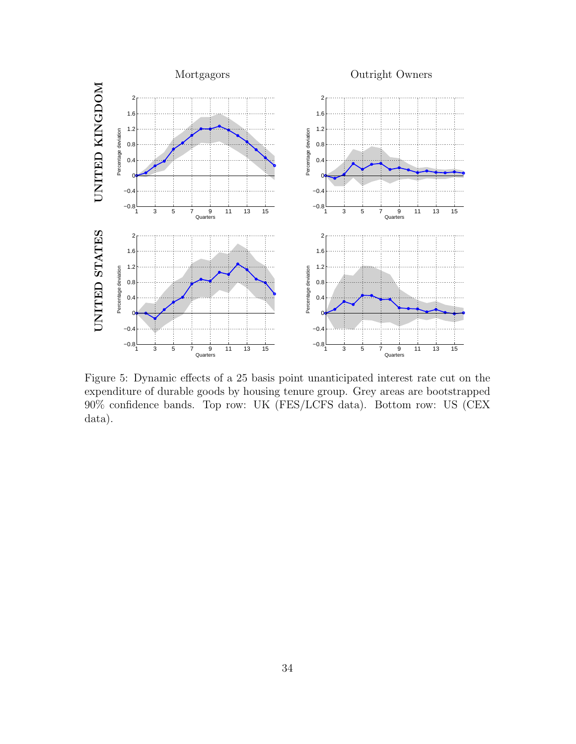Figure 5: Dynamic effects of a 25 basis point unanticipated interest rate cut on the expenditure of durable goods by housing tenure group. Grey areas are bootstrapped 90% confidence bands. Top row: UK (FES/LCFS data). Bottom row: US (CEX data).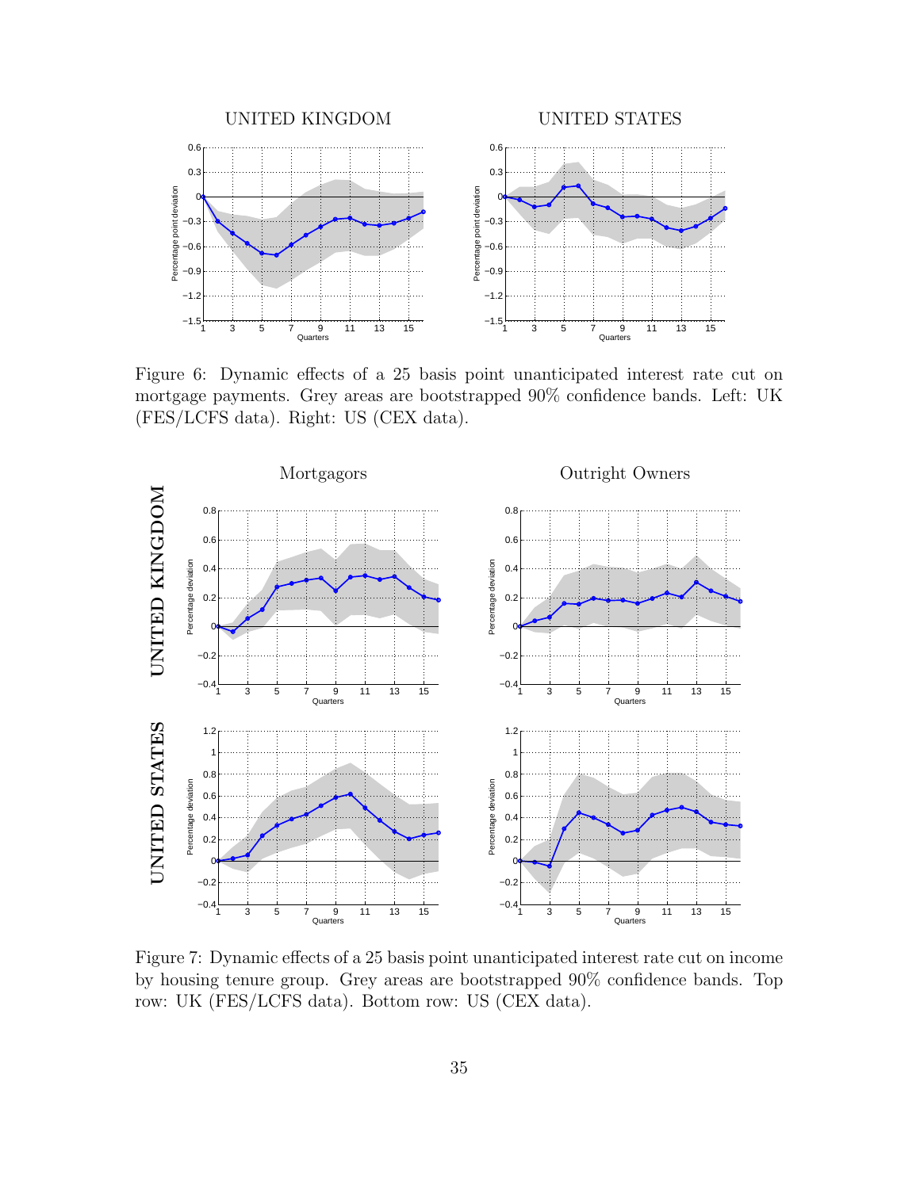Figure 6: Dynamic effects of a 25 basis point unanticipated interest rate cut on mortgage payments. Grey areas are bootstrapped 90% confidence bands. Left: UK (FES/LCFS data). Right: US (CEX data).

Figure 7: Dynamic effects of a 25 basis point unanticipated interest rate cut on income by housing tenure group. Grey areas are bootstrapped 90% confidence bands. Top row: UK (FES/LCFS data). Bottom row: US (CEX data).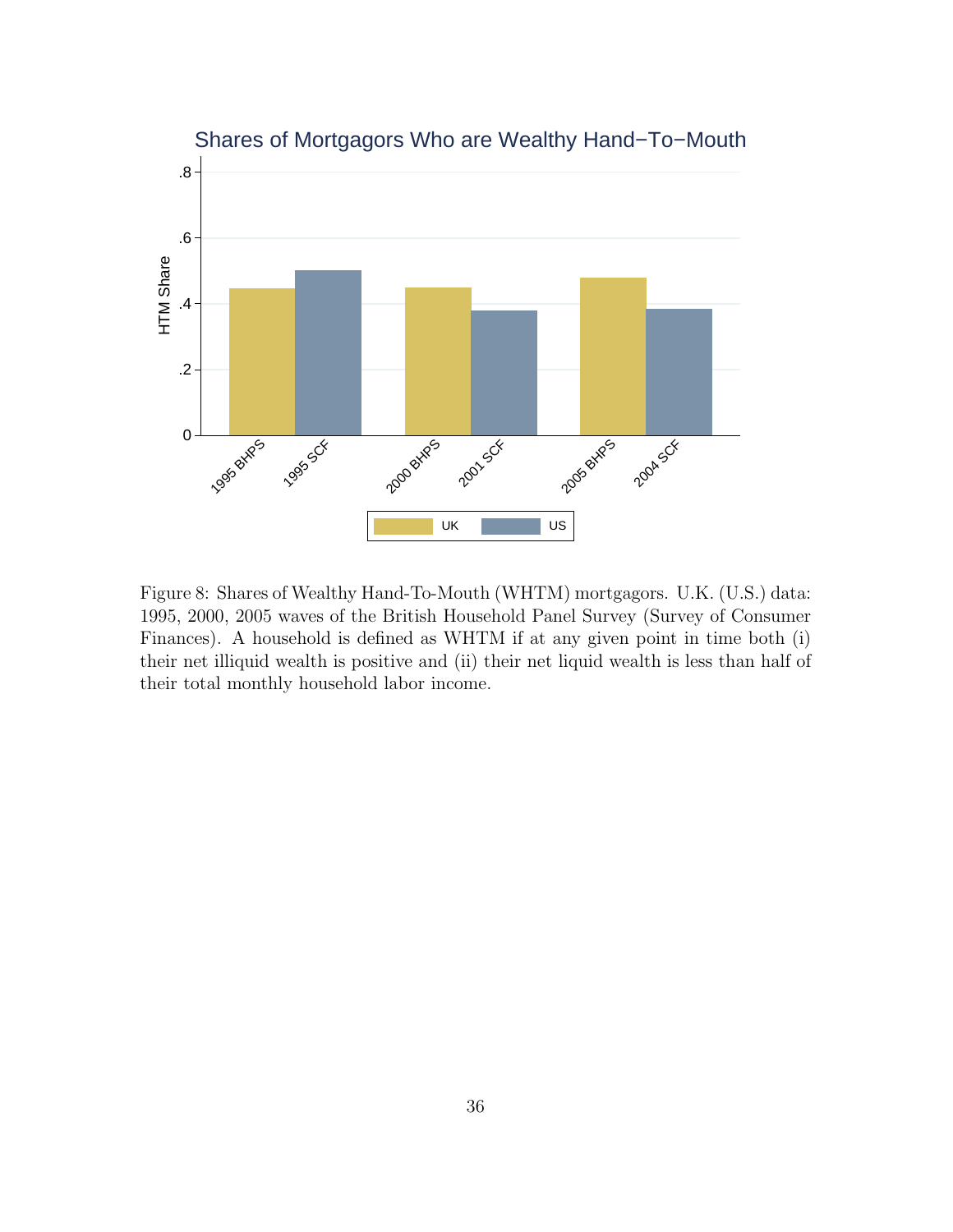Figure 8: Shares of Wealthy Hand-To-Mouth (WHTM) mortgagors. U.K. (U.S.) data: 1995, 2000, 2005 waves of the British Household Panel Survey (Survey of Consumer Finances). A household is defined as WHTM if at any given point in time both (i) their net illiquid wealth is positive and (ii) their net liquid wealth is less than half of their total monthly household labor income.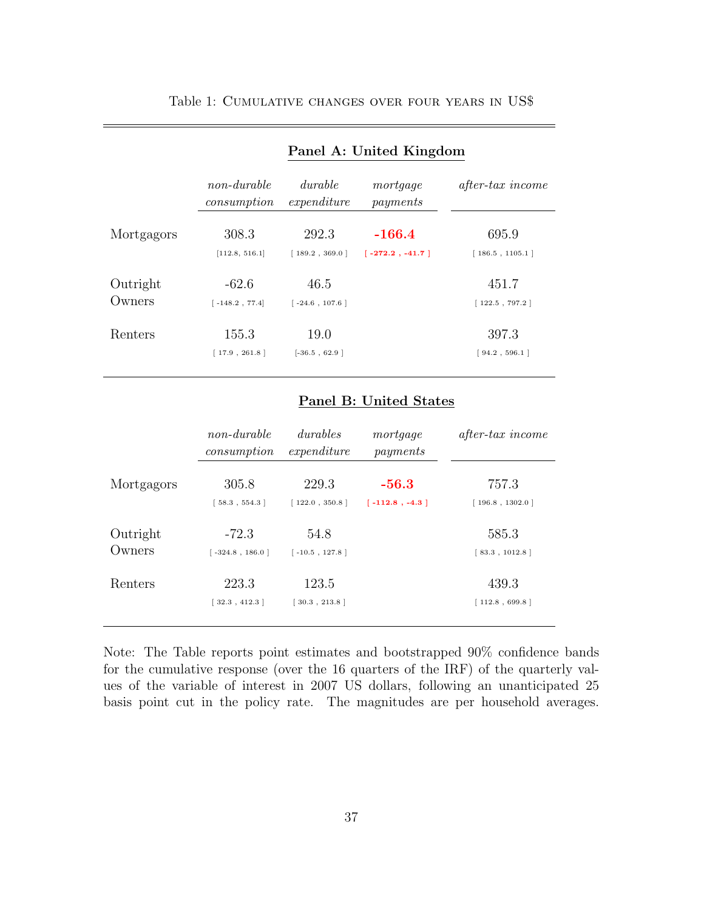Table 1: Cumulative changes over four years in US$

**Panel A: United Kingdom**

| | *non-durable consumption* | *durable expenditure* | *mortgage payments* | *after-tax income* |
|---|---|---|---|---|
| Mortgagors | 308.3 | 292.3 | **-166.4** | 695.9 |
| | [112.8, 516.1] | [ 189.2 , 369.0 ] | **[ -272.2 , -41.7 ]** | [ 186.5 , 1105.1 ] |
| Outright Owners | -62.6 | 46.5 | | 451.7 |
| | [ -148.2 , 77.4] | [ -24.6 , 107.6 ] | | [ 122.5 , 797.2 ] |
| Renters | 155.3 | 19.0 | | 397.3 |
| | [ 17.9 , 261.8 ] | [-36.5 , 62.9 ] | | [ 94.2 , 596.1 ] |

**Panel B: United States**

| | *non-durable consumption* | *durables expenditure* | *mortgage payments* | *after-tax income* |
|---|---|---|---|---|
| Mortgagors | 305.8 | 229.3 | **-56.3** | 757.3 |
| | [ 58.3 , 554.3 ] | [ 122.0 , 350.8 ] | **[ -112.8 , -4.3 ]** | [ 196.8 , 1302.0 ] |
| Outright Owners | -72.3 | 54.8 | | 585.3 |
| | [ -324.8 , 186.0 ] | [ -10.5 , 127.8 ] | | [ 83.3 , 1012.8 ] |
| Renters | 223.3 | 123.5 | | 439.3 |
| | [ 32.3 , 412.3 ] | [ 30.3 , 213.8 ] | | [ 112.8 , 699.8 ] |

Note: The Table reports point estimates and bootstrapped 90% confidence bands for the cumulative response (over the 16 quarters of the IRF) of the quarterly values of the variable of interest in 2007 US dollars, following an unanticipated 25 basis point cut in the policy rate. The magnitudes are per household averages.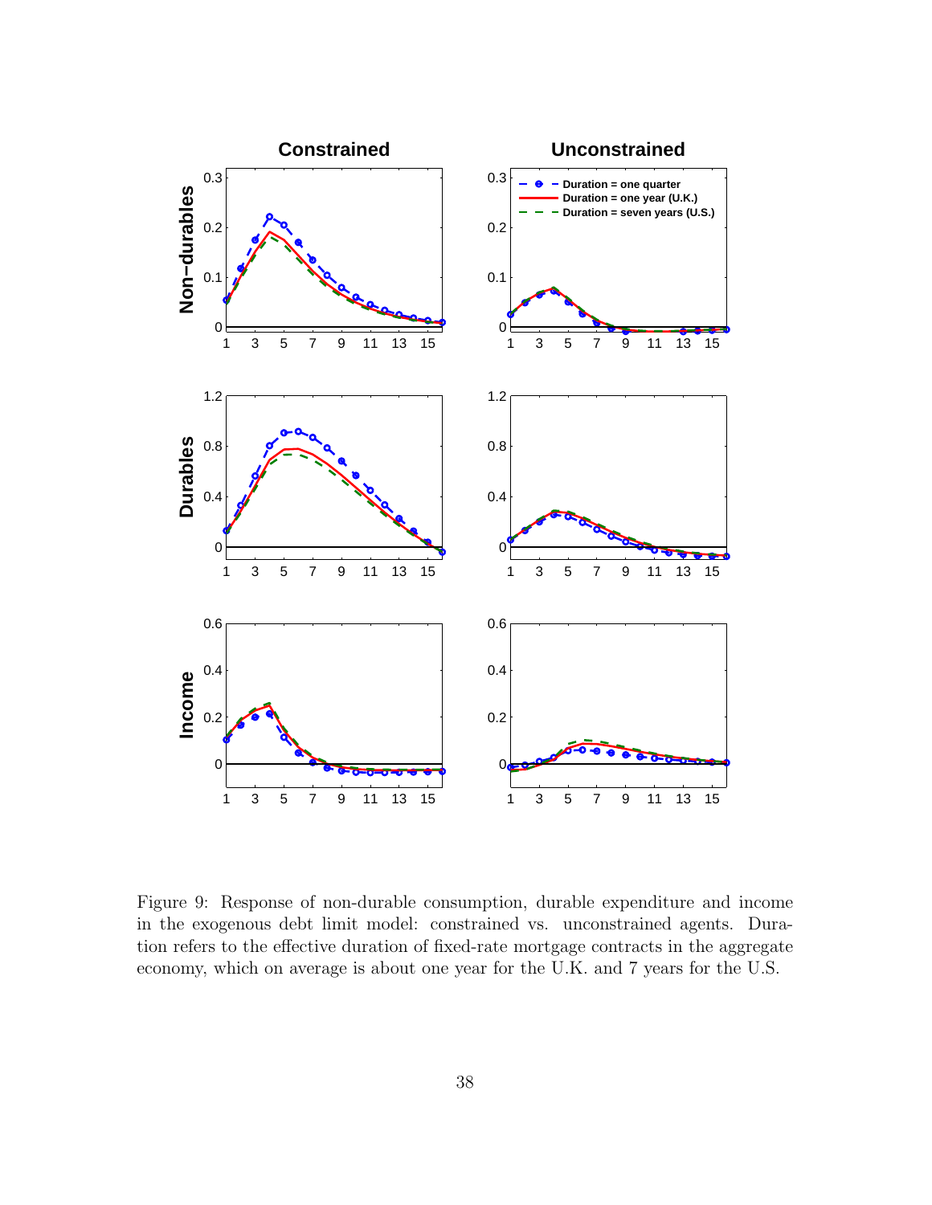Figure 9: Response of non-durable consumption, durable expenditure and income in the exogenous debt limit model: constrained vs. unconstrained agents. Duration refers to the effective duration of fixed-rate mortgage contracts in the aggregate economy, which on average is about one year for the U.K. and 7 years for the U.S.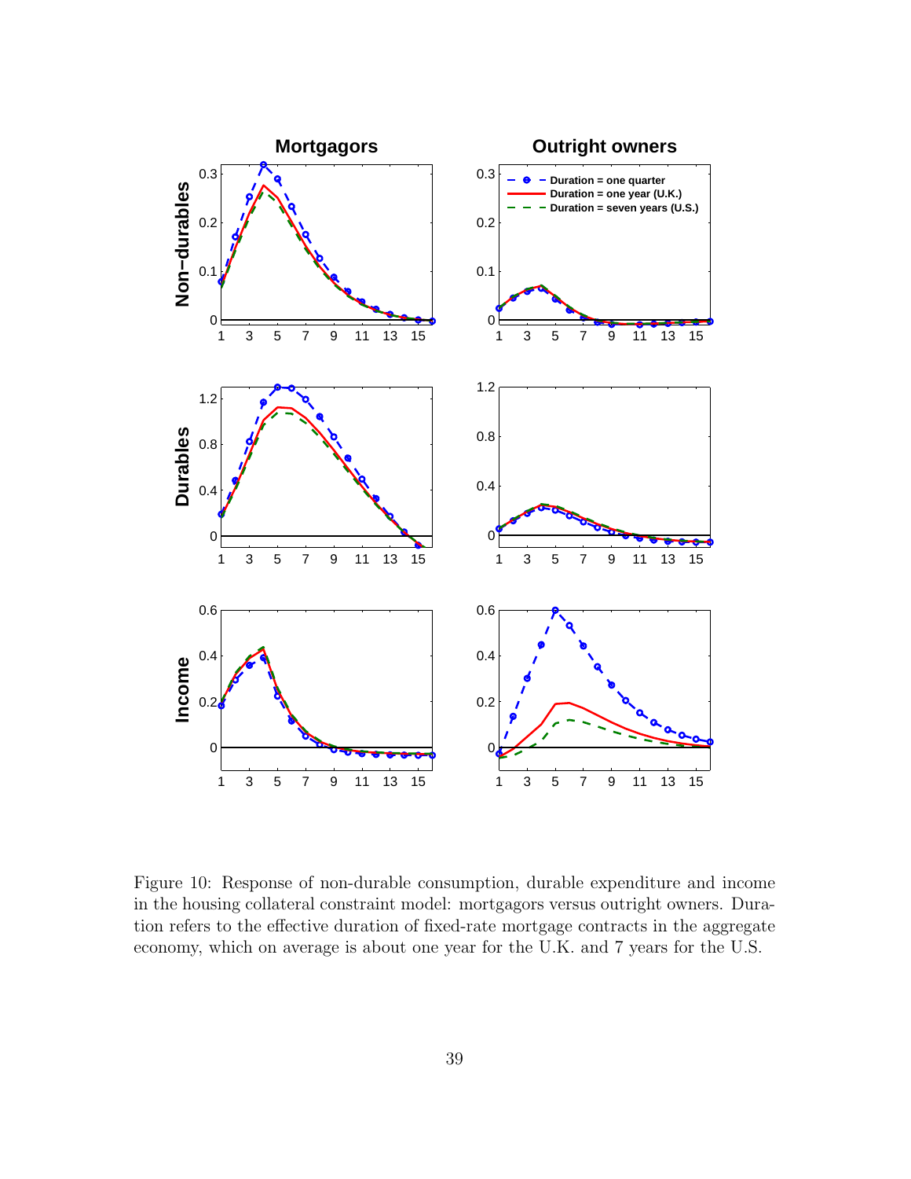Figure 10: Response of non-durable consumption, durable expenditure and income in the housing collateral constraint model: mortgagors versus outright owners. Duration refers to the effective duration of fixed-rate mortgage contracts in the aggregate economy, which on average is about one year for the U.K. and 7 years for the U.S.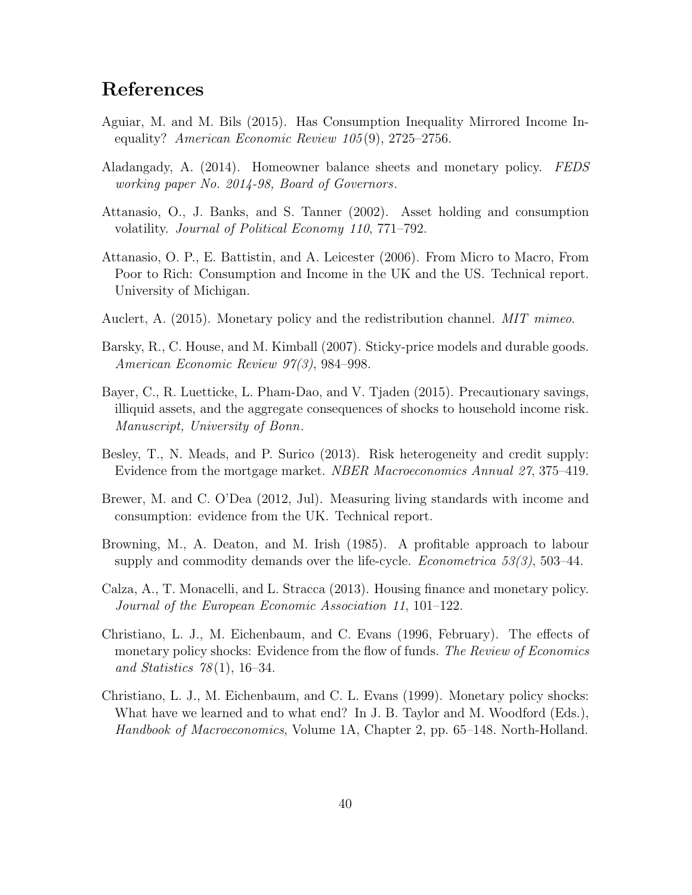# References

Aguiar, M. and M. Bils (2015). Has Consumption Inequality Mirrored Income Inequality? *American Economic Review 105*(9), 2725–2756.

Aladangady, A. (2014). Homeowner balance sheets and monetary policy. *FEDS working paper No. 2014-98, Board of Governors*.

Attanasio, O., J. Banks, and S. Tanner (2002). Asset holding and consumption volatility. *Journal of Political Economy 110*, 771–792.

Attanasio, O. P., E. Battistin, and A. Leicester (2006). From Micro to Macro, From Poor to Rich: Consumption and Income in the UK and the US. Technical report. University of Michigan.

Auclert, A. (2015). Monetary policy and the redistribution channel. *MIT mimeo*.

Barsky, R., C. House, and M. Kimball (2007). Sticky-price models and durable goods. *American Economic Review 97(3)*, 984–998.

Bayer, C., R. Luetticke, L. Pham-Dao, and V. Tjaden (2015). Precautionary savings, illiquid assets, and the aggregate consequences of shocks to household income risk. *Manuscript, University of Bonn*.

Besley, T., N. Meads, and P. Surico (2013). Risk heterogeneity and credit supply: Evidence from the mortgage market. *NBER Macroeconomics Annual 27*, 375–419.

Brewer, M. and C. O'Dea (2012, Jul). Measuring living standards with income and consumption: evidence from the UK. Technical report.

Browning, M., A. Deaton, and M. Irish (1985). A profitable approach to labour supply and commodity demands over the life-cycle. *Econometrica 53(3)*, 503–44.

Calza, A., T. Monacelli, and L. Stracca (2013). Housing finance and monetary policy. *Journal of the European Economic Association 11*, 101–122.

Christiano, L. J., M. Eichenbaum, and C. Evans (1996, February). The effects of monetary policy shocks: Evidence from the flow of funds. *The Review of Economics and Statistics 78*(1), 16–34.

Christiano, L. J., M. Eichenbaum, and C. L. Evans (1999). Monetary policy shocks: What have we learned and to what end? In J. B. Taylor and M. Woodford (Eds.), *Handbook of Macroeconomics*, Volume 1A, Chapter 2, pp. 65–148. North-Holland.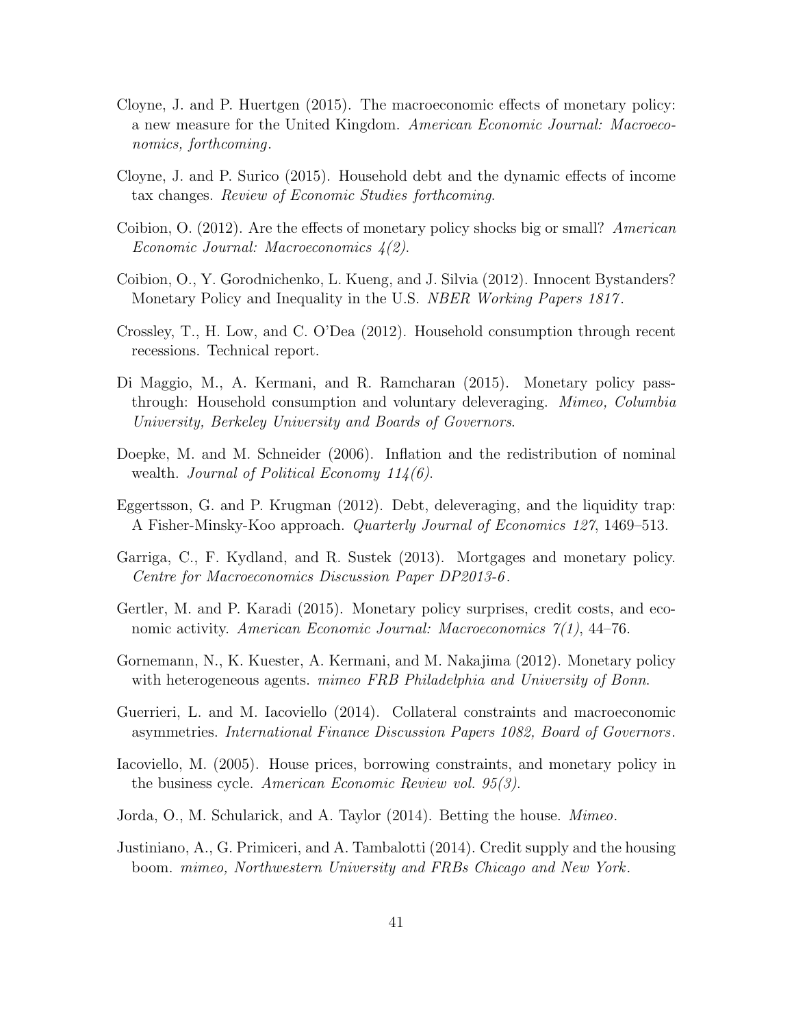Cloyne, J. and P. Huertgen (2015). The macroeconomic effects of monetary policy: a new measure for the United Kingdom. *American Economic Journal: Macroeconomics, forthcoming*.

Cloyne, J. and P. Surico (2015). Household debt and the dynamic effects of income tax changes. *Review of Economic Studies forthcoming*.

Coibion, O. (2012). Are the effects of monetary policy shocks big or small? *American Economic Journal: Macroeconomics 4(2)*.

Coibion, O., Y. Gorodnichenko, L. Kueng, and J. Silvia (2012). Innocent Bystanders? Monetary Policy and Inequality in the U.S. *NBER Working Papers 1817*.

Crossley, T., H. Low, and C. O'Dea (2012). Household consumption through recent recessions. Technical report.

Di Maggio, M., A. Kermani, and R. Ramcharan (2015). Monetary policy pass-through: Household consumption and voluntary deleveraging. *Mimeo, Columbia University, Berkeley University and Boards of Governors*.

Doepke, M. and M. Schneider (2006). Inflation and the redistribution of nominal wealth. *Journal of Political Economy 114(6)*.

Eggertsson, G. and P. Krugman (2012). Debt, deleveraging, and the liquidity trap: A Fisher-Minsky-Koo approach. *Quarterly Journal of Economics 127*, 1469–513.

Garriga, C., F. Kydland, and R. Sustek (2013). Mortgages and monetary policy. *Centre for Macroeconomics Discussion Paper DP2013-6*.

Gertler, M. and P. Karadi (2015). Monetary policy surprises, credit costs, and economic activity. *American Economic Journal: Macroeconomics 7(1)*, 44–76.

Gornemann, N., K. Kuester, A. Kermani, and M. Nakajima (2012). Monetary policy with heterogeneous agents. *mimeo FRB Philadelphia and University of Bonn*.

Guerrieri, L. and M. Iacoviello (2014). Collateral constraints and macroeconomic asymmetries. *International Finance Discussion Papers 1082, Board of Governors*.

Iacoviello, M. (2005). House prices, borrowing constraints, and monetary policy in the business cycle. *American Economic Review vol. 95(3)*.

Jorda, O., M. Schularick, and A. Taylor (2014). Betting the house. *Mimeo*.

Justiniano, A., G. Primiceri, and A. Tambalotti (2014). Credit supply and the housing boom. *mimeo, Northwestern University and FRBs Chicago and New York*.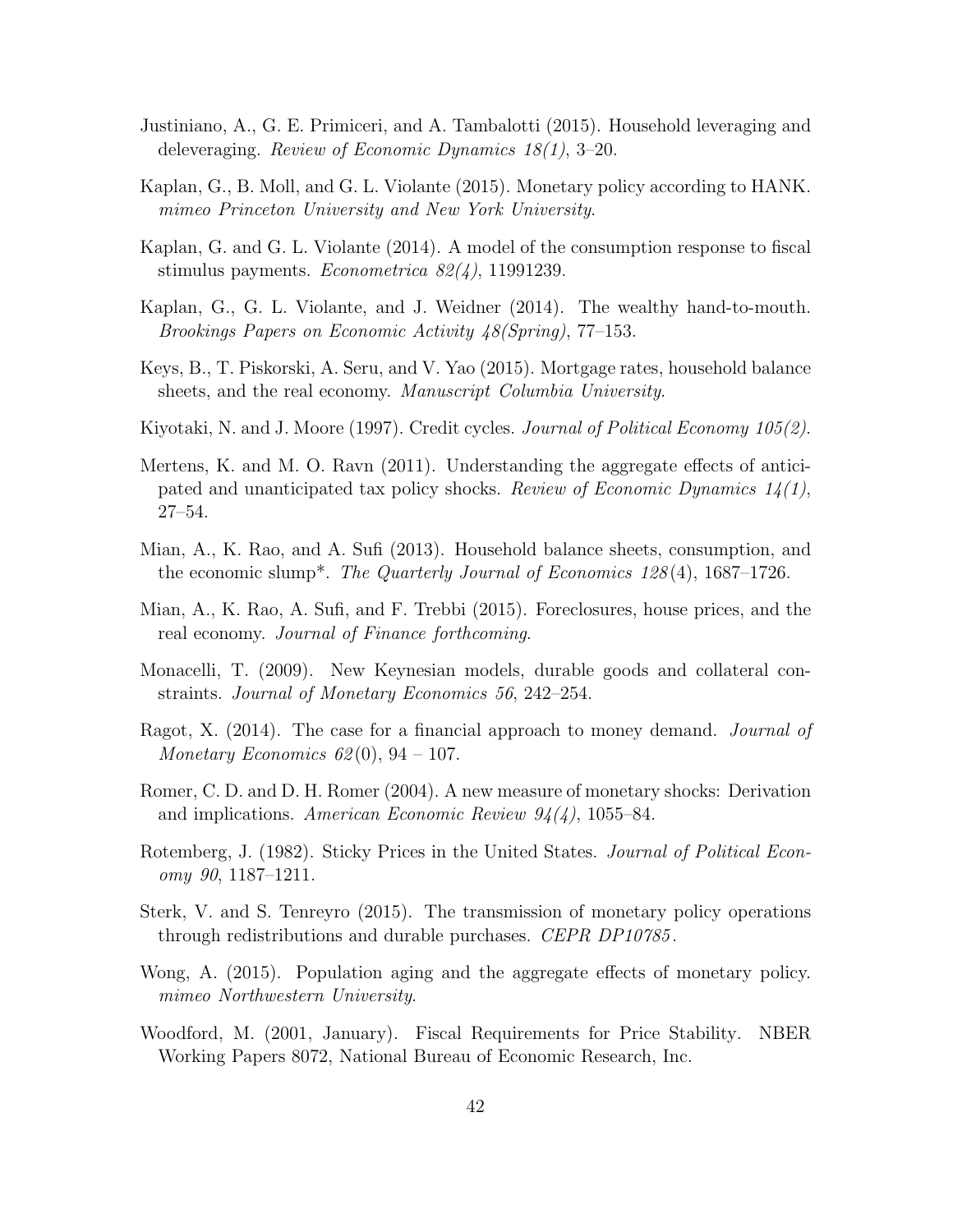Justiniano, A., G. E. Primiceri, and A. Tambalotti (2015). Household leveraging and deleveraging. *Review of Economic Dynamics 18(1)*, 3–20.

Kaplan, G., B. Moll, and G. L. Violante (2015). Monetary policy according to HANK. *mimeo Princeton University and New York University*.

Kaplan, G. and G. L. Violante (2014). A model of the consumption response to fiscal stimulus payments. *Econometrica 82(4)*, 11991239.

Kaplan, G., G. L. Violante, and J. Weidner (2014). The wealthy hand-to-mouth. *Brookings Papers on Economic Activity 48(Spring)*, 77–153.

Keys, B., T. Piskorski, A. Seru, and V. Yao (2015). Mortgage rates, household balance sheets, and the real economy. *Manuscript Columbia University*.

Kiyotaki, N. and J. Moore (1997). Credit cycles. *Journal of Political Economy 105(2)*.

Mertens, K. and M. O. Ravn (2011). Understanding the aggregate effects of anticipated and unanticipated tax policy shocks. *Review of Economic Dynamics 14(1)*, 27–54.

Mian, A., K. Rao, and A. Sufi (2013). Household balance sheets, consumption, and the economic slump*. *The Quarterly Journal of Economics 128*(4), 1687–1726.

Mian, A., K. Rao, A. Sufi, and F. Trebbi (2015). Foreclosures, house prices, and the real economy. *Journal of Finance forthcoming*.

Monacelli, T. (2009). New Keynesian models, durable goods and collateral constraints. *Journal of Monetary Economics 56*, 242–254.

Ragot, X. (2014). The case for a financial approach to money demand. *Journal of Monetary Economics 62*(0), 94 – 107.

Romer, C. D. and D. H. Romer (2004). A new measure of monetary shocks: Derivation and implications. *American Economic Review 94(4)*, 1055–84.

Rotemberg, J. (1982). Sticky Prices in the United States. *Journal of Political Economy 90*, 1187–1211.

Sterk, V. and S. Tenreyro (2015). The transmission of monetary policy operations through redistributions and durable purchases. *CEPR DP10785*.

Wong, A. (2015). Population aging and the aggregate effects of monetary policy. *mimeo Northwestern University*.

Woodford, M. (2001, January). Fiscal Requirements for Price Stability. NBER Working Papers 8072, National Bureau of Economic Research, Inc.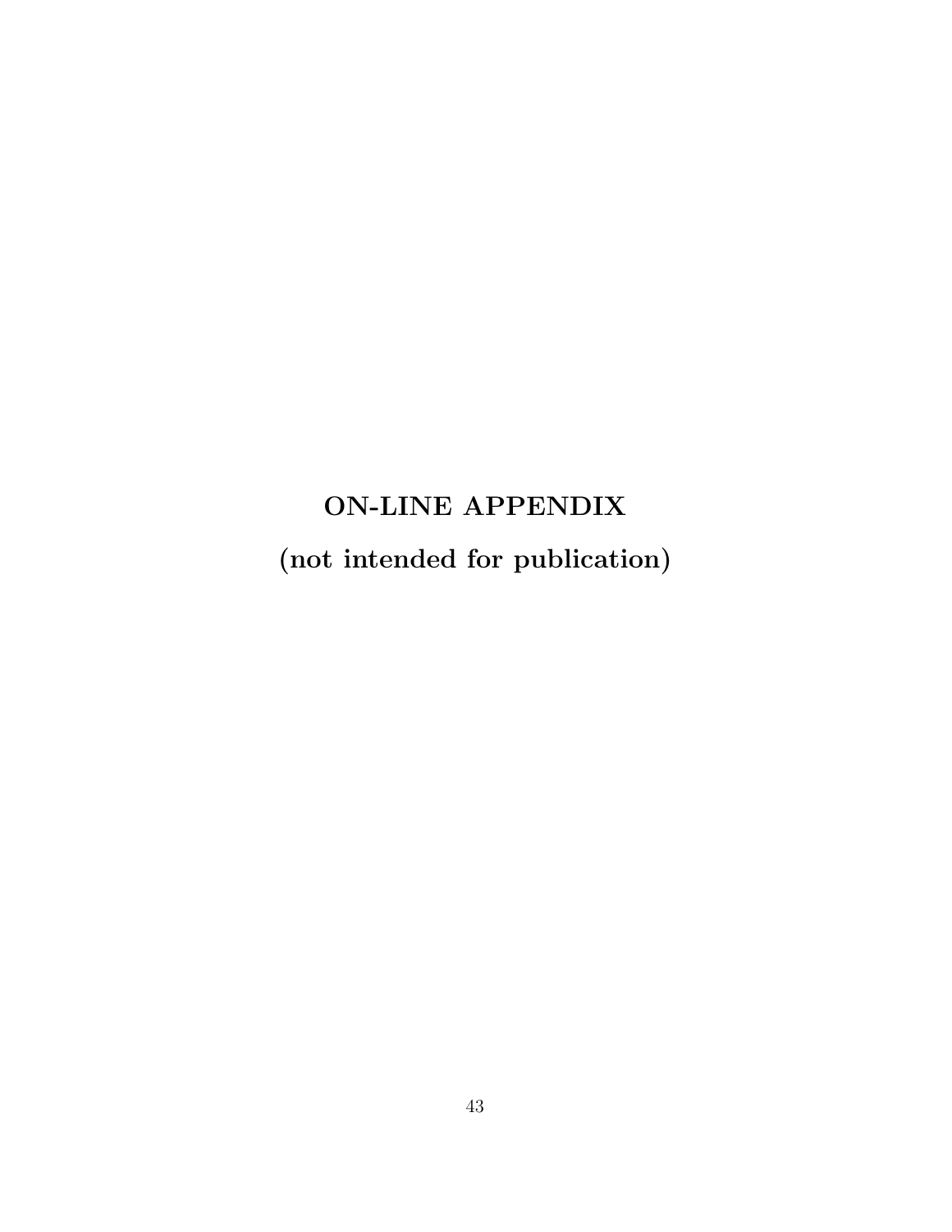# ON-LINE APPENDIX

# (not intended for publication)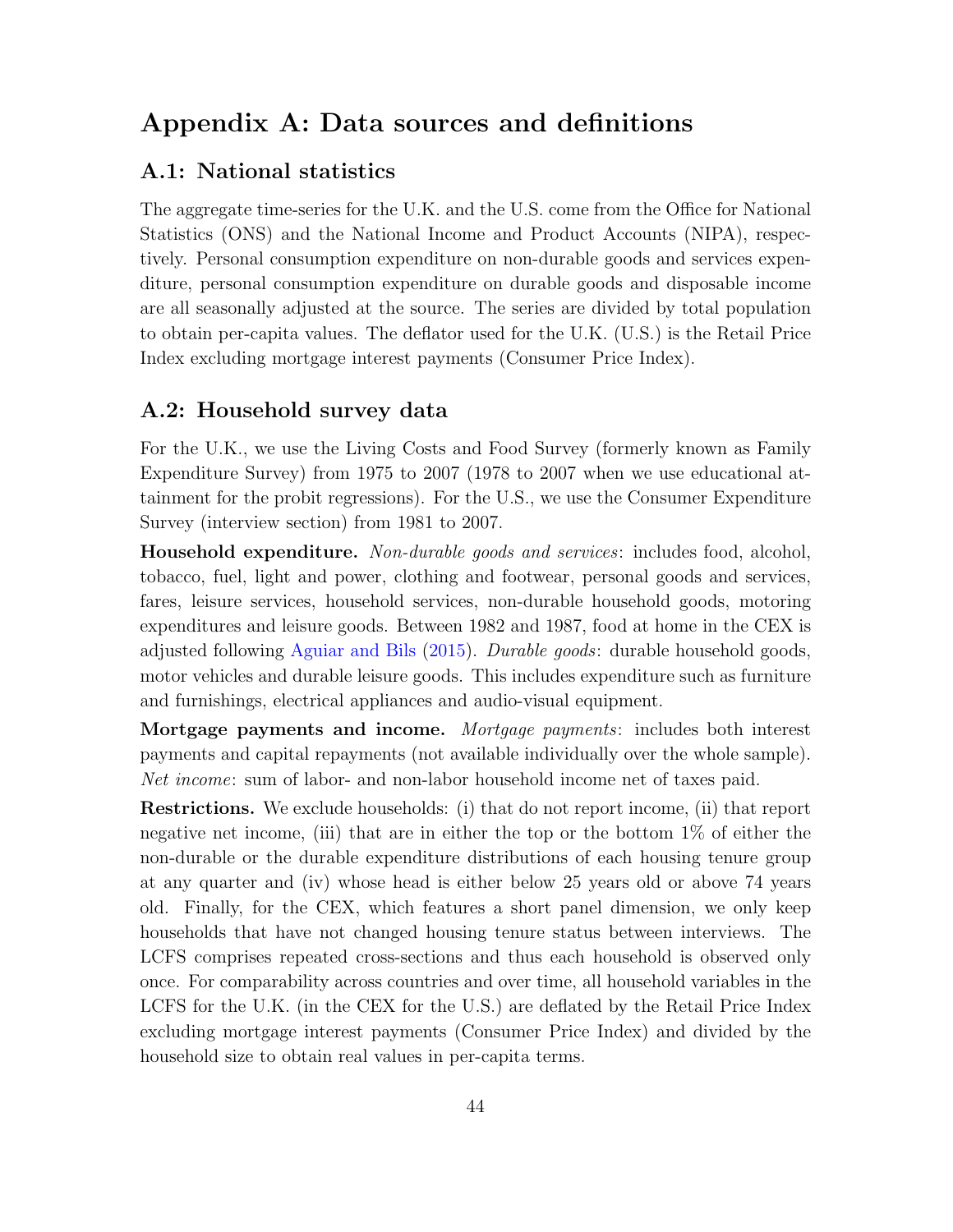# Appendix A: Data sources and definitions

## A.1: National statistics

The aggregate time-series for the U.K. and the U.S. come from the Office for National Statistics (ONS) and the National Income and Product Accounts (NIPA), respectively. Personal consumption expenditure on non-durable goods and services expenditure, personal consumption expenditure on durable goods and disposable income are all seasonally adjusted at the source. The series are divided by total population to obtain per-capita values. The deflator used for the U.K. (U.S.) is the Retail Price Index excluding mortgage interest payments (Consumer Price Index).

## A.2: Household survey data

For the U.K., we use the Living Costs and Food Survey (formerly known as Family Expenditure Survey) from 1975 to 2007 (1978 to 2007 when we use educational attainment for the probit regressions). For the U.S., we use the Consumer Expenditure Survey (interview section) from 1981 to 2007.

**Household expenditure.** *Non-durable goods and services*: includes food, alcohol, tobacco, fuel, light and power, clothing and footwear, personal goods and services, fares, leisure services, household services, non-durable household goods, motoring expenditures and leisure goods. Between 1982 and 1987, food at home in the CEX is adjusted following Aguiar and Bils (2015). *Durable goods*: durable household goods, motor vehicles and durable leisure goods. This includes expenditure such as furniture and furnishings, electrical appliances and audio-visual equipment.

**Mortgage payments and income.** *Mortgage payments*: includes both interest payments and capital repayments (not available individually over the whole sample). *Net income*: sum of labor- and non-labor household income net of taxes paid.

**Restrictions.** We exclude households: (i) that do not report income, (ii) that report negative net income, (iii) that are in either the top or the bottom 1% of either the non-durable or the durable expenditure distributions of each housing tenure group at any quarter and (iv) whose head is either below 25 years old or above 74 years old. Finally, for the CEX, which features a short panel dimension, we only keep households that have not changed housing tenure status between interviews. The LCFS comprises repeated cross-sections and thus each household is observed only once. For comparability across countries and over time, all household variables in the LCFS for the U.K. (in the CEX for the U.S.) are deflated by the Retail Price Index excluding mortgage interest payments (Consumer Price Index) and divided by the household size to obtain real values in per-capita terms.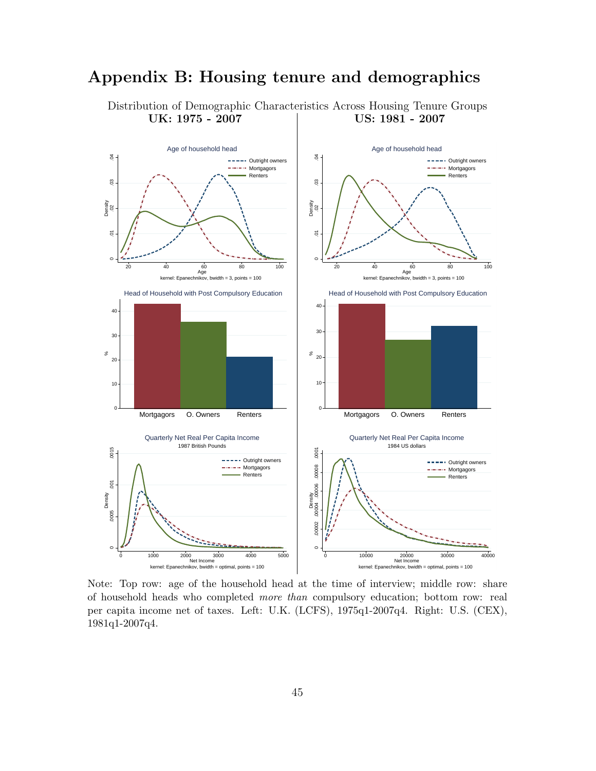# Appendix B: Housing tenure and demographics

Distribution of Demographic Characteristics Across Housing Tenure Groups

**UK: 1975 - 2007** | **US: 1981 - 2007**

Note: Top row: age of the household head at the time of interview; middle row: share of household heads who completed *more than* compulsory education; bottom row: real per capita income net of taxes. Left: U.K. (LCFS), 1975q1-2007q4. Right: U.S. (CEX), 1981q1-2007q4.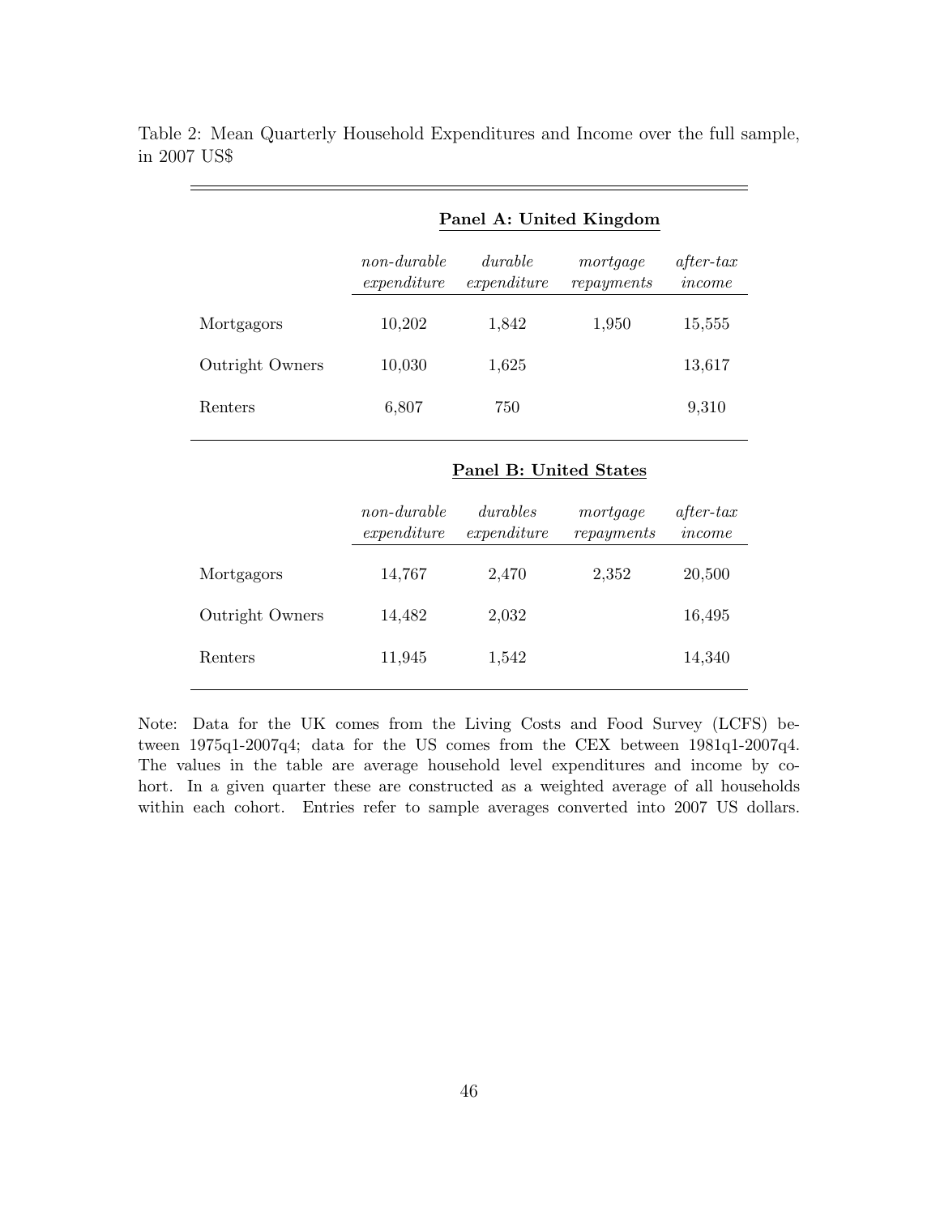Table 2: Mean Quarterly Household Expenditures and Income over the full sample, in 2007 US$

| | **Panel A: United Kingdom** | | | |
|---|---|---|---|---|
| | *non-durable expenditure* | *durable expenditure* | *mortgage repayments* | *after-tax income* |
| Mortgagors | 10,202 | 1,842 | 1,950 | 15,555 |
| Outright Owners | 10,030 | 1,625 | | 13,617 |
| Renters | 6,807 | 750 | | 9,310 |
| | **Panel B: United States** | | | |
| | *non-durable expenditure* | *durables expenditure* | *mortgage repayments* | *after-tax income* |
| Mortgagors | 14,767 | 2,470 | 2,352 | 20,500 |
| Outright Owners | 14,482 | 2,032 | | 16,495 |
| Renters | 11,945 | 1,542 | | 14,340 |

Note: Data for the UK comes from the Living Costs and Food Survey (LCFS) between 1975q1-2007q4; data for the US comes from the CEX between 1981q1-2007q4. The values in the table are average household level expenditures and income by cohort. In a given quarter these are constructed as a weighted average of all households within each cohort. Entries refer to sample averages converted into 2007 US dollars.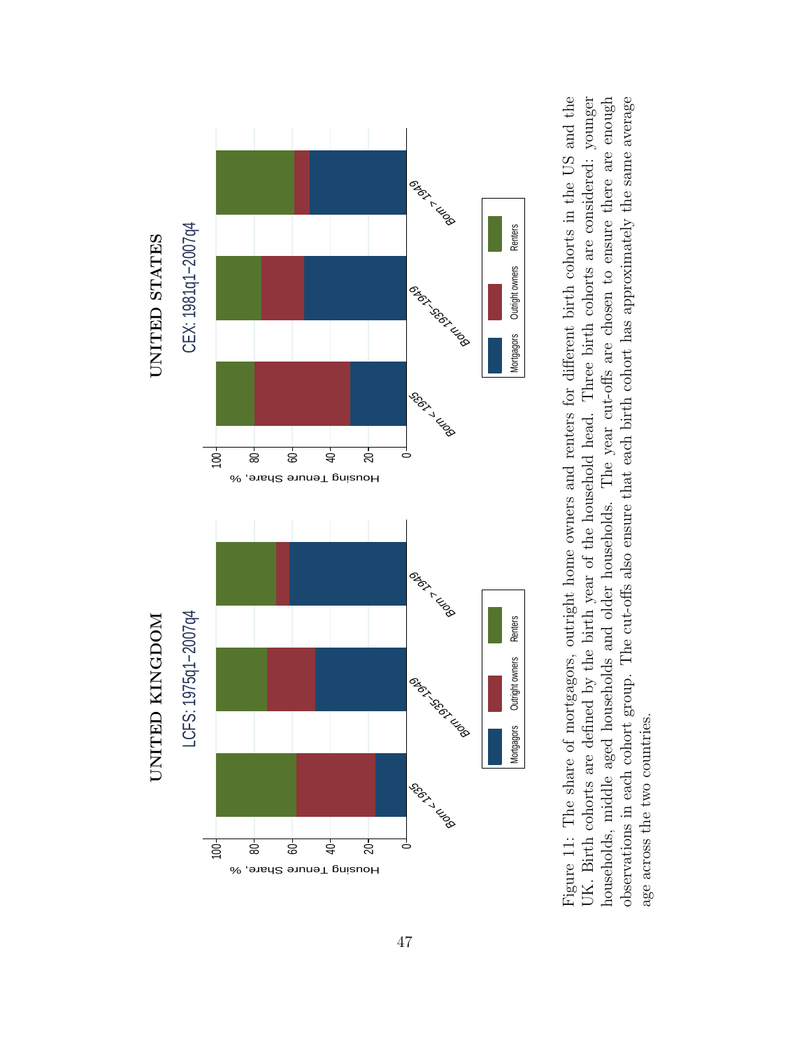Figure 11: The share of mortgagors, outright home owners and renters for different birth cohorts in the US and the UK. Birth cohorts are defined by the birth year of the household head. Three birth cohorts are considered: younger households, middle aged households and older households. The year cut-offs are chosen to ensure there are enough observations in each cohort group. The cut-offs also ensure that each birth cohort has approximately the same average age across the two countries.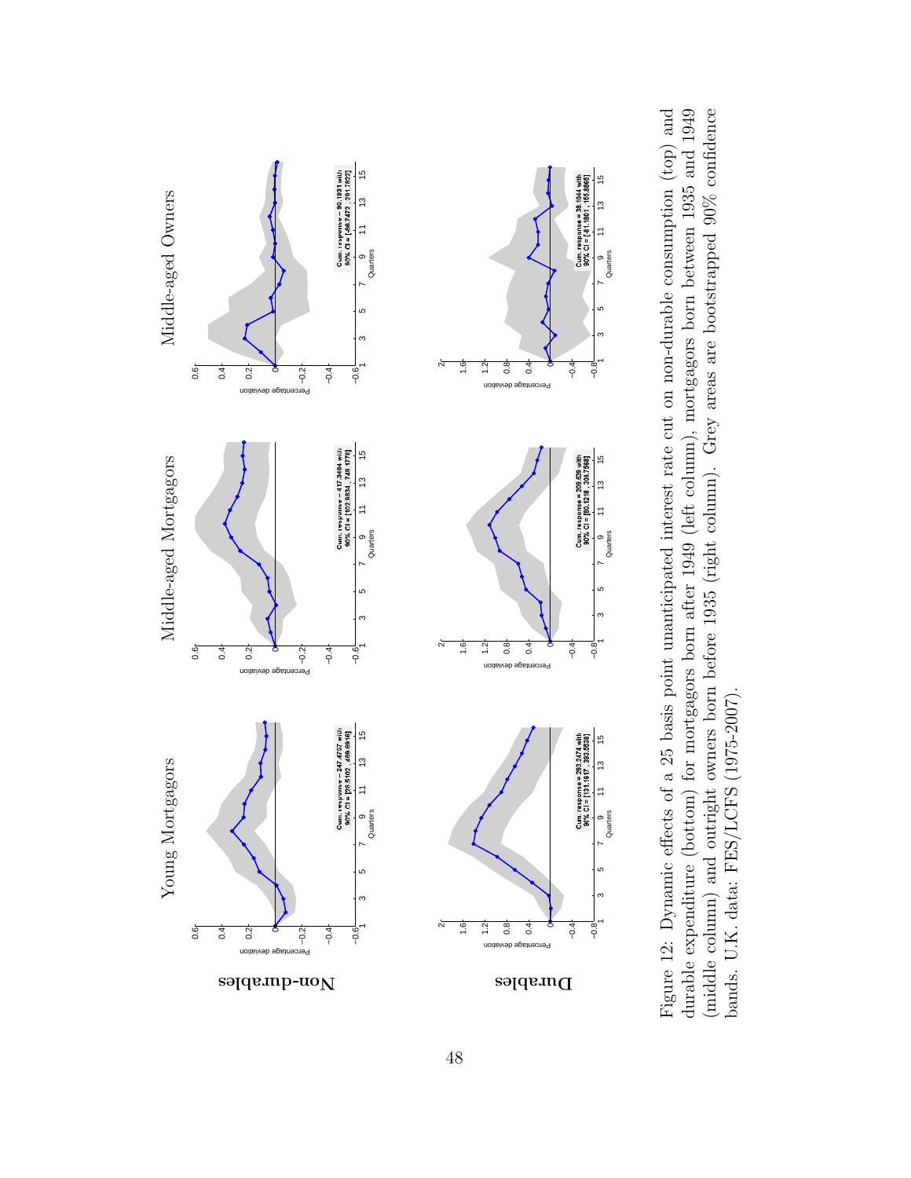Figure 12: Dynamic effects of a 25 basis point unanticipated interest rate cut on non-durable consumption (top) and durable expenditure (bottom) for mortgagors born after 1949 (left column), mortgagors born between 1935 and 1949 (middle column) and outright owners born before 1935 (right column). Grey areas are bootstrapped 90% confidence bands. U.K. data: FES/LCFS (1975–2007).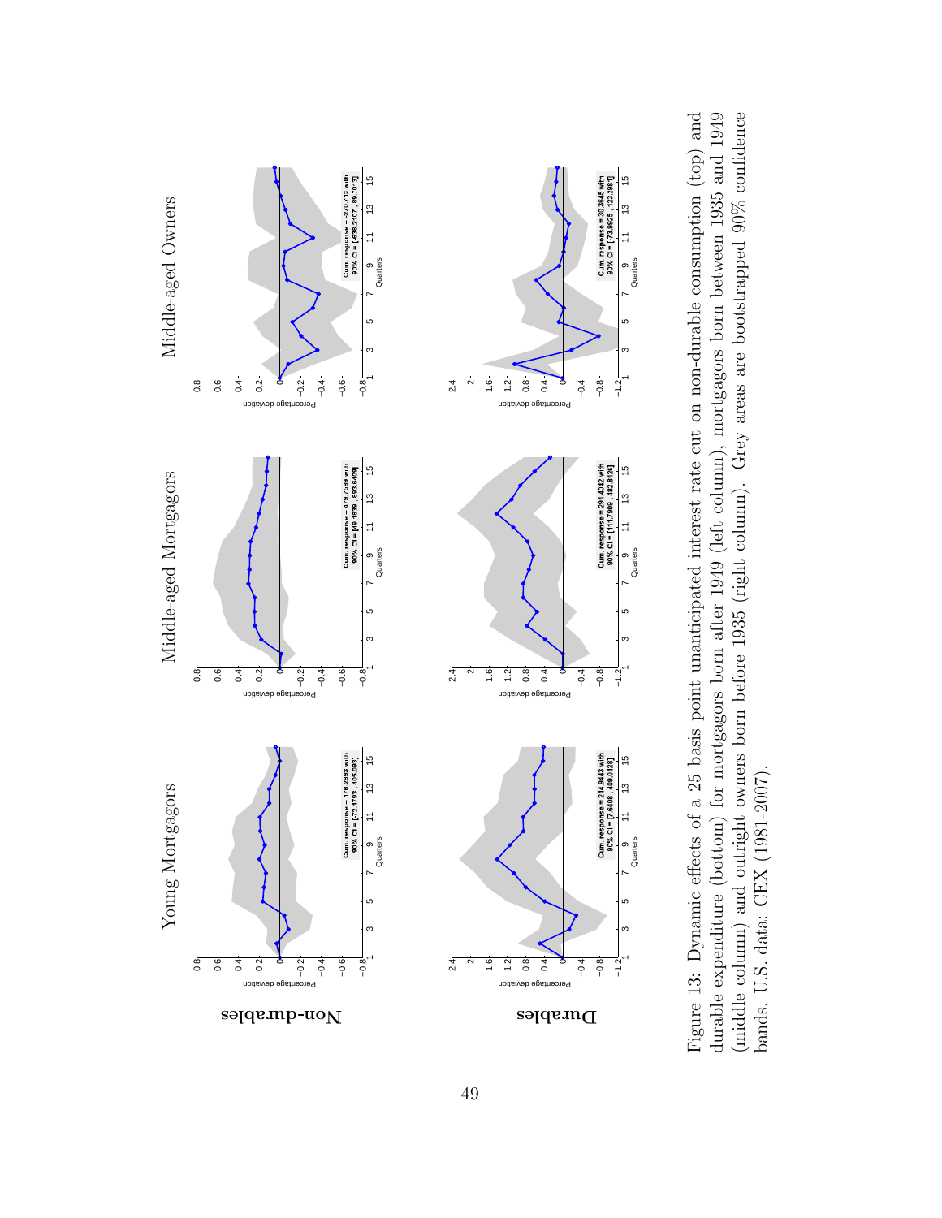Figure 13: Dynamic effects of a 25 basis point unanticipated interest rate cut on non-durable consumption (top) and durable expenditure (bottom) for mortgagors born after 1949 (left column), mortgagors born between 1935 and 1949 (middle column) and outright owners born before 1935 (right column). Grey areas are bootstrapped 90% confidence bands. U.S. data: CEX (1981-2007).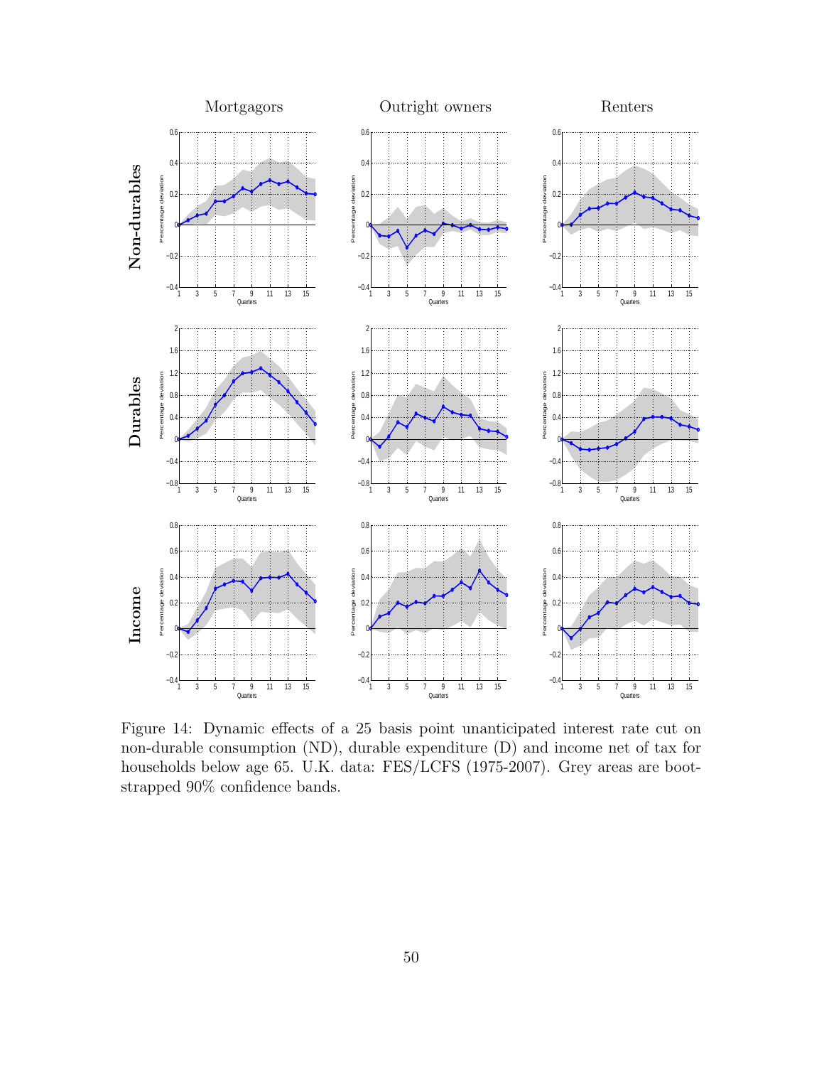Figure 14: Dynamic effects of a 25 basis point unanticipated interest rate cut on non-durable consumption (ND), durable expenditure (D) and income net of tax for households below age 65. U.K. data: FES/LCFS (1975-2007). Grey areas are bootstrapped 90% confidence bands.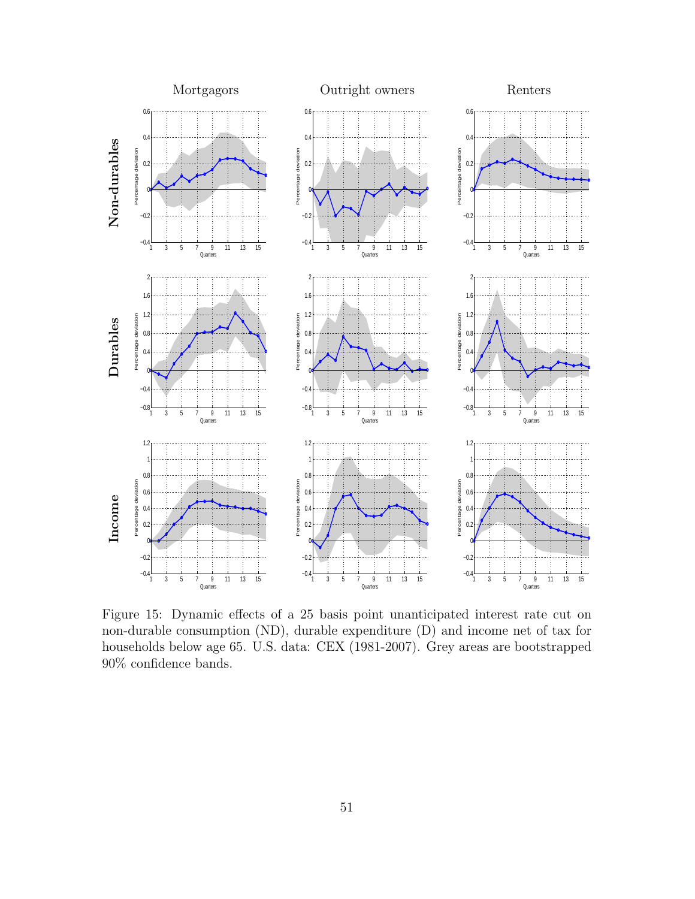Figure 15: Dynamic effects of a 25 basis point unanticipated interest rate cut on non-durable consumption (ND), durable expenditure (D) and income net of tax for households below age 65. U.S. data: CEX (1981-2007). Grey areas are bootstrapped 90% confidence bands.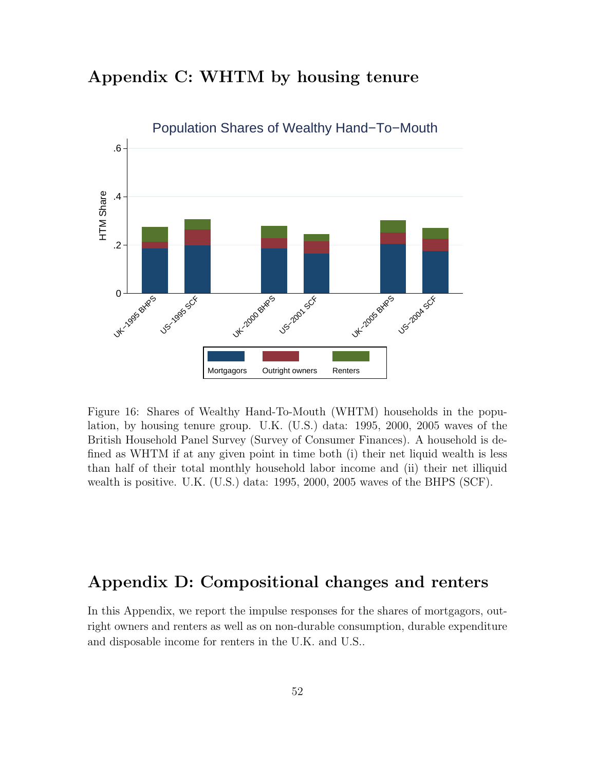## Appendix C: WHTM by housing tenure

Figure 16: Shares of Wealthy Hand-To-Mouth (WHTM) households in the population, by housing tenure group. U.K. (U.S.) data: 1995, 2000, 2005 waves of the British Household Panel Survey (Survey of Consumer Finances). A household is defined as WHTM if at any given point in time both (i) their net liquid wealth is less than half of their total monthly household labor income and (ii) their net illiquid wealth is positive. U.K. (U.S.) data: 1995, 2000, 2005 waves of the BHPS (SCF).

## Appendix D: Compositional changes and renters

In this Appendix, we report the impulse responses for the shares of mortgagors, outright owners and renters as well as on non-durable consumption, durable expenditure and disposable income for renters in the U.K. and U.S..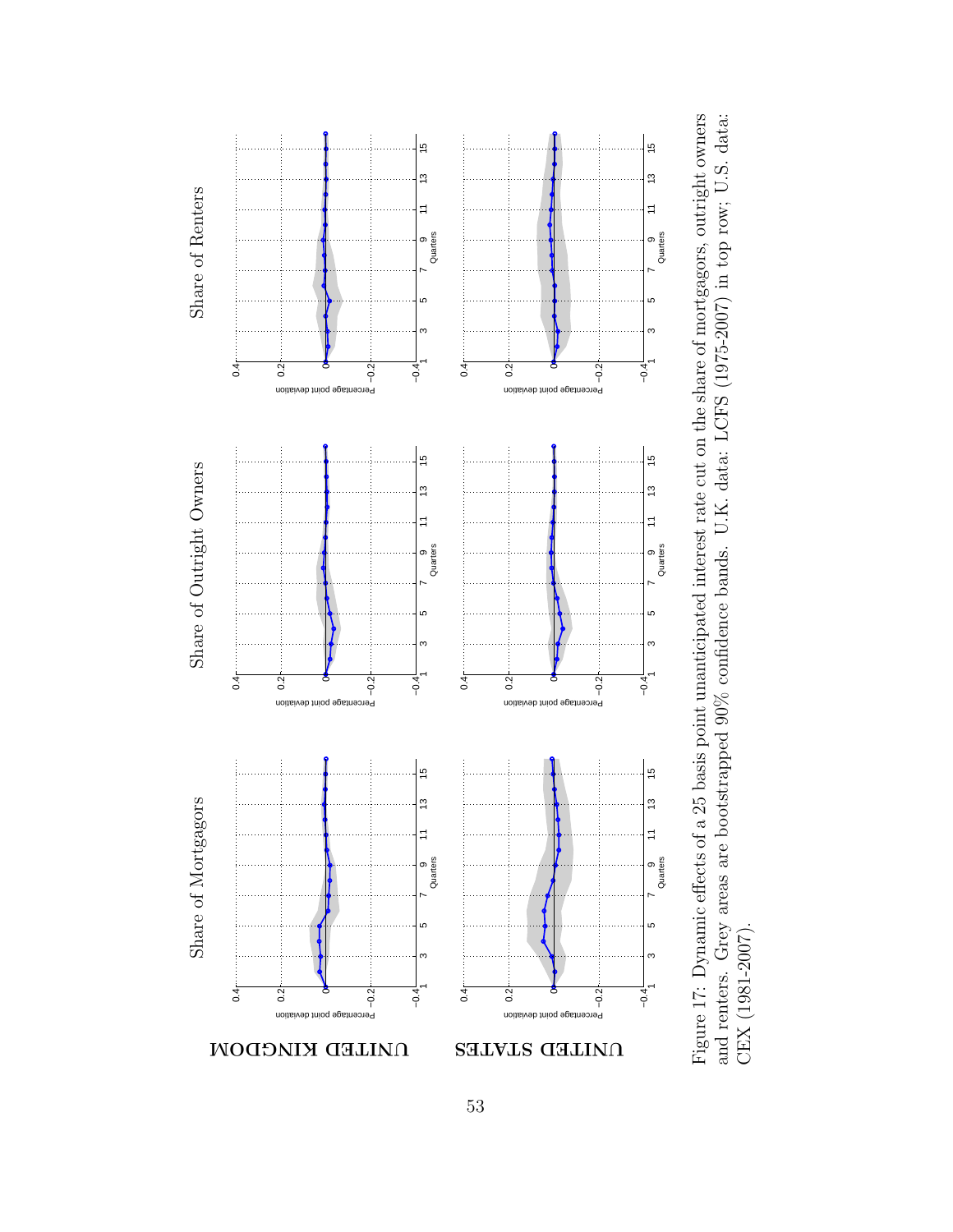Figure 17: Dynamic effects of a 25 basis point unanticipated interest rate cut on the share of mortgagors, outright owners and renters. Grey areas are bootstrapped 90% confidence bands. U.K. data: LCFS (1975-2007) in top row; U.S. data: CEX (1981-2007).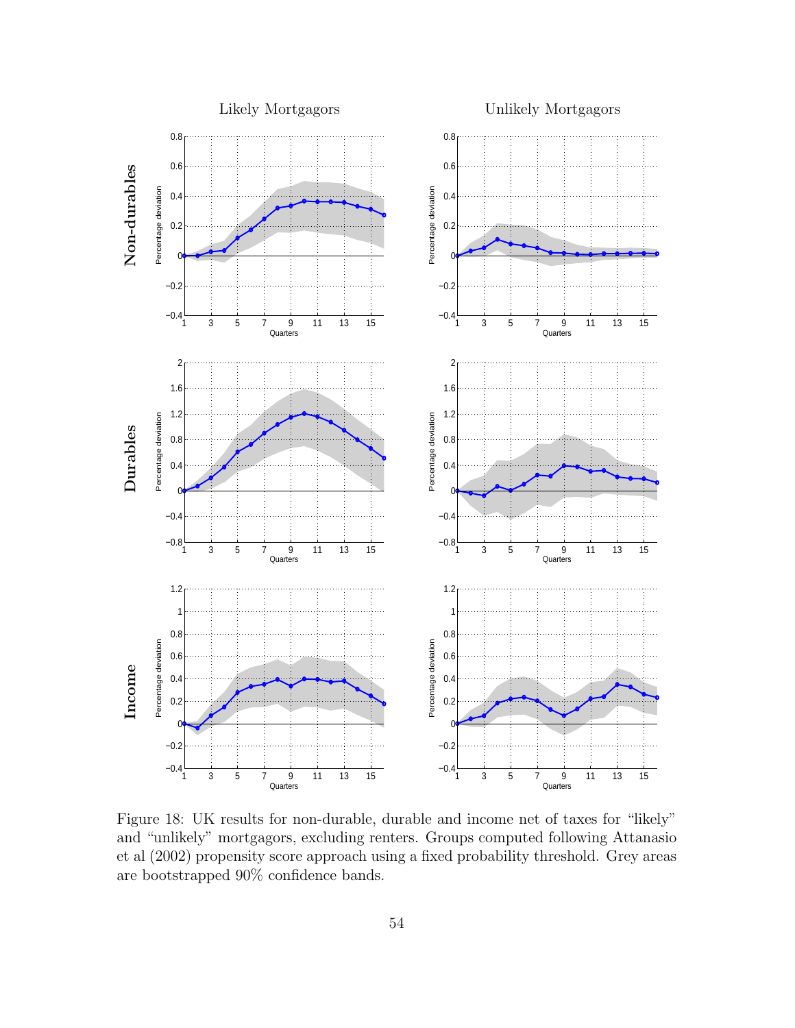Figure 18: UK results for non-durable, durable and income net of taxes for "likely" and "unlikely" mortgagors, excluding renters. Groups computed following Attanasio et al (2002) propensity score approach using a fixed probability threshold. Grey areas are bootstrapped 90% confidence bands.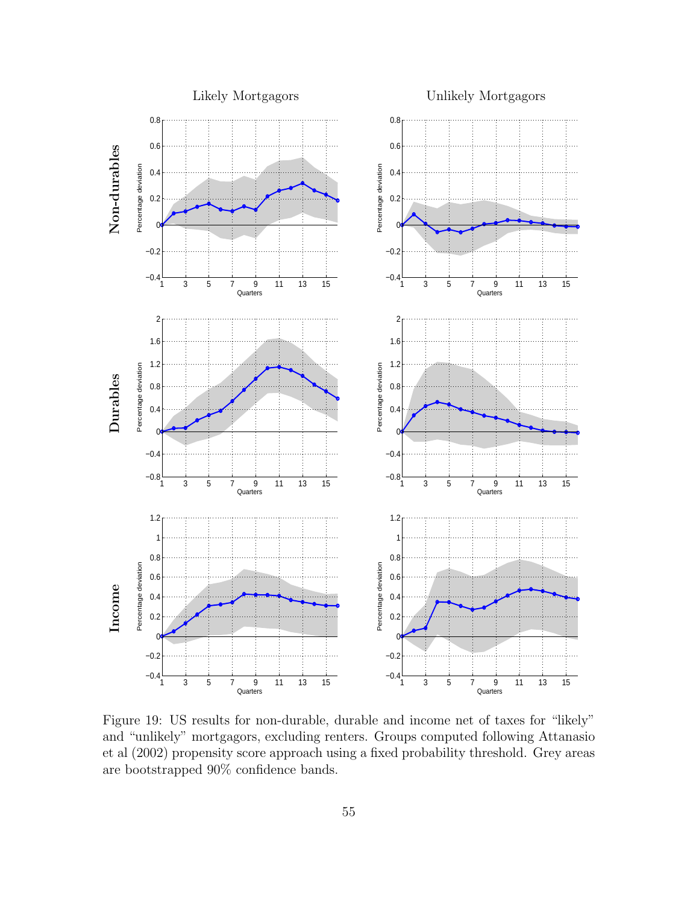Figure 19: US results for non-durable, durable and income net of taxes for "likely" and "unlikely" mortgagors, excluding renters. Groups computed following Attanasio et al (2002) propensity score approach using a fixed probability threshold. Grey areas are bootstrapped 90% confidence bands.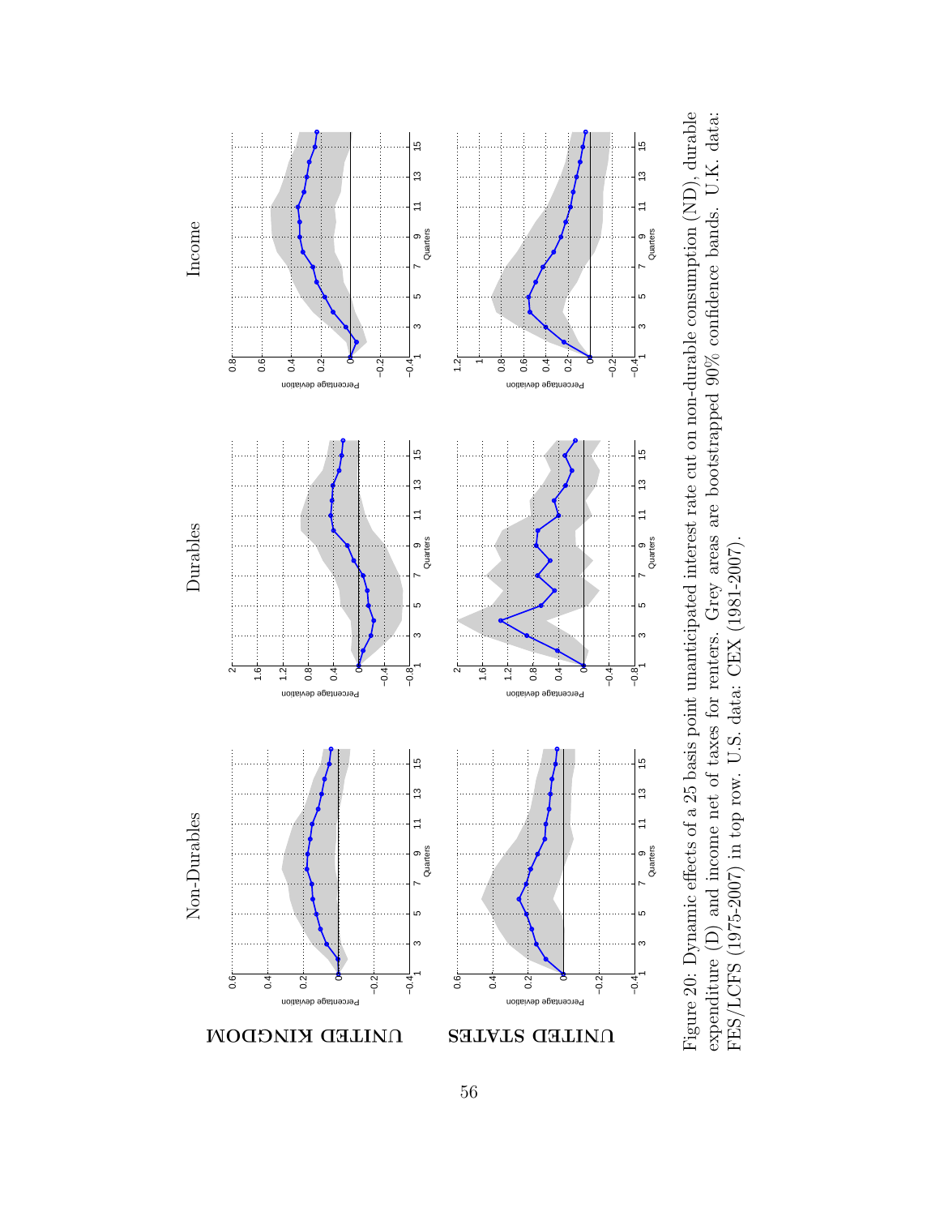Figure 20: Dynamic effects of a 25 basis point unanticipated interest rate cut on non-durable consumption (ND), durable expenditure (D) and income net of taxes for renters. Grey areas are bootstrapped 90% confidence bands. U.K. data: FES/LCFS (1975-2007) in top row. U.S. data: CEX (1981-2007).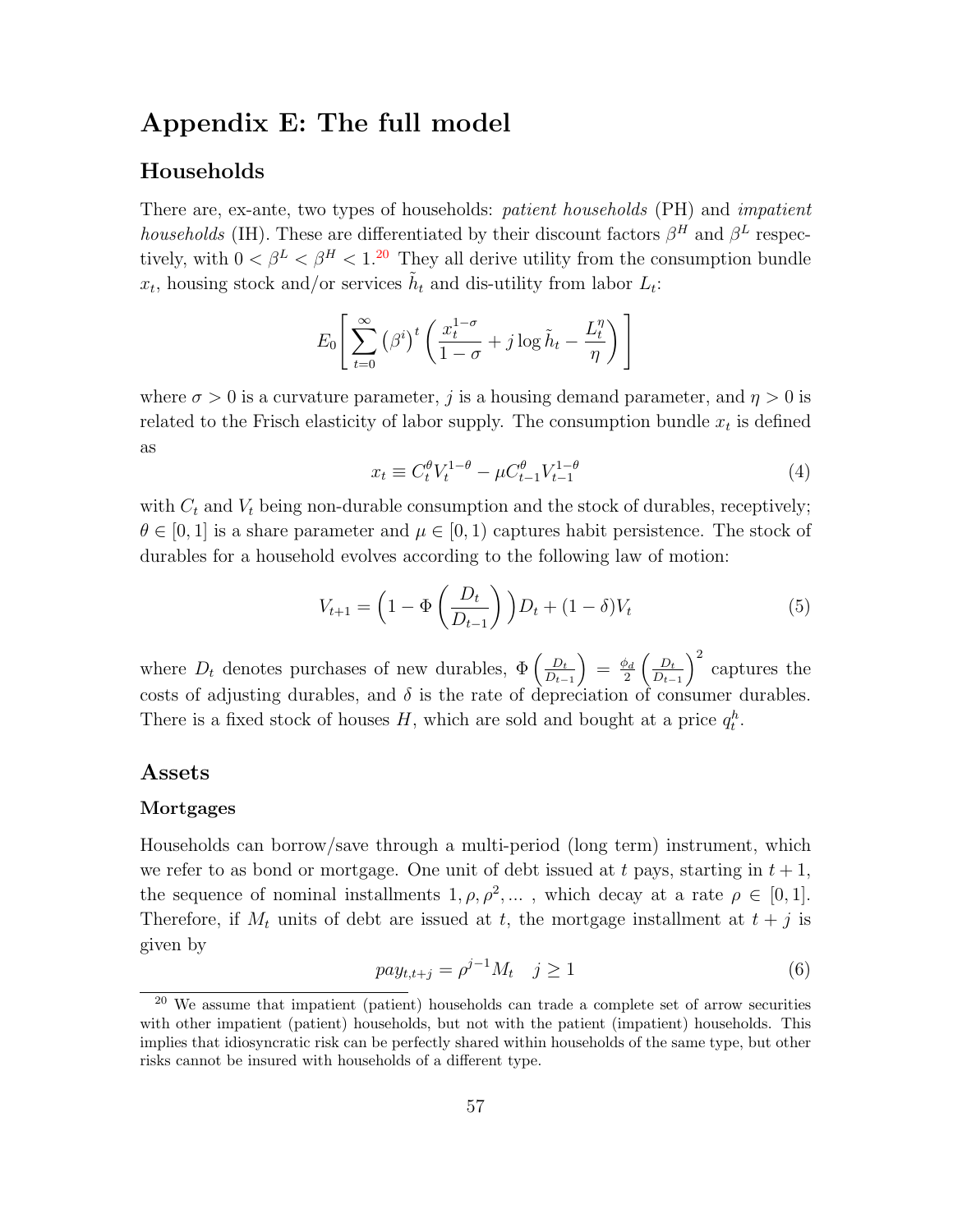# Appendix E: The full model

## Households

There are, ex-ante, two types of households: *patient households* (PH) and *impatient households* (IH). These are differentiated by their discount factors $\beta^H$ and $\beta^L$ respectively, with $0 < \beta^L < \beta^H < 1$.[20] They all derive utility from the consumption bundle $x_t$, housing stock and/or services $\tilde{h}_t$ and dis-utility from labor $L_t$:

$$E_0 \left[ \sum_{t=0}^{\infty} \left(\beta^i\right)^t \left( \frac{x_t^{1-\sigma}}{1-\sigma} + j \log \tilde{h}_t - \frac{L_t^{\eta}}{\eta} \right) \right]$$

where $\sigma > 0$ is a curvature parameter, $j$ is a housing demand parameter, and $\eta > 0$ is related to the Frisch elasticity of labor supply. The consumption bundle $x_t$ is defined as

$$x_t \equiv C_t^{\theta} V_t^{1-\theta} - \mu C_{t-1}^{\theta} V_{t-1}^{1-\theta} \tag{4}$$

with $C_t$ and $V_t$ being non-durable consumption and the stock of durables, receptively; $\theta \in [0, 1]$ is a share parameter and $\mu \in [0, 1)$ captures habit persistence. The stock of durables for a household evolves according to the following law of motion:

$$V_{t+1} = \left(1 - \Phi\left(\frac{D_t}{D_{t-1}}\right)\right) D_t + (1-\delta) V_t \tag{5}$$

where $D_t$ denotes purchases of new durables, $\Phi\left(\frac{D_t}{D_{t-1}}\right) = \frac{\phi_d}{2}\left(\frac{D_t}{D_{t-1}}\right)^2$ captures the costs of adjusting durables, and $\delta$ is the rate of depreciation of consumer durables. There is a fixed stock of houses $H$, which are sold and bought at a price $q_t^h$.

## Assets

### Mortgages

Households can borrow/save through a multi-period (long term) instrument, which we refer to as bond or mortgage. One unit of debt issued at $t$ pays, starting in $t + 1$, the sequence of nominal installments $1, \rho, \rho^2, \ldots$ , which decay at a rate $\rho \in [0, 1]$. Therefore, if $M_t$ units of debt are issued at $t$, the mortgage installment at $t + j$ is given by

$$pay_{t,t+j} = \rho^{j-1} M_t \quad j \geq 1 \tag{6}$$

[20] We assume that impatient (patient) households can trade a complete set of arrow securities with other impatient (patient) households, but not with the patient (impatient) households. This implies that idiosyncratic risk can be perfectly shared within households of the same type, but other risks cannot be insured with households of a different type.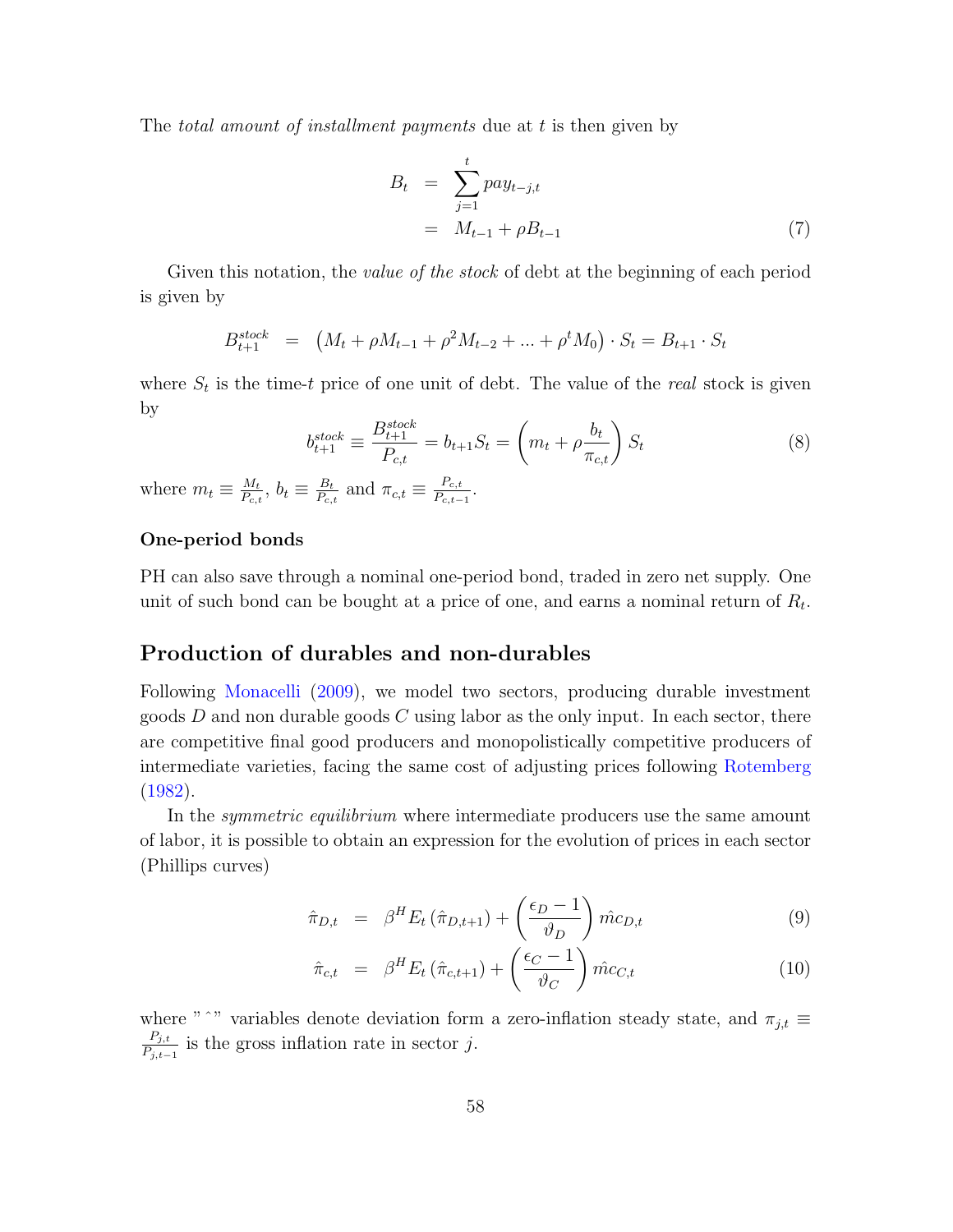The *total amount of installment payments* due at $t$ is then given by

$$
\begin{aligned}
B_t &= \sum_{j=1}^{t} pay_{t-j,t} \\
&= M_{t-1} + \rho B_{t-1}
\end{aligned}
\tag{7}
$$

Given this notation, the *value of the stock* of debt at the beginning of each period is given by

$$
B_{t+1}^{stock} = \left(M_t + \rho M_{t-1} + \rho^2 M_{t-2} + ... + \rho^t M_0\right) \cdot S_t = B_{t+1} \cdot S_t
$$

where $S_t$ is the time-$t$ price of one unit of debt. The value of the *real* stock is given by

$$
b_{t+1}^{stock} \equiv \frac{B_{t+1}^{stock}}{P_{c,t}} = b_{t+1} S_t = \left(m_t + \rho \frac{b_t}{\pi_{c,t}}\right) S_t \tag{8}
$$

where $m_t \equiv \frac{M_t}{P_{c,t}}$, $b_t \equiv \frac{B_t}{P_{c,t}}$ and $\pi_{c,t} \equiv \frac{P_{c,t}}{P_{c,t-1}}$.

#### One-period bonds

PH can also save through a nominal one-period bond, traded in zero net supply. One unit of such bond can be bought at a price of one, and earns a nominal return of $R_t$.

## Production of durables and non-durables

Following Monacelli (2009), we model two sectors, producing durable investment goods $D$ and non durable goods $C$ using labor as the only input. In each sector, there are competitive final good producers and monopolistically competitive producers of intermediate varieties, facing the same cost of adjusting prices following Rotemberg (1982).

In the *symmetric equilibrium* where intermediate producers use the same amount of labor, it is possible to obtain an expression for the evolution of prices in each sector (Phillips curves)

$$
\hat{\pi}_{D,t} = \beta^H E_t\left(\hat{\pi}_{D,t+1}\right) + \left(\frac{\epsilon_D - 1}{\vartheta_D}\right) \hat{mc}_{D,t} \tag{9}
$$

$$
\hat{\pi}_{c,t} = \beta^H E_t\left(\hat{\pi}_{c,t+1}\right) + \left(\frac{\epsilon_C - 1}{\vartheta_C}\right) \hat{mc}_{C,t} \tag{10}
$$

where "ˆ" variables denote deviation form a zero-inflation steady state, and $\pi_{j,t} \equiv \frac{P_{j,t}}{P_{j,t-1}}$ is the gross inflation rate in sector $j$.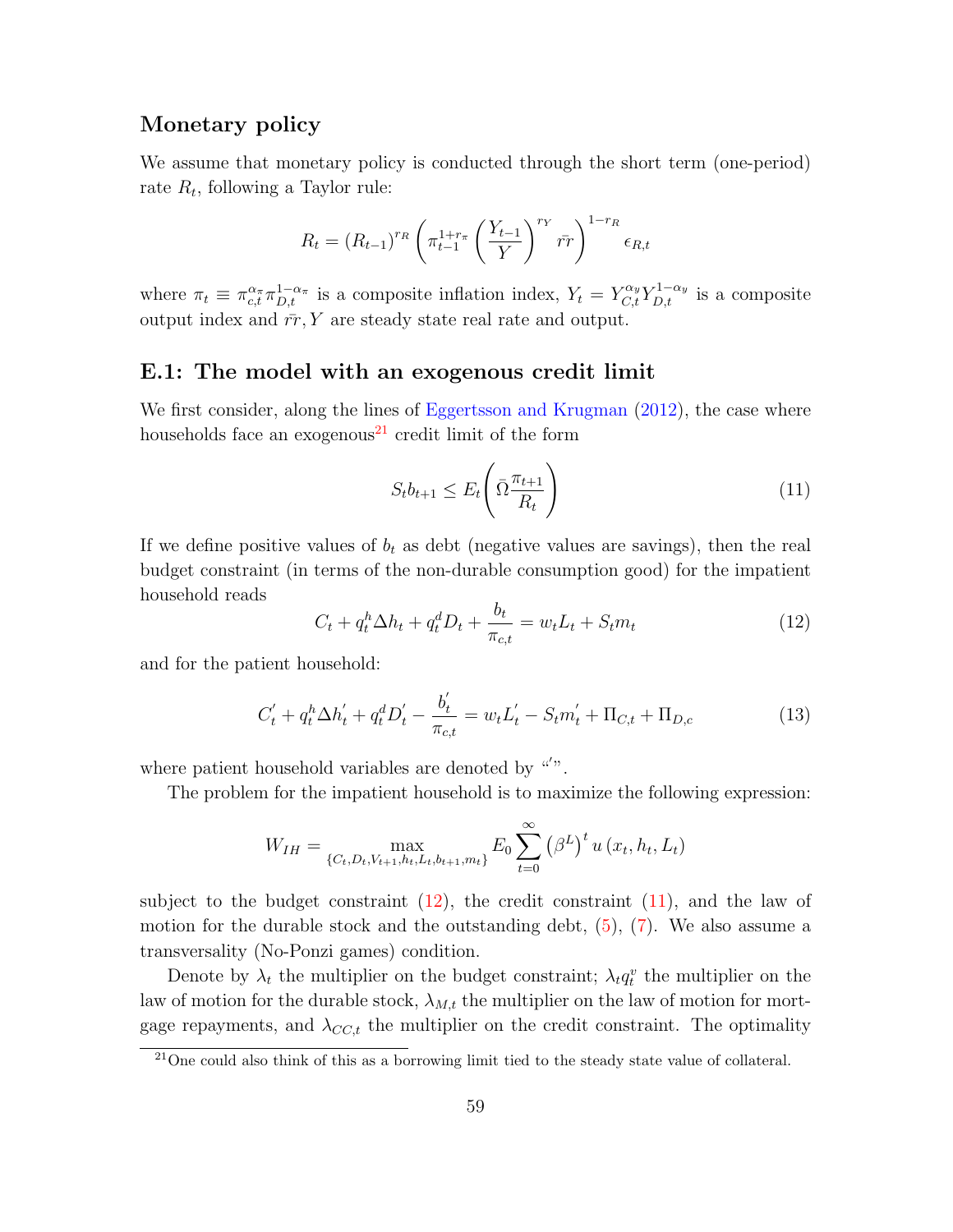### Monetary policy

We assume that monetary policy is conducted through the short term (one-period) rate $R_t$, following a Taylor rule:

$$R_t = (R_{t-1})^{r_R} \left( \pi_{t-1}^{1+r_\pi} \left( \frac{Y_{t-1}}{Y} \right)^{r_Y} \bar{rr} \right)^{1-r_R} \epsilon_{R,t}$$

where $\pi_t \equiv \pi_{c,t}^{\alpha_\pi} \pi_{D,t}^{1-\alpha_\pi}$ is a composite inflation index, $Y_t = Y_{C,t}^{\alpha_y} Y_{D,t}^{1-\alpha_y}$ is a composite output index and $\bar{rr}, Y$ are steady state real rate and output.

### E.1: The model with an exogenous credit limit

We first consider, along the lines of Eggertsson and Krugman (2012), the case where households face an exogenous[21] credit limit of the form

$$S_t b_{t+1} \leq E_t \left( \bar{\Omega} \frac{\pi_{t+1}}{R_t} \right) \tag{11}$$

If we define positive values of $b_t$ as debt (negative values are savings), then the real budget constraint (in terms of the non-durable consumption good) for the impatient household reads

$$C_t + q_t^h \Delta h_t + q_t^d D_t + \frac{b_t}{\pi_{c,t}} = w_t L_t + S_t m_t \tag{12}$$

and for the patient household:

$$C_t^{'} + q_t^h \Delta h_t^{'} + q_t^d D_t^{'} - \frac{b_t^{'}}{\pi_{c,t}} = w_t L_t^{'} - S_t m_t^{'} + \Pi_{C,t} + \Pi_{D,c} \tag{13}$$

where patient household variables are denoted by "$'$".

The problem for the impatient household is to maximize the following expression:

$$W_{IH} = \max_{\{C_t, D_t, V_{t+1}, h_t, L_t, b_{t+1}, m_t\}} E_0 \sum_{t=0}^{\infty} \left(\beta^L\right)^t u\left(x_t, h_t, L_t\right)$$

subject to the budget constraint (12), the credit constraint (11), and the law of motion for the durable stock and the outstanding debt, (5), (7). We also assume a transversality (No-Ponzi games) condition.

Denote by $\lambda_t$ the multiplier on the budget constraint; $\lambda_t q_t^v$ the multiplier on the law of motion for the durable stock, $\lambda_{M,t}$ the multiplier on the law of motion for mortgage repayments, and $\lambda_{CC,t}$ the multiplier on the credit constraint. The optimality

[21] One could also think of this as a borrowing limit tied to the steady state value of collateral.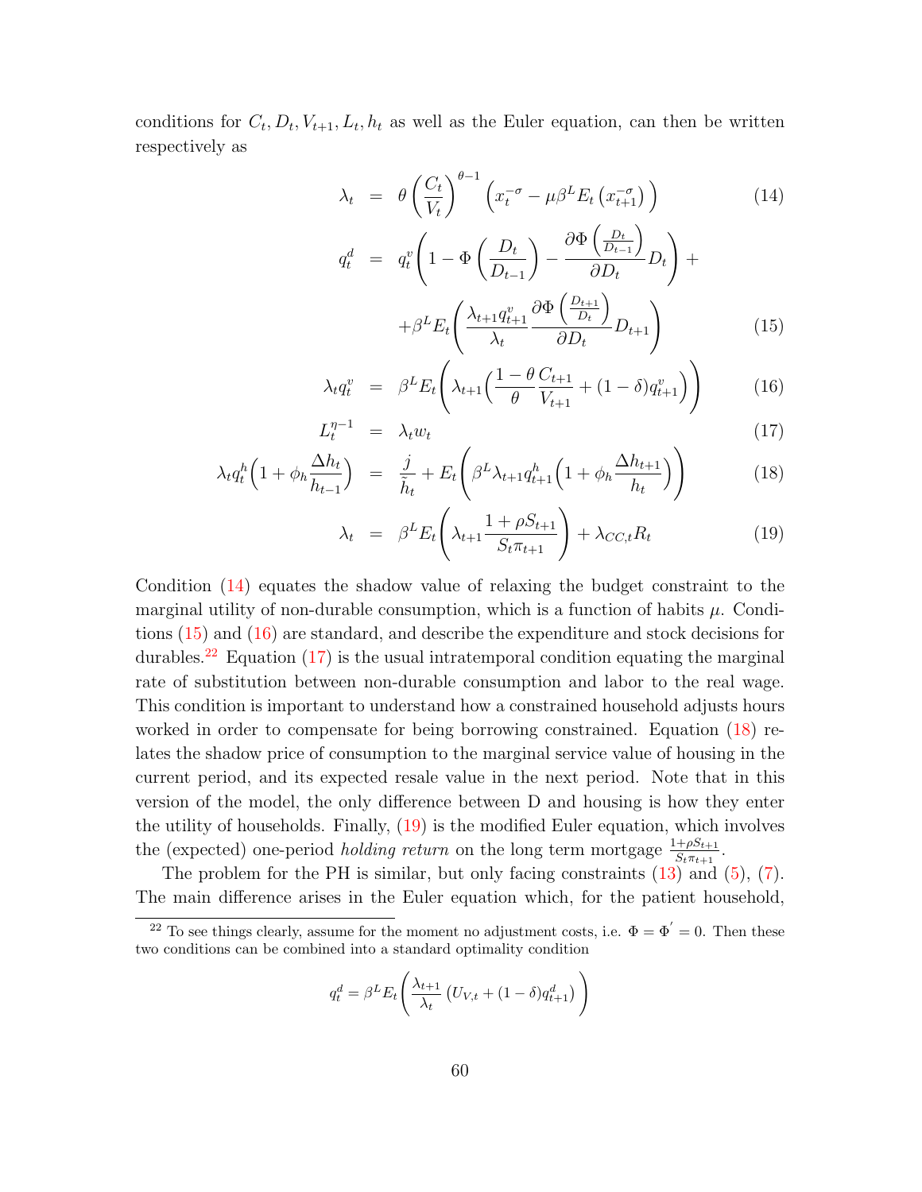conditions for $C_t, D_t, V_{t+1}, L_t, h_t$ as well as the Euler equation, can then be written respectively as

$$\lambda_t = \theta \left( \frac{C_t}{V_t} \right)^{\theta - 1} \left( x_t^{-\sigma} - \mu \beta^L E_t \left( x_{t+1}^{-\sigma} \right) \right) \tag{14}$$

$$\begin{aligned} q_t^d &= q_t^v \left( 1 - \Phi\left( \frac{D_t}{D_{t-1}} \right) - \frac{\partial \Phi \left( \frac{D_t}{D_{t-1}} \right)}{\partial D_t} D_t \right) + \\ &\quad + \beta^L E_t \left( \frac{\lambda_{t+1} q_{t+1}^v}{\lambda_t} \frac{\partial \Phi \left( \frac{D_{t+1}}{D_t} \right)}{\partial D_t} D_{t+1} \right) \end{aligned} \tag{15}$$

$$\lambda_t q_t^v = \beta^L E_t \left( \lambda_{t+1} \left( \frac{1-\theta}{\theta} \frac{C_{t+1}}{V_{t+1}} + (1-\delta) q_{t+1}^v \right) \right) \tag{16}$$

$$L_t^{\eta - 1} = \lambda_t w_t \tag{17}$$

$$\lambda_t q_t^h \left( 1 + \phi_h \frac{\Delta h_t}{h_{t-1}} \right) = \frac{j}{\tilde{h}_t} + E_t \left( \beta^L \lambda_{t+1} q_{t+1}^h \left( 1 + \phi_h \frac{\Delta h_{t+1}}{h_t} \right) \right) \tag{18}$$

$$\lambda_t = \beta^L E_t \left( \lambda_{t+1} \frac{1 + \rho S_{t+1}}{S_t \pi_{t+1}} \right) + \lambda_{CC,t} R_t \tag{19}$$

Condition (14) equates the shadow value of relaxing the budget constraint to the marginal utility of non-durable consumption, which is a function of habits $\mu$. Conditions (15) and (16) are standard, and describe the expenditure and stock decisions for durables.[22] Equation (17) is the usual intratemporal condition equating the marginal rate of substitution between non-durable consumption and labor to the real wage. This condition is important to understand how a constrained household adjusts hours worked in order to compensate for being borrowing constrained. Equation (18) relates the shadow price of consumption to the marginal service value of housing in the current period, and its expected resale value in the next period. Note that in this version of the model, the only difference between D and housing is how they enter the utility of households. Finally, (19) is the modified Euler equation, which involves the (expected) one-period *holding return* on the long term mortgage $\frac{1+\rho S_{t+1}}{S_t \pi_{t+1}}$.

The problem for the PH is similar, but only facing constraints (13) and (5), (7). The main difference arises in the Euler equation which, for the patient household,

[22] To see things clearly, assume for the moment no adjustment costs, i.e. $\Phi = \Phi' = 0$. Then these two conditions can be combined into a standard optimality condition

$$q_t^d = \beta^L E_t \left( \frac{\lambda_{t+1}}{\lambda_t} \left( U_{V,t} + (1-\delta) q_{t+1}^d \right) \right)$$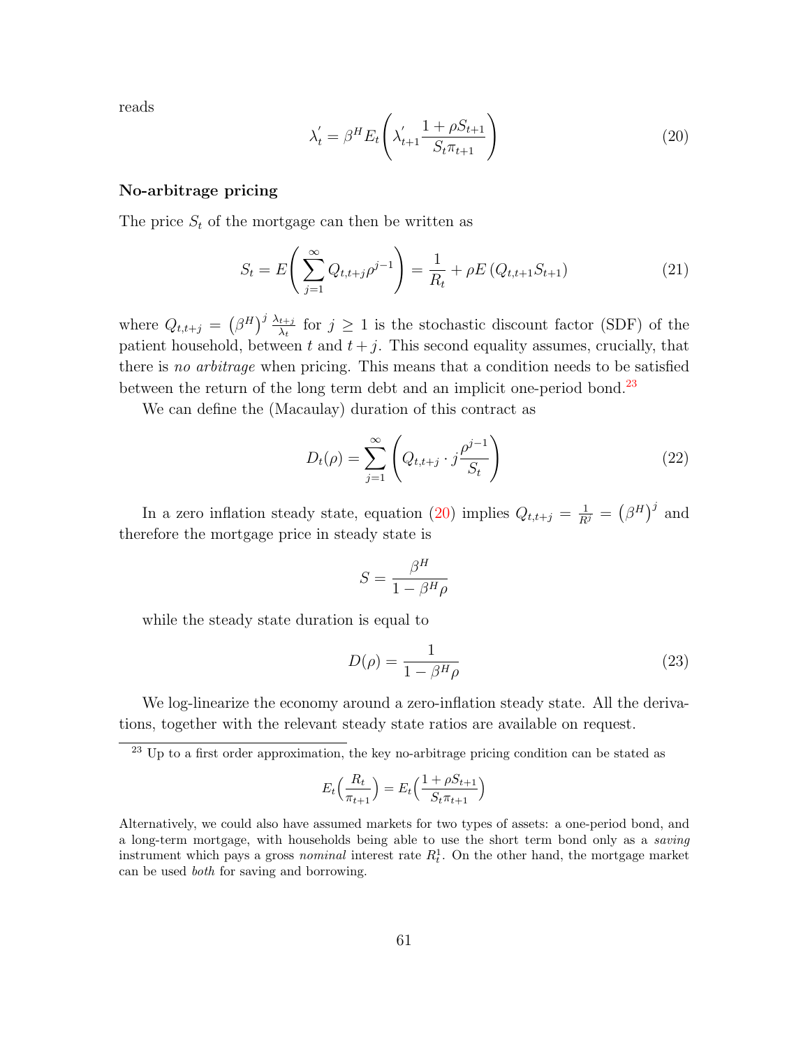reads

$$\lambda_t^{'} = \beta^H E_t\left(\lambda_{t+1}^{'} \frac{1+\rho S_{t+1}}{S_t \pi_{t+1}}\right) \tag{20}$$

**No-arbitrage pricing**

The price $S_t$ of the mortgage can then be written as

$$S_t = E\left(\sum_{j=1}^{\infty} Q_{t,t+j}\rho^{j-1}\right) = \frac{1}{R_t} + \rho E\left(Q_{t,t+1}S_{t+1}\right) \tag{21}$$

where $Q_{t,t+j} = \left(\beta^H\right)^j \frac{\lambda_{t+j}}{\lambda_t}$ for $j \geq 1$ is the stochastic discount factor (SDF) of the patient household, between $t$ and $t+j$. This second equality assumes, crucially, that there is *no arbitrage* when pricing. This means that a condition needs to be satisfied between the return of the long term debt and an implicit one-period bond.[23]

We can define the (Macaulay) duration of this contract as

$$D_t(\rho) = \sum_{j=1}^{\infty}\left(Q_{t,t+j} \cdot j\frac{\rho^{j-1}}{S_t}\right) \tag{22}$$

In a zero inflation steady state, equation (20) implies $Q_{t,t+j} = \frac{1}{R^j} = \left(\beta^H\right)^j$ and therefore the mortgage price in steady state is

$$S = \frac{\beta^H}{1-\beta^H\rho}$$

while the steady state duration is equal to

$$D(\rho) = \frac{1}{1-\beta^H\rho} \tag{23}$$

We log-linearize the economy around a zero-inflation steady state. All the derivations, together with the relevant steady state ratios are available on request.

---

[23] Up to a first order approximation, the key no-arbitrage pricing condition can be stated as

$$E_t\Big(\frac{R_t}{\pi_{t+1}}\Big) = E_t\Big(\frac{1+\rho S_{t+1}}{S_t \pi_{t+1}}\Big)$$

Alternatively, we could also have assumed markets for two types of assets: a one-period bond, and a long-term mortgage, with households being able to use the short term bond only as a *saving* instrument which pays a gross *nominal* interest rate $R_t^1$. On the other hand, the mortgage market can be used *both* for saving and borrowing.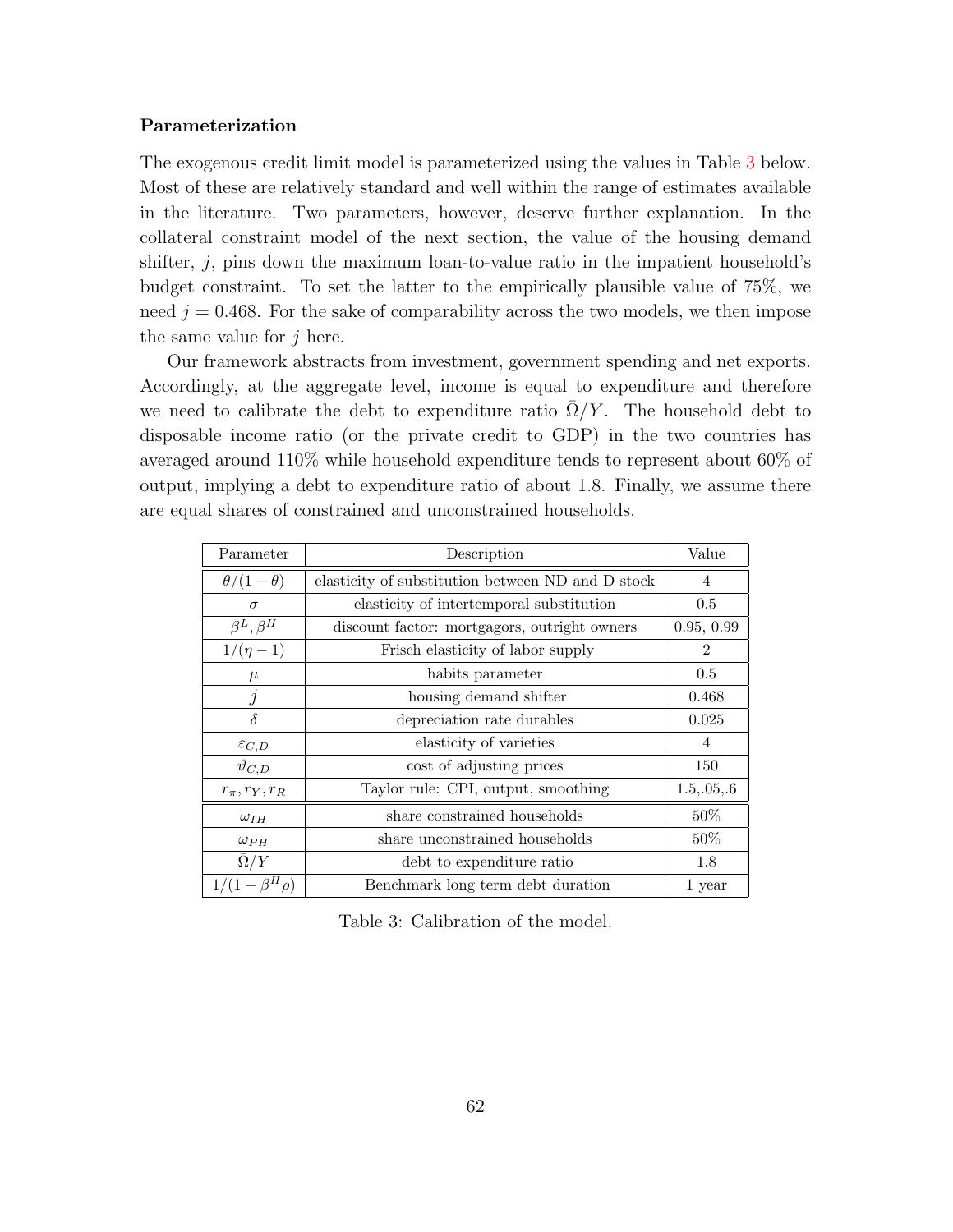**Parameterization**

The exogenous credit limit model is parameterized using the values in Table 3 below. Most of these are relatively standard and well within the range of estimates available in the literature. Two parameters, however, deserve further explanation. In the collateral constraint model of the next section, the value of the housing demand shifter, $j$, pins down the maximum loan-to-value ratio in the impatient household's budget constraint. To set the latter to the empirically plausible value of 75%, we need $j = 0.468$. For the sake of comparability across the two models, we then impose the same value for $j$ here.

Our framework abstracts from investment, government spending and net exports. Accordingly, at the aggregate level, income is equal to expenditure and therefore we need to calibrate the debt to expenditure ratio $\bar{\Omega}/Y$. The household debt to disposable income ratio (or the private credit to GDP) in the two countries has averaged around 110% while household expenditure tends to represent about 60% of output, implying a debt to expenditure ratio of about 1.8. Finally, we assume there are equal shares of constrained and unconstrained households.

| Parameter | Description | Value |
|---|---|---|
| $\theta/(1-\theta)$ | elasticity of substitution between ND and D stock | 4 |
| $\sigma$ | elasticity of intertemporal substitution | 0.5 |
| $\beta^L, \beta^H$ | discount factor: mortgagors, outright owners | 0.95, 0.99 |
| $1/(\eta - 1)$ | Frisch elasticity of labor supply | 2 |
| $\mu$ | habits parameter | 0.5 |
| $j$ | housing demand shifter | 0.468 |
| $\delta$ | depreciation rate durables | 0.025 |
| $\varepsilon_{C,D}$ | elasticity of varieties | 4 |
| $\vartheta_{C,D}$ | cost of adjusting prices | 150 |
| $r_\pi, r_Y, r_R$ | Taylor rule: CPI, output, smoothing | 1.5,.05,.6 |
| $\omega_{IH}$ | share constrained households | 50% |
| $\omega_{PH}$ | share unconstrained households | 50% |
| $\bar{\Omega}/Y$ | debt to expenditure ratio | 1.8 |
| $1/(1-\beta^H\rho)$ | Benchmark long term debt duration | 1 year |

Table 3: Calibration of the model.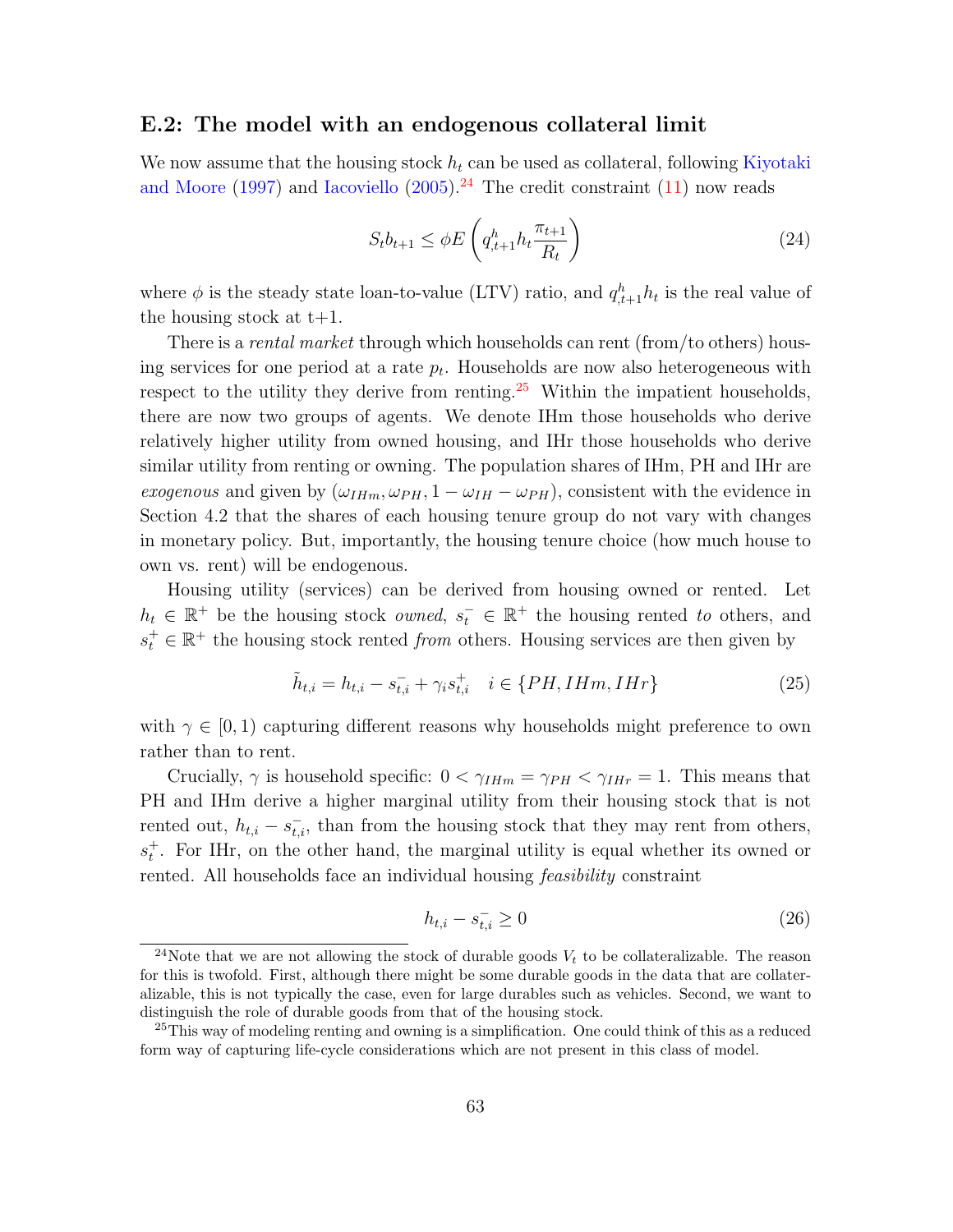### E.2: The model with an endogenous collateral limit

We now assume that the housing stock $h_t$ can be used as collateral, following Kiyotaki and Moore (1997) and Iacoviello (2005).[24] The credit constraint (11) now reads

$$S_t b_{t+1} \leq \phi E\left(q^h_{,t+1} h_t \frac{\pi_{t+1}}{R_t}\right) \tag{24}$$

where $\phi$ is the steady state loan-to-value (LTV) ratio, and $q^h_{,t+1} h_t$ is the real value of the housing stock at t+1.

There is a *rental market* through which households can rent (from/to others) housing services for one period at a rate $p_t$. Households are now also heterogeneous with respect to the utility they derive from renting.[25] Within the impatient households, there are now two groups of agents. We denote IHm those households who derive relatively higher utility from owned housing, and IHr those households who derive similar utility from renting or owning. The population shares of IHm, PH and IHr are *exogenous* and given by $(\omega_{IHm}, \omega_{PH}, 1 - \omega_{IH} - \omega_{PH})$, consistent with the evidence in Section 4.2 that the shares of each housing tenure group do not vary with changes in monetary policy. But, importantly, the housing tenure choice (how much house to own vs. rent) will be endogenous.

Housing utility (services) can be derived from housing owned or rented. Let $h_t \in \mathbb{R}^+$ be the housing stock *owned*, $s^-_t \in \mathbb{R}^+$ the housing rented *to* others, and $s^+_t \in \mathbb{R}^+$ the housing stock rented *from* others. Housing services are then given by

$$\tilde{h}_{t,i} = h_{t,i} - s^-_{t,i} + \gamma_i s^+_{t,i} \quad i \in \{PH, IHm, IHr\} \tag{25}$$

with $\gamma \in [0, 1)$ capturing different reasons why households might preference to own rather than to rent.

Crucially, $\gamma$ is household specific: $0 < \gamma_{IHm} = \gamma_{PH} < \gamma_{IHr} = 1$. This means that PH and IHm derive a higher marginal utility from their housing stock that is not rented out, $h_{t,i} - s^-_{t,i}$, than from the housing stock that they may rent from others, $s^+_t$. For IHr, on the other hand, the marginal utility is equal whether its owned or rented. All households face an individual housing *feasibility* constraint

$$h_{t,i} - s^-_{t,i} \geq 0 \tag{26}$$

[24] Note that we are not allowing the stock of durable goods $V_t$ to be collateralizable. The reason for this is twofold. First, although there might be some durable goods in the data that are collateralizable, this is not typically the case, even for large durables such as vehicles. Second, we want to distinguish the role of durable goods from that of the housing stock.

[25] This way of modeling renting and owning is a simplification. One could think of this as a reduced form way of capturing life-cycle considerations which are not present in this class of model.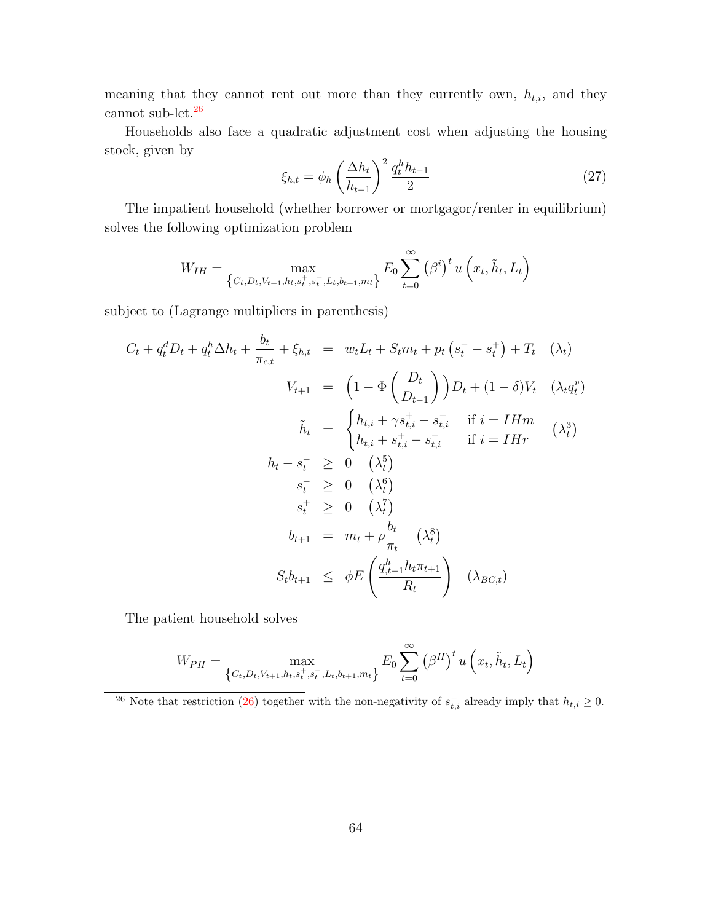meaning that they cannot rent out more than they currently own, $h_{t,i}$, and they cannot sub-let.[26]

Households also face a quadratic adjustment cost when adjusting the housing stock, given by

$$\xi_{h,t} = \phi_h \left(\frac{\Delta h_t}{h_{t-1}}\right)^2 \frac{q_t^h h_{t-1}}{2} \tag{27}$$

The impatient household (whether borrower or mortgagor/renter in equilibrium) solves the following optimization problem

$$W_{IH} = \max_{\left\{C_t, D_t, V_{t+1}, h_t, s_t^+, s_t^-, L_t, b_{t+1}, m_t\right\}} E_0 \sum_{t=0}^{\infty} \left(\beta^i\right)^t u\left(x_t, \tilde{h}_t, L_t\right)$$

subject to (Lagrange multipliers in parenthesis)

$$
\begin{aligned}
C_t + q_t^d D_t + q_t^h \Delta h_t + \frac{b_t}{\pi_{c,t}} + \xi_{h,t} &= w_t L_t + S_t m_t + p_t\left(s_t^- - s_t^+\right) + T_t \quad (\lambda_t) \\
V_{t+1} &= \left(1 - \Phi\left(\frac{D_t}{D_{t-1}}\right)\right) D_t + (1-\delta) V_t \quad (\lambda_t q_t^v) \\
\tilde{h}_t &= \begin{cases} h_{t,i} + \gamma s_{t,i}^+ - s_{t,i}^- & \text{if } i = IHm \\ h_{t,i} + s_{t,i}^+ - s_{t,i}^- & \text{if } i = IHr \end{cases} \quad \left(\lambda_t^3\right) \\
h_t - s_t^- &\geq 0 \quad \left(\lambda_t^5\right) \\
s_t^- &\geq 0 \quad \left(\lambda_t^6\right) \\
s_t^+ &\geq 0 \quad \left(\lambda_t^7\right) \\
b_{t+1} &= m_t + \rho \frac{b_t}{\pi_t} \quad \left(\lambda_t^8\right) \\
S_t b_{t+1} &\leq \phi E\left(\frac{q_{,t+1}^h h_t \pi_{t+1}}{R_t}\right) \quad \left(\lambda_{BC,t}\right)
\end{aligned}
$$

The patient household solves

$$W_{PH} = \max_{\left\{C_t, D_t, V_{t+1}, h_t, s_t^+, s_t^-, L_t, b_{t+1}, m_t\right\}} E_0 \sum_{t=0}^{\infty} \left(\beta^H\right)^t u\left(x_t, \tilde{h}_t, L_t\right)$$

---

[26] Note that restriction (26) together with the non-negativity of $s_{t,i}^-$ already imply that $h_{t,i} \geq 0$.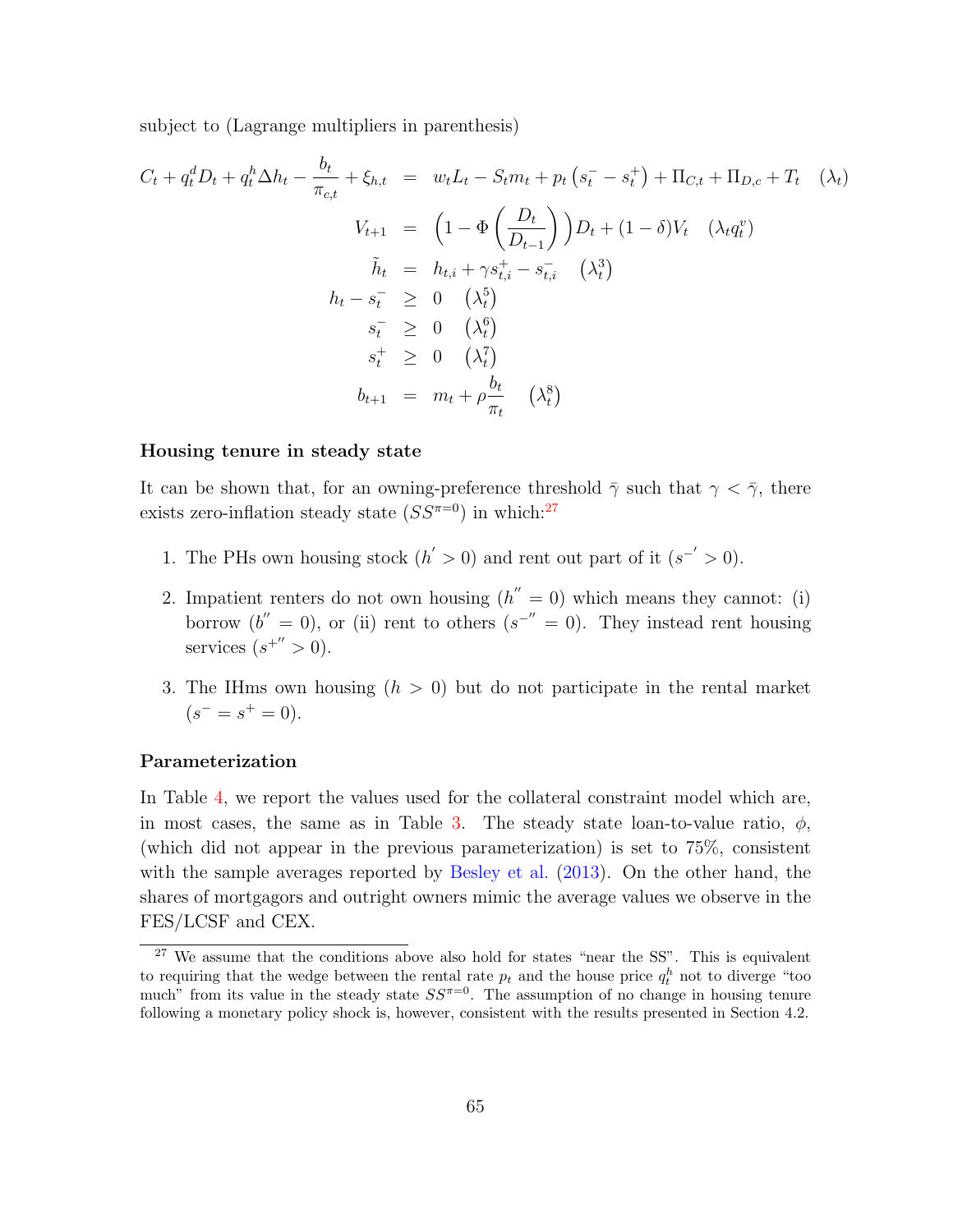subject to (Lagrange multipliers in parenthesis)

$$
\begin{aligned}
C_t + q_t^d D_t + q_t^h \Delta h_t - \frac{b_t}{\pi_{c,t}} + \xi_{h,t} &= w_t L_t - S_t m_t + p_t \left(s_t^- - s_t^+\right) + \Pi_{C,t} + \Pi_{D,c} + T_t \quad (\lambda_t) \\
V_{t+1} &= \left(1 - \Phi\left(\frac{D_t}{D_{t-1}}\right)\right) D_t + (1-\delta) V_t \quad (\lambda_t q_t^v) \\
\tilde{h}_t &= h_{t,i} + \gamma s_{t,i}^+ - s_{t,i}^- \quad \left(\lambda_t^3\right) \\
h_t - s_t^- &\geq 0 \quad \left(\lambda_t^5\right) \\
s_t^- &\geq 0 \quad \left(\lambda_t^6\right) \\
s_t^+ &\geq 0 \quad \left(\lambda_t^7\right) \\
b_{t+1} &= m_t + \rho \frac{b_t}{\pi_t} \quad \left(\lambda_t^8\right)
\end{aligned}
$$

**Housing tenure in steady state**

It can be shown that, for an owning-preference threshold $\bar{\gamma}$ such that $\gamma < \bar{\gamma}$, there exists zero-inflation steady state ($SS^{\pi=0}$) in which:[27]

1. The PHs own housing stock ($h^{'} > 0$) and rent out part of it ($s^{-'} > 0$).
2. Impatient renters do not own housing ($h^{''} = 0$) which means they cannot: (i) borrow ($b^{''} = 0$), or (ii) rent to others ($s^{-''} = 0$). They instead rent housing services ($s^{+''} > 0$).
3. The IHms own housing ($h > 0$) but do not participate in the rental market ($s^- = s^+ = 0$).

**Parameterization**

In Table 4, we report the values used for the collateral constraint model which are, in most cases, the same as in Table 3. The steady state loan-to-value ratio, $\phi$, (which did not appear in the previous parameterization) is set to 75%, consistent with the sample averages reported by Besley et al. (2013). On the other hand, the shares of mortgagors and outright owners mimic the average values we observe in the FES/LCSF and CEX.

[27] We assume that the conditions above also hold for states "near the SS". This is equivalent to requiring that the wedge between the rental rate $p_t$ and the house price $q_t^h$ not to diverge "too much" from its value in the steady state $SS^{\pi=0}$. The assumption of no change in housing tenure following a monetary policy shock is, however, consistent with the results presented in Section 4.2.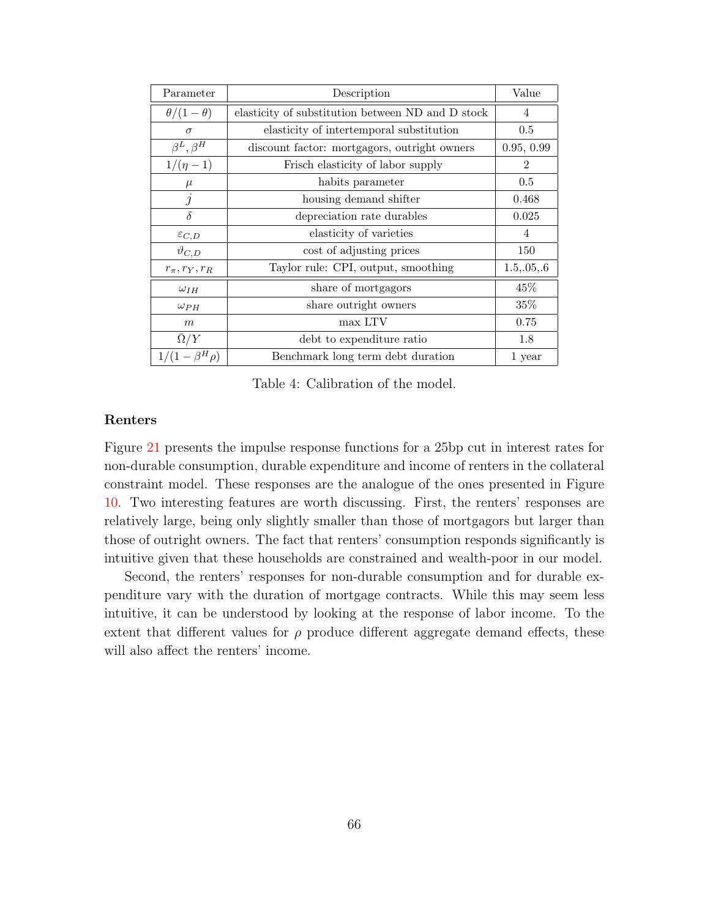| Parameter | Description | Value |
| --- | --- | --- |
| $\theta/(1-\theta)$ | elasticity of substitution between ND and D stock | 4 |
| $\sigma$ | elasticity of intertemporal substitution | 0.5 |
| $\beta^L, \beta^H$ | discount factor: mortgagors, outright owners | 0.95, 0.99 |
| $1/(\eta-1)$ | Frisch elasticity of labor supply | 2 |
| $\mu$ | habits parameter | 0.5 |
| $j$ | housing demand shifter | 0.468 |
| $\delta$ | depreciation rate durables | 0.025 |
| $\varepsilon_{C,D}$ | elasticity of varieties | 4 |
| $\vartheta_{C,D}$ | cost of adjusting prices | 150 |
| $r_\pi, r_Y, r_R$ | Taylor rule: CPI, output, smoothing | 1.5,.05,.6 |
| $\omega_{IH}$ | share of mortgagors | 45% |
| $\omega_{PH}$ | share outright owners | 35% |
| $m$ | max LTV | 0.75 |
| $\bar{\Omega}/Y$ | debt to expenditure ratio | 1.8 |
| $1/(1-\beta^H\rho)$ | Benchmark long term debt duration | 1 year |

Table 4: Calibration of the model.

**Renters**

Figure 21 presents the impulse response functions for a 25bp cut in interest rates for non-durable consumption, durable expenditure and income of renters in the collateral constraint model. These responses are the analogue of the ones presented in Figure 10. Two interesting features are worth discussing. First, the renters' responses are relatively large, being only slightly smaller than those of mortgagors but larger than those of outright owners. The fact that renters' consumption responds significantly is intuitive given that these households are constrained and wealth-poor in our model.

Second, the renters' responses for non-durable consumption and for durable expenditure vary with the duration of mortgage contracts. While this may seem less intuitive, it can be understood by looking at the response of labor income. To the extent that different values for $\rho$ produce different aggregate demand effects, these will also affect the renters' income.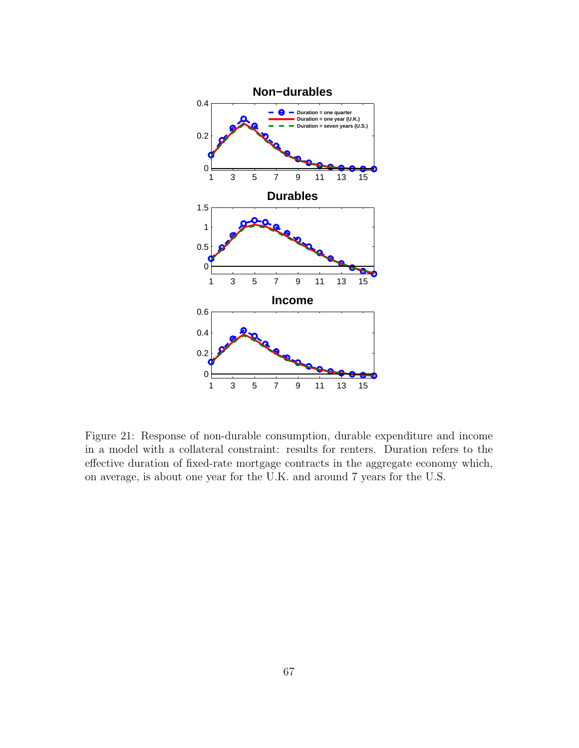Figure 21: Response of non-durable consumption, durable expenditure and income in a model with a collateral constraint: results for renters. Duration refers to the effective duration of fixed-rate mortgage contracts in the aggregate economy which, on average, is about one year for the U.K. and around 7 years for the U.S.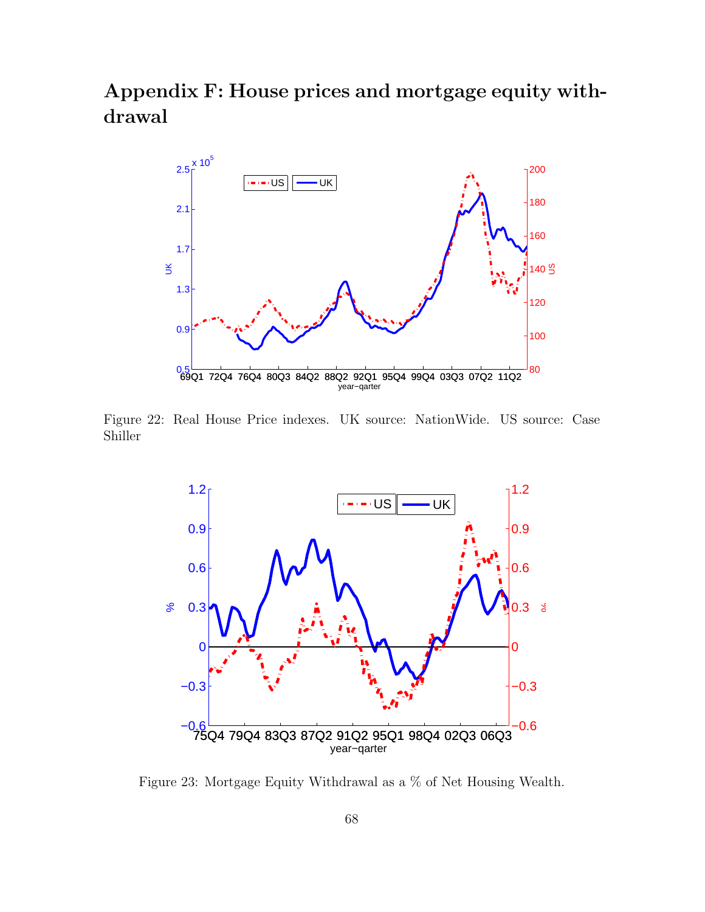# Appendix F: House prices and mortgage equity withdrawal

Figure 22: Real House Price indexes. UK source: NationWide. US source: Case Shiller

Figure 23: Mortgage Equity Withdrawal as a % of Net Housing Wealth.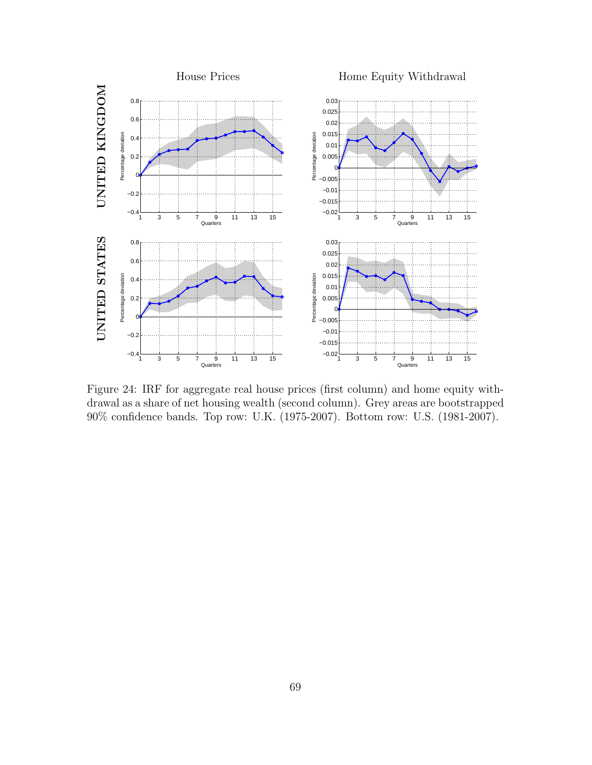House Prices

Home Equity Withdrawal

UNITED KINGDOM

0.8
0.6
0.4
0.2
0
−0.2
−0.4

Percentage deviation

1 3 5 7 9 11 13 15

Quarters

0.03
0.025
0.02
0.015
0.01
0.005
0
−0.005
−0.01
−0.015
−0.02

Percentage deviation

1 3 5 7 9 11 13 15

Quarters

UNITED STATES

0.8
0.6
0.4
0.2
0
−0.2
−0.4

Percentage deviation

1 3 5 7 9 11 13 15

Quarters

0.03
0.025
0.02
0.015
0.01
0.005
0
−0.005
−0.01
−0.015
−0.02

Percentage deviation

1 3 5 7 9 11 13 15

Quarters

Figure 24: IRF for aggregate real house prices (first column) and home equity withdrawal as a share of net housing wealth (second column). Grey areas are bootstrapped 90% confidence bands. Top row: U.K. (1975-2007). Bottom row: U.S. (1981-2007).